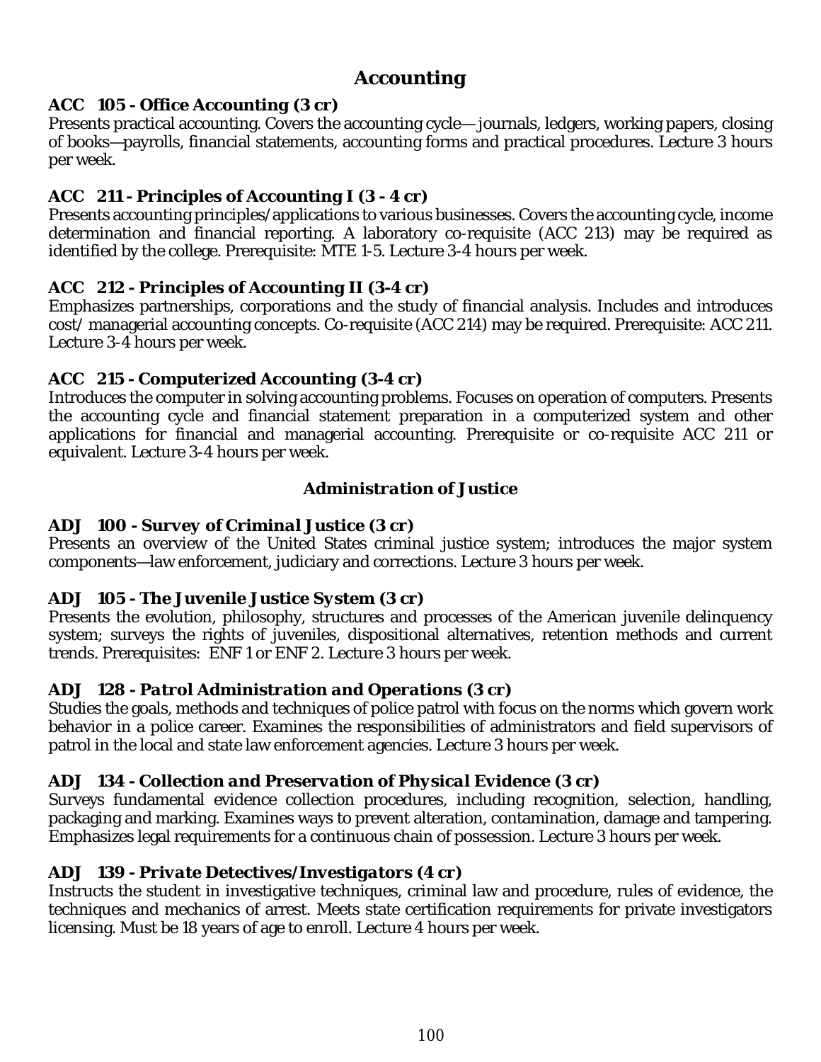# Accounting

### ACC 105 - Office Accounting (3 cr)

Presents practical accounting. Covers the accounting cycle— journals, ledgers, working papers, closing of books—payrolls, financial statements, accounting forms and practical procedures. Lecture 3 hours per week.

### ACC 211 - Principles of Accounting I (3 - 4 cr)

Presents accounting principles/applications to various businesses. Covers the accounting cycle, income determination and financial reporting. A laboratory co-requisite (ACC 213) may be required as identified by the college. Prerequisite: MTE 1-5. Lecture 3-4 hours per week.

### ACC 212 - Principles of Accounting II (3-4 cr)

Emphasizes partnerships, corporations and the study of financial analysis. Includes and introduces cost/ managerial accounting concepts. Co-requisite (ACC 214) may be required. Prerequisite: ACC 211. Lecture 3-4 hours per week.

### ACC 215 - Computerized Accounting (3-4 cr)

Introduces the computer in solving accounting problems. Focuses on operation of computers. Presents the accounting cycle and financial statement preparation in a computerized system and other applications for financial and managerial accounting. Prerequisite or co-requisite ACC 211 or equivalent. Lecture 3-4 hours per week.

## Administration of Justice

### ADJ 100 - Survey of Criminal Justice (3 cr)

Presents an overview of the United States criminal justice system; introduces the major system components—law enforcement, judiciary and corrections. Lecture 3 hours per week.

### ADJ 105 - The Juvenile Justice System (3 cr)

Presents the evolution, philosophy, structures and processes of the American juvenile delinquency system; surveys the rights of juveniles, dispositional alternatives, retention methods and current trends. Prerequisites: ENF 1 or ENF 2. Lecture 3 hours per week.

### ADJ 128 - Patrol Administration and Operations (3 cr)

Studies the goals, methods and techniques of police patrol with focus on the norms which govern work behavior in a police career. Examines the responsibilities of administrators and field supervisors of patrol in the local and state law enforcement agencies. Lecture 3 hours per week.

### ADJ 134 - Collection and Preservation of Physical Evidence (3 cr)

Surveys fundamental evidence collection procedures, including recognition, selection, handling, packaging and marking. Examines ways to prevent alteration, contamination, damage and tampering. Emphasizes legal requirements for a continuous chain of possession. Lecture 3 hours per week.

### ADJ 139 - Private Detectives/Investigators (4 cr)

Instructs the student in investigative techniques, criminal law and procedure, rules of evidence, the techniques and mechanics of arrest. Meets state certification requirements for private investigators licensing. Must be 18 years of age to enroll. Lecture 4 hours per week.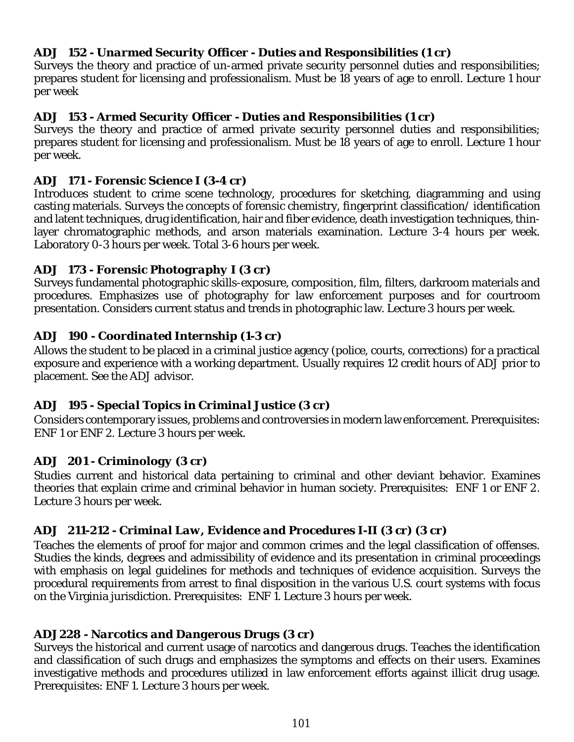### ADJ 152 - *Unarmed Security Officer - Duties and Responsibilities* (1 cr)

Surveys the theory and practice of un-armed private security personnel duties and responsibilities; prepares student for licensing and professionalism. Must be 18 years of age to enroll. Lecture 1 hour per week

### ADJ 153 - *Armed Security Officer - Duties and Responsibilities* (1 cr)

Surveys the theory and practice of armed private security personnel duties and responsibilities; prepares student for licensing and professionalism. Must be 18 years of age to enroll. Lecture 1 hour per week.

### ADJ 171 - *Forensic Science I* (3-4 cr)

Introduces student to crime scene technology, procedures for sketching, diagramming and using casting materials. Surveys the concepts of forensic chemistry, fingerprint classification/ identification and latent techniques, drug identification, hair and fiber evidence, death investigation techniques, thin-layer chromatographic methods, and arson materials examination. Lecture 3-4 hours per week. Laboratory 0-3 hours per week. Total 3-6 hours per week.

### ADJ 173 - *Forensic Photography I* (3 cr)

Surveys fundamental photographic skills-exposure, composition, film, filters, darkroom materials and procedures. Emphasizes use of photography for law enforcement purposes and for courtroom presentation. Considers current status and trends in photographic law. Lecture 3 hours per week.

### ADJ 190 - *Coordinated Internship* (1-3 cr)

Allows the student to be placed in a criminal justice agency (police, courts, corrections) for a practical exposure and experience with a working department. Usually requires 12 credit hours of ADJ prior to placement. See the ADJ advisor.

### ADJ 195 - *Special Topics in Criminal Justice* (3 cr)

Considers contemporary issues, problems and controversies in modern law enforcement. Prerequisites: ENF 1 or ENF 2. Lecture 3 hours per week.

### ADJ 201 - *Criminology* (3 cr)

Studies current and historical data pertaining to criminal and other deviant behavior. Examines theories that explain crime and criminal behavior in human society. Prerequisites: ENF 1 or ENF 2. Lecture 3 hours per week.

### ADJ 211-212 - *Criminal Law, Evidence and Procedures I-II* (3 cr) (3 cr)

Teaches the elements of proof for major and common crimes and the legal classification of offenses. Studies the kinds, degrees and admissibility of evidence and its presentation in criminal proceedings with emphasis on legal guidelines for methods and techniques of evidence acquisition. Surveys the procedural requirements from arrest to final disposition in the various U.S. court systems with focus on the Virginia jurisdiction. Prerequisites: ENF 1. Lecture 3 hours per week.

### ADJ 228 - *Narcotics and Dangerous Drugs* (3 cr)

Surveys the historical and current usage of narcotics and dangerous drugs. Teaches the identification and classification of such drugs and emphasizes the symptoms and effects on their users. Examines investigative methods and procedures utilized in law enforcement efforts against illicit drug usage. Prerequisites: ENF 1. Lecture 3 hours per week.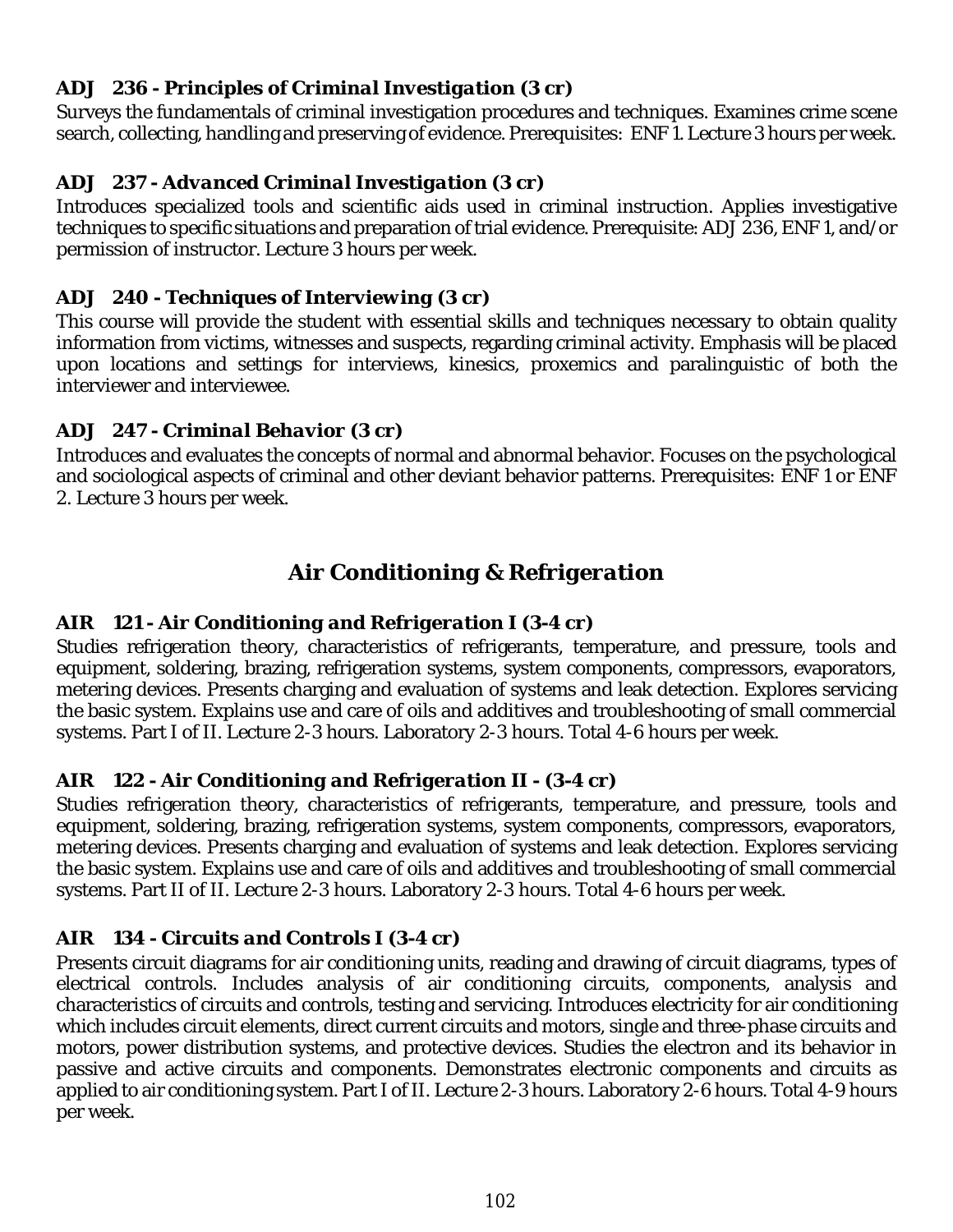### ***ADJ 236 - Principles of Criminal Investigation (3 cr)***

Surveys the fundamentals of criminal investigation procedures and techniques. Examines crime scene search, collecting, handling and preserving of evidence. Prerequisites: ENF 1. Lecture 3 hours per week.

### ***ADJ 237 - Advanced Criminal Investigation (3 cr)***

Introduces specialized tools and scientific aids used in criminal instruction. Applies investigative techniques to specific situations and preparation of trial evidence. Prerequisite: ADJ 236, ENF 1, and/or permission of instructor. Lecture 3 hours per week.

### ***ADJ 240 - Techniques of Interviewing (3 cr)***

This course will provide the student with essential skills and techniques necessary to obtain quality information from victims, witnesses and suspects, regarding criminal activity. Emphasis will be placed upon locations and settings for interviews, kinesics, proxemics and paralinguistic of both the interviewer and interviewee.

### ***ADJ 247 - Criminal Behavior (3 cr)***

Introduces and evaluates the concepts of normal and abnormal behavior. Focuses on the psychological and sociological aspects of criminal and other deviant behavior patterns. Prerequisites: ENF 1 or ENF 2. Lecture 3 hours per week.

## ***Air Conditioning & Refrigeration***

### ***AIR 121 - Air Conditioning and Refrigeration I (3-4 cr)***

Studies refrigeration theory, characteristics of refrigerants, temperature, and pressure, tools and equipment, soldering, brazing, refrigeration systems, system components, compressors, evaporators, metering devices. Presents charging and evaluation of systems and leak detection. Explores servicing the basic system. Explains use and care of oils and additives and troubleshooting of small commercial systems. Part I of II. Lecture 2-3 hours. Laboratory 2-3 hours. Total 4-6 hours per week.

### ***AIR 122 - Air Conditioning and Refrigeration II - (3-4 cr)***

Studies refrigeration theory, characteristics of refrigerants, temperature, and pressure, tools and equipment, soldering, brazing, refrigeration systems, system components, compressors, evaporators, metering devices. Presents charging and evaluation of systems and leak detection. Explores servicing the basic system. Explains use and care of oils and additives and troubleshooting of small commercial systems. Part II of II. Lecture 2-3 hours. Laboratory 2-3 hours. Total 4-6 hours per week.

### ***AIR 134 - Circuits and Controls I (3-4 cr)***

Presents circuit diagrams for air conditioning units, reading and drawing of circuit diagrams, types of electrical controls. Includes analysis of air conditioning circuits, components, analysis and characteristics of circuits and controls, testing and servicing. Introduces electricity for air conditioning which includes circuit elements, direct current circuits and motors, single and three-phase circuits and motors, power distribution systems, and protective devices. Studies the electron and its behavior in passive and active circuits and components. Demonstrates electronic components and circuits as applied to air conditioning system. Part I of II. Lecture 2-3 hours. Laboratory 2-6 hours. Total 4-9 hours per week.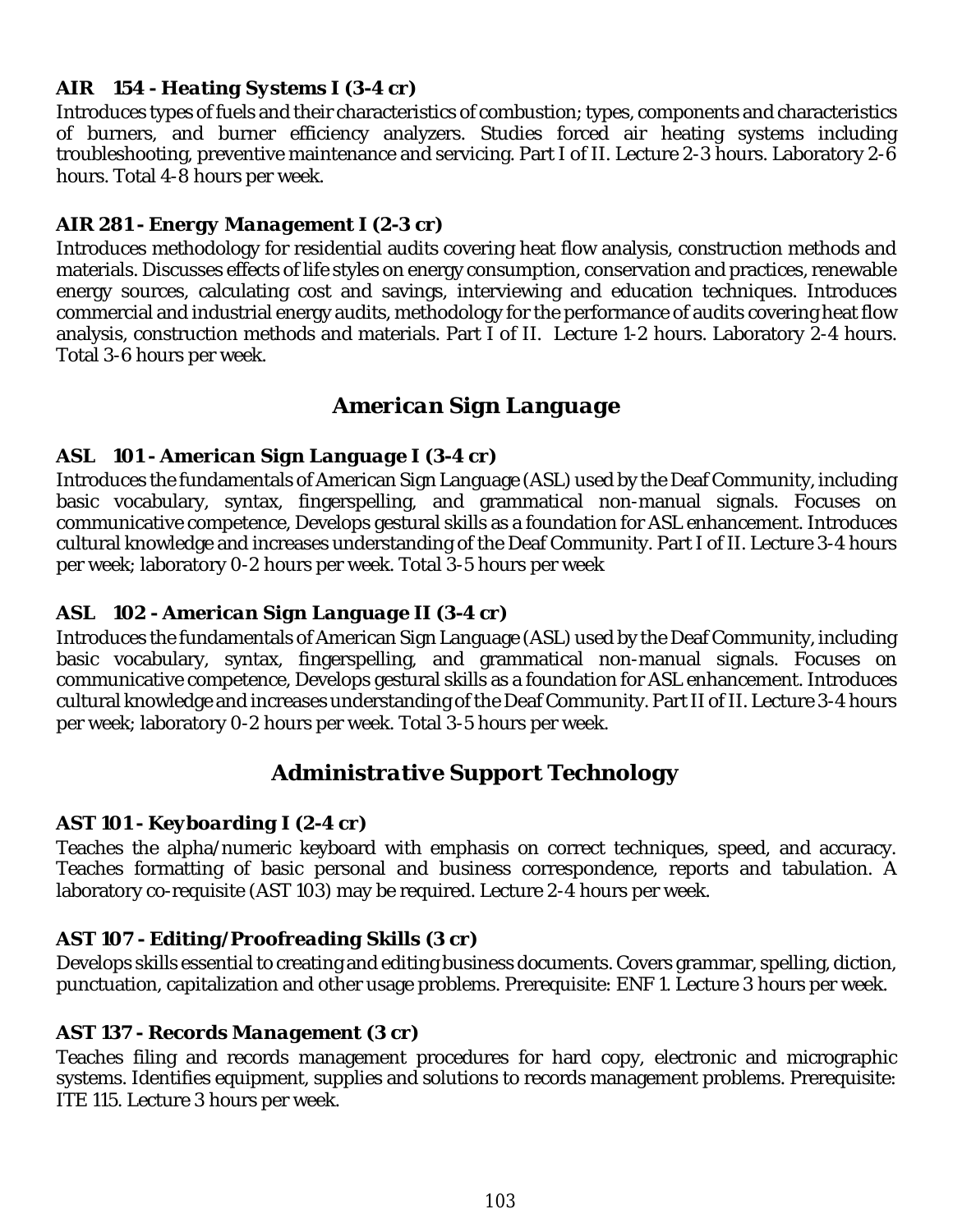### AIR 154 - Heating Systems I (3-4 cr)

Introduces types of fuels and their characteristics of combustion; types, components and characteristics of burners, and burner efficiency analyzers. Studies forced air heating systems including troubleshooting, preventive maintenance and servicing. Part I of II. Lecture 2-3 hours. Laboratory 2-6 hours. Total 4-8 hours per week.

### AIR 281 - Energy Management I (2-3 cr)

Introduces methodology for residential audits covering heat flow analysis, construction methods and materials. Discusses effects of life styles on energy consumption, conservation and practices, renewable energy sources, calculating cost and savings, interviewing and education techniques. Introduces commercial and industrial energy audits, methodology for the performance of audits covering heat flow analysis, construction methods and materials. Part I of II. Lecture 1-2 hours. Laboratory 2-4 hours. Total 3-6 hours per week.

## American Sign Language

### ASL 101 - American Sign Language I (3-4 cr)

Introduces the fundamentals of American Sign Language (ASL) used by the Deaf Community, including basic vocabulary, syntax, fingerspelling, and grammatical non-manual signals. Focuses on communicative competence, Develops gestural skills as a foundation for ASL enhancement. Introduces cultural knowledge and increases understanding of the Deaf Community. Part I of II. Lecture 3-4 hours per week; laboratory 0-2 hours per week. Total 3-5 hours per week

### ASL 102 - American Sign Language II (3-4 cr)

Introduces the fundamentals of American Sign Language (ASL) used by the Deaf Community, including basic vocabulary, syntax, fingerspelling, and grammatical non-manual signals. Focuses on communicative competence, Develops gestural skills as a foundation for ASL enhancement. Introduces cultural knowledge and increases understanding of the Deaf Community. Part II of II. Lecture 3-4 hours per week; laboratory 0-2 hours per week. Total 3-5 hours per week.

## Administrative Support Technology

### AST 101 - Keyboarding I (2-4 cr)

Teaches the alpha/numeric keyboard with emphasis on correct techniques, speed, and accuracy. Teaches formatting of basic personal and business correspondence, reports and tabulation. A laboratory co-requisite (AST 103) may be required. Lecture 2-4 hours per week.

### AST 107 - Editing/Proofreading Skills (3 cr)

Develops skills essential to creating and editing business documents. Covers grammar, spelling, diction, punctuation, capitalization and other usage problems. Prerequisite: ENF 1. Lecture 3 hours per week.

### AST 137 - Records Management (3 cr)

Teaches filing and records management procedures for hard copy, electronic and micrographic systems. Identifies equipment, supplies and solutions to records management problems. Prerequisite: ITE 115. Lecture 3 hours per week.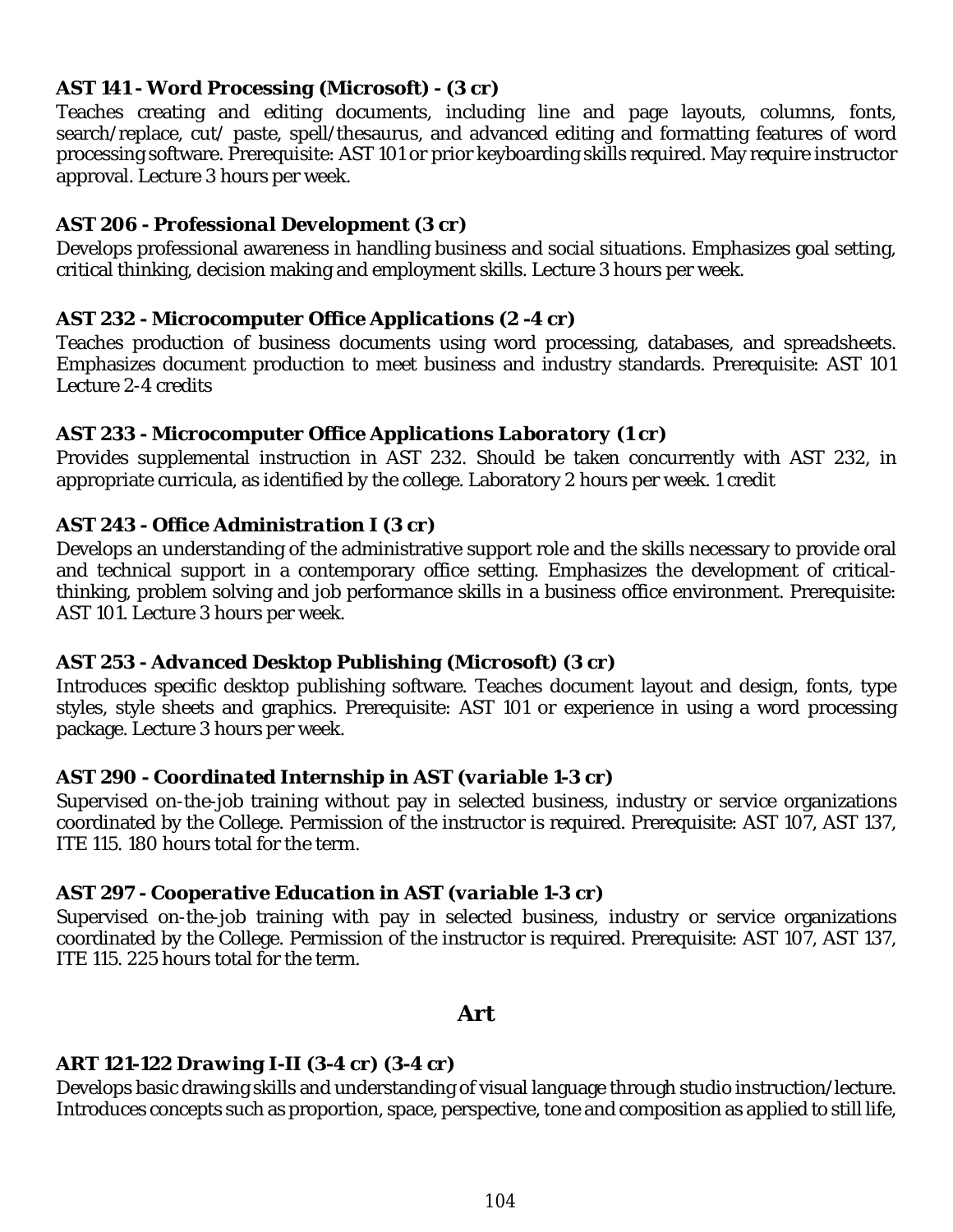### *AST 141 - Word Processing (Microsoft) - (3 cr)*

Teaches creating and editing documents, including line and page layouts, columns, fonts, search/replace, cut/ paste, spell/thesaurus, and advanced editing and formatting features of word processing software. Prerequisite: AST 101 or prior keyboarding skills required. May require instructor approval. Lecture 3 hours per week.

### *AST 206 - Professional Development (3 cr)*

Develops professional awareness in handling business and social situations. Emphasizes goal setting, critical thinking, decision making and employment skills. Lecture 3 hours per week.

### *AST 232 - Microcomputer Office Applications (2 -4 cr)*

Teaches production of business documents using word processing, databases, and spreadsheets. Emphasizes document production to meet business and industry standards. Prerequisite: AST 101 Lecture 2-4 credits

### *AST 233 - Microcomputer Office Applications Laboratory (1 cr)*

Provides supplemental instruction in AST 232. Should be taken concurrently with AST 232, in appropriate curricula, as identified by the college. Laboratory 2 hours per week. 1 credit

### *AST 243 - Office Administration I (3 cr)*

Develops an understanding of the administrative support role and the skills necessary to provide oral and technical support in a contemporary office setting. Emphasizes the development of critical-thinking, problem solving and job performance skills in a business office environment. Prerequisite: AST 101. Lecture 3 hours per week.

### *AST 253 - Advanced Desktop Publishing (Microsoft) (3 cr)*

Introduces specific desktop publishing software. Teaches document layout and design, fonts, type styles, style sheets and graphics. Prerequisite: AST 101 or experience in using a word processing package. Lecture 3 hours per week.

### *AST 290 - Coordinated Internship in AST (variable 1-3 cr)*

Supervised on-the-job training without pay in selected business, industry or service organizations coordinated by the College. Permission of the instructor is required. Prerequisite: AST 107, AST 137, ITE 115. 180 hours total for the term.

### *AST 297 - Cooperative Education in AST (variable 1-3 cr)*

Supervised on-the-job training with pay in selected business, industry or service organizations coordinated by the College. Permission of the instructor is required. Prerequisite: AST 107, AST 137, ITE 115. 225 hours total for the term.

## *Art*

### *ART 121-122 Drawing I-II (3-4 cr) (3-4 cr)*

Develops basic drawing skills and understanding of visual language through studio instruction/lecture. Introduces concepts such as proportion, space, perspective, tone and composition as applied to still life,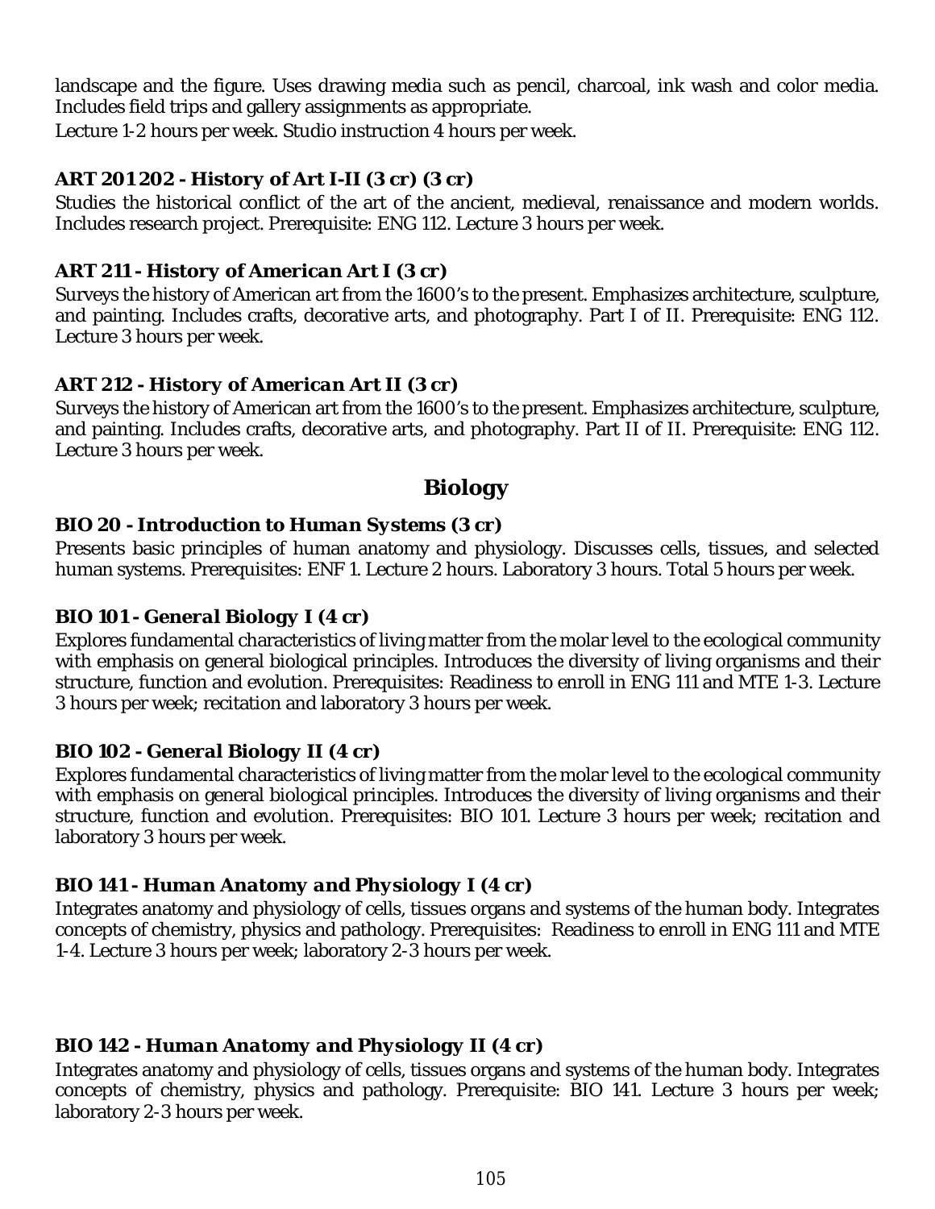landscape and the figure. Uses drawing media such as pencil, charcoal, ink wash and color media. Includes field trips and gallery assignments as appropriate.

Lecture 1-2 hours per week. Studio instruction 4 hours per week.

### ART 201 202 - History of Art I-II (3 cr) (3 cr)

Studies the historical conflict of the art of the ancient, medieval, renaissance and modern worlds. Includes research project. Prerequisite: ENG 112. Lecture 3 hours per week.

### ART 211 - History of American Art I (3 cr)

Surveys the history of American art from the 1600's to the present. Emphasizes architecture, sculpture, and painting. Includes crafts, decorative arts, and photography. Part I of II. Prerequisite: ENG 112. Lecture 3 hours per week.

### ART 212 - History of American Art II (3 cr)

Surveys the history of American art from the 1600's to the present. Emphasizes architecture, sculpture, and painting. Includes crafts, decorative arts, and photography. Part II of II. Prerequisite: ENG 112. Lecture 3 hours per week.

## Biology

### BIO 20 - Introduction to Human Systems (3 cr)

Presents basic principles of human anatomy and physiology. Discusses cells, tissues, and selected human systems. Prerequisites: ENF 1. Lecture 2 hours. Laboratory 3 hours. Total 5 hours per week.

### BIO 101 - General Biology I (4 cr)

Explores fundamental characteristics of living matter from the molar level to the ecological community with emphasis on general biological principles. Introduces the diversity of living organisms and their structure, function and evolution. Prerequisites: Readiness to enroll in ENG 111 and MTE 1-3. Lecture 3 hours per week; recitation and laboratory 3 hours per week.

### BIO 102 - General Biology II (4 cr)

Explores fundamental characteristics of living matter from the molar level to the ecological community with emphasis on general biological principles. Introduces the diversity of living organisms and their structure, function and evolution. Prerequisites: BIO 101. Lecture 3 hours per week; recitation and laboratory 3 hours per week.

### BIO 141 - Human Anatomy and Physiology I (4 cr)

Integrates anatomy and physiology of cells, tissues organs and systems of the human body. Integrates concepts of chemistry, physics and pathology. Prerequisites: Readiness to enroll in ENG 111 and MTE 1-4. Lecture 3 hours per week; laboratory 2-3 hours per week.

### BIO 142 - Human Anatomy and Physiology II (4 cr)

Integrates anatomy and physiology of cells, tissues organs and systems of the human body. Integrates concepts of chemistry, physics and pathology. Prerequisite: BIO 141. Lecture 3 hours per week; laboratory 2-3 hours per week.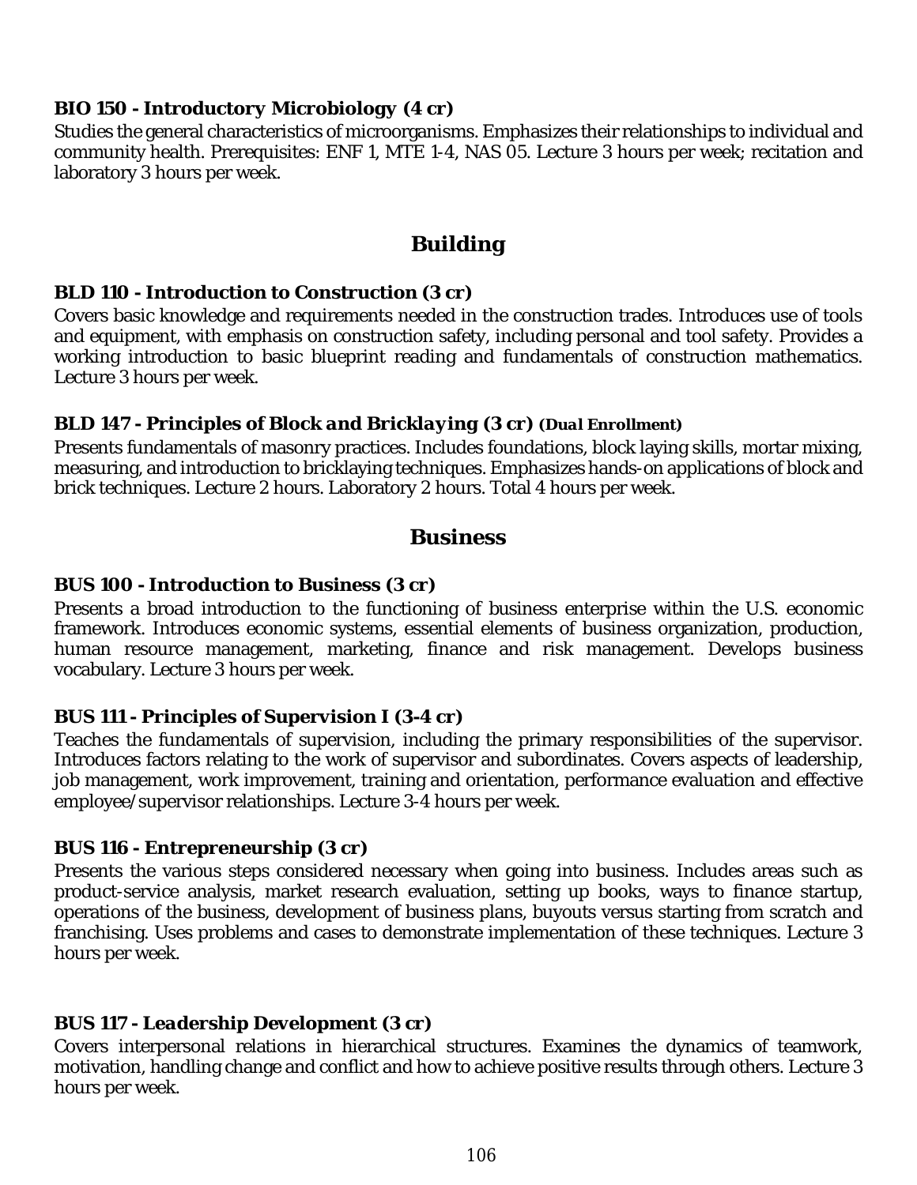**BIO 150 - Introductory Microbiology (4 cr)**
Studies the general characteristics of microorganisms. Emphasizes their relationships to individual and community health. Prerequisites: ENF 1, MTE 1-4, NAS 05. Lecture 3 hours per week; recitation and laboratory 3 hours per week.

## Building

**BLD 110 - Introduction to Construction (3 cr)**
Covers basic knowledge and requirements needed in the construction trades. Introduces use of tools and equipment, with emphasis on construction safety, including personal and tool safety. Provides a working introduction to basic blueprint reading and fundamentals of construction mathematics. Lecture 3 hours per week.

**BLD 147 - Principles of Block and Bricklaying (3 cr) (Dual Enrollment)**
Presents fundamentals of masonry practices. Includes foundations, block laying skills, mortar mixing, measuring, and introduction to bricklaying techniques. Emphasizes hands-on applications of block and brick techniques. Lecture 2 hours. Laboratory 2 hours. Total 4 hours per week.

## Business

**BUS 100 - Introduction to Business (3 cr)**
Presents a broad introduction to the functioning of business enterprise within the U.S. economic framework. Introduces economic systems, essential elements of business organization, production, human resource management, marketing, finance and risk management. Develops business vocabulary. Lecture 3 hours per week.

**BUS 111 - Principles of Supervision I (3-4 cr)**
Teaches the fundamentals of supervision, including the primary responsibilities of the supervisor. Introduces factors relating to the work of supervisor and subordinates. Covers aspects of leadership, job management, work improvement, training and orientation, performance evaluation and effective employee/supervisor relationships. Lecture 3-4 hours per week.

**BUS 116 - Entrepreneurship (3 cr)**
Presents the various steps considered necessary when going into business. Includes areas such as product-service analysis, market research evaluation, setting up books, ways to finance startup, operations of the business, development of business plans, buyouts versus starting from scratch and franchising. Uses problems and cases to demonstrate implementation of these techniques. Lecture 3 hours per week.

**BUS 117 - Leadership Development (3 cr)**
Covers interpersonal relations in hierarchical structures. Examines the dynamics of teamwork, motivation, handling change and conflict and how to achieve positive results through others. Lecture 3 hours per week.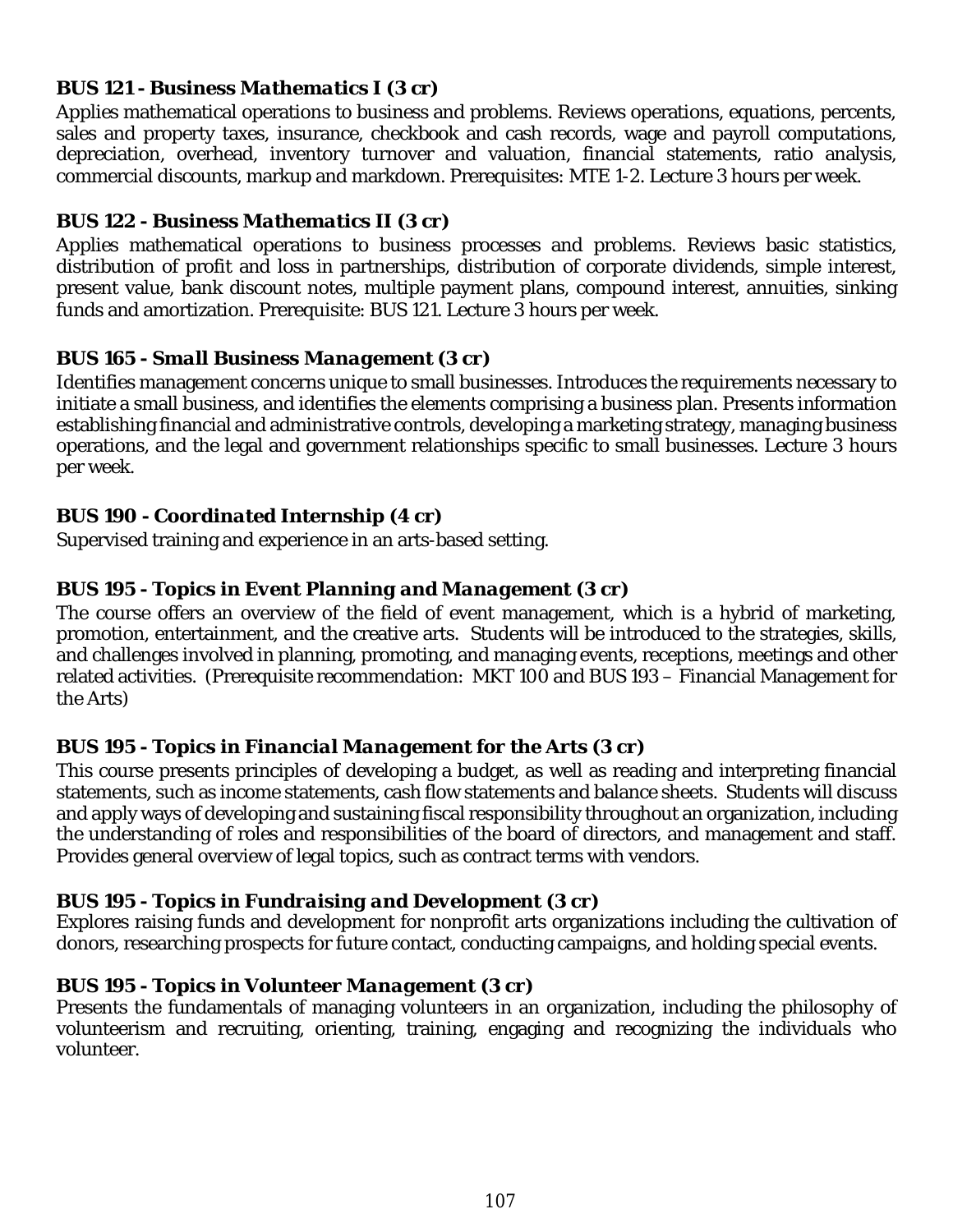**BUS 121 - *Business Mathematics I* (3 cr)**

Applies mathematical operations to business and problems. Reviews operations, equations, percents, sales and property taxes, insurance, checkbook and cash records, wage and payroll computations, depreciation, overhead, inventory turnover and valuation, financial statements, ratio analysis, commercial discounts, markup and markdown. Prerequisites: MTE 1-2. Lecture 3 hours per week.

**BUS 122 - *Business Mathematics II* (3 cr)**

Applies mathematical operations to business processes and problems. Reviews basic statistics, distribution of profit and loss in partnerships, distribution of corporate dividends, simple interest, present value, bank discount notes, multiple payment plans, compound interest, annuities, sinking funds and amortization. Prerequisite: BUS 121. Lecture 3 hours per week.

**BUS 165 - *Small Business Management* (3 cr)**

Identifies management concerns unique to small businesses. Introduces the requirements necessary to initiate a small business, and identifies the elements comprising a business plan. Presents information establishing financial and administrative controls, developing a marketing strategy, managing business operations, and the legal and government relationships specific to small businesses. Lecture 3 hours per week.

**BUS 190 - *Coordinated Internship* (4 cr)**

Supervised training and experience in an arts-based setting.

**BUS 195 - *Topics in Event Planning and Management* (3 cr)**

The course offers an overview of the field of event management, which is a hybrid of marketing, promotion, entertainment, and the creative arts. Students will be introduced to the strategies, skills, and challenges involved in planning, promoting, and managing events, receptions, meetings and other related activities. (Prerequisite recommendation: MKT 100 and BUS 193 – Financial Management for the Arts)

**BUS 195 - *Topics in Financial Management for the Arts* (3 cr)**

This course presents principles of developing a budget, as well as reading and interpreting financial statements, such as income statements, cash flow statements and balance sheets. Students will discuss and apply ways of developing and sustaining fiscal responsibility throughout an organization, including the understanding of roles and responsibilities of the board of directors, and management and staff. Provides general overview of legal topics, such as contract terms with vendors.

**BUS 195 - *Topics in Fundraising and Development* (3 cr)**

Explores raising funds and development for nonprofit arts organizations including the cultivation of donors, researching prospects for future contact, conducting campaigns, and holding special events.

**BUS 195 - *Topics in Volunteer Management* (3 cr)**

Presents the fundamentals of managing volunteers in an organization, including the philosophy of volunteerism and recruiting, orienting, training, engaging and recognizing the individuals who volunteer.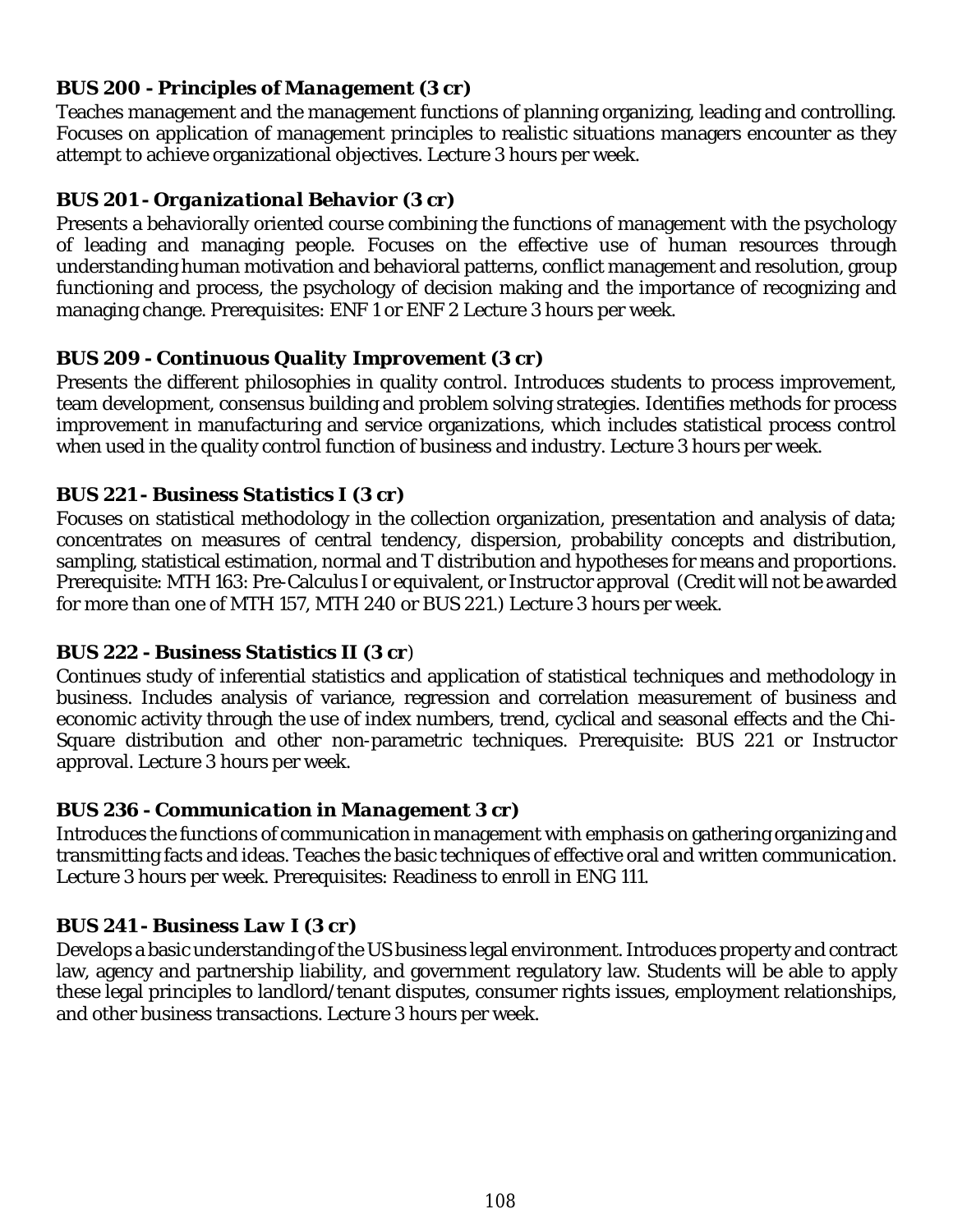### BUS 200 - Principles of Management (3 cr)

Teaches management and the management functions of planning organizing, leading and controlling. Focuses on application of management principles to realistic situations managers encounter as they attempt to achieve organizational objectives. Lecture 3 hours per week.

### BUS 201 - Organizational Behavior (3 cr)

Presents a behaviorally oriented course combining the functions of management with the psychology of leading and managing people. Focuses on the effective use of human resources through understanding human motivation and behavioral patterns, conflict management and resolution, group functioning and process, the psychology of decision making and the importance of recognizing and managing change. Prerequisites: ENF 1 or ENF 2 Lecture 3 hours per week.

### BUS 209 - Continuous Quality Improvement (3 cr)

Presents the different philosophies in quality control. Introduces students to process improvement, team development, consensus building and problem solving strategies. Identifies methods for process improvement in manufacturing and service organizations, which includes statistical process control when used in the quality control function of business and industry. Lecture 3 hours per week.

### BUS 221 - Business Statistics I (3 cr)

Focuses on statistical methodology in the collection organization, presentation and analysis of data; concentrates on measures of central tendency, dispersion, probability concepts and distribution, sampling, statistical estimation, normal and T distribution and hypotheses for means and proportions. Prerequisite: MTH 163: Pre-Calculus I or equivalent, or Instructor approval (Credit will not be awarded for more than one of MTH 157, MTH 240 or BUS 221.) Lecture 3 hours per week.

### BUS 222 - Business Statistics II (3 cr)

Continues study of inferential statistics and application of statistical techniques and methodology in business. Includes analysis of variance, regression and correlation measurement of business and economic activity through the use of index numbers, trend, cyclical and seasonal effects and the Chi-Square distribution and other non-parametric techniques. Prerequisite: BUS 221 or Instructor approval. Lecture 3 hours per week.

### BUS 236 - Communication in Management 3 cr)

Introduces the functions of communication in management with emphasis on gathering organizing and transmitting facts and ideas. Teaches the basic techniques of effective oral and written communication. Lecture 3 hours per week. Prerequisites: Readiness to enroll in ENG 111.

### BUS 241 - Business Law I (3 cr)

Develops a basic understanding of the US business legal environment. Introduces property and contract law, agency and partnership liability, and government regulatory law. Students will be able to apply these legal principles to landlord/tenant disputes, consumer rights issues, employment relationships, and other business transactions. Lecture 3 hours per week.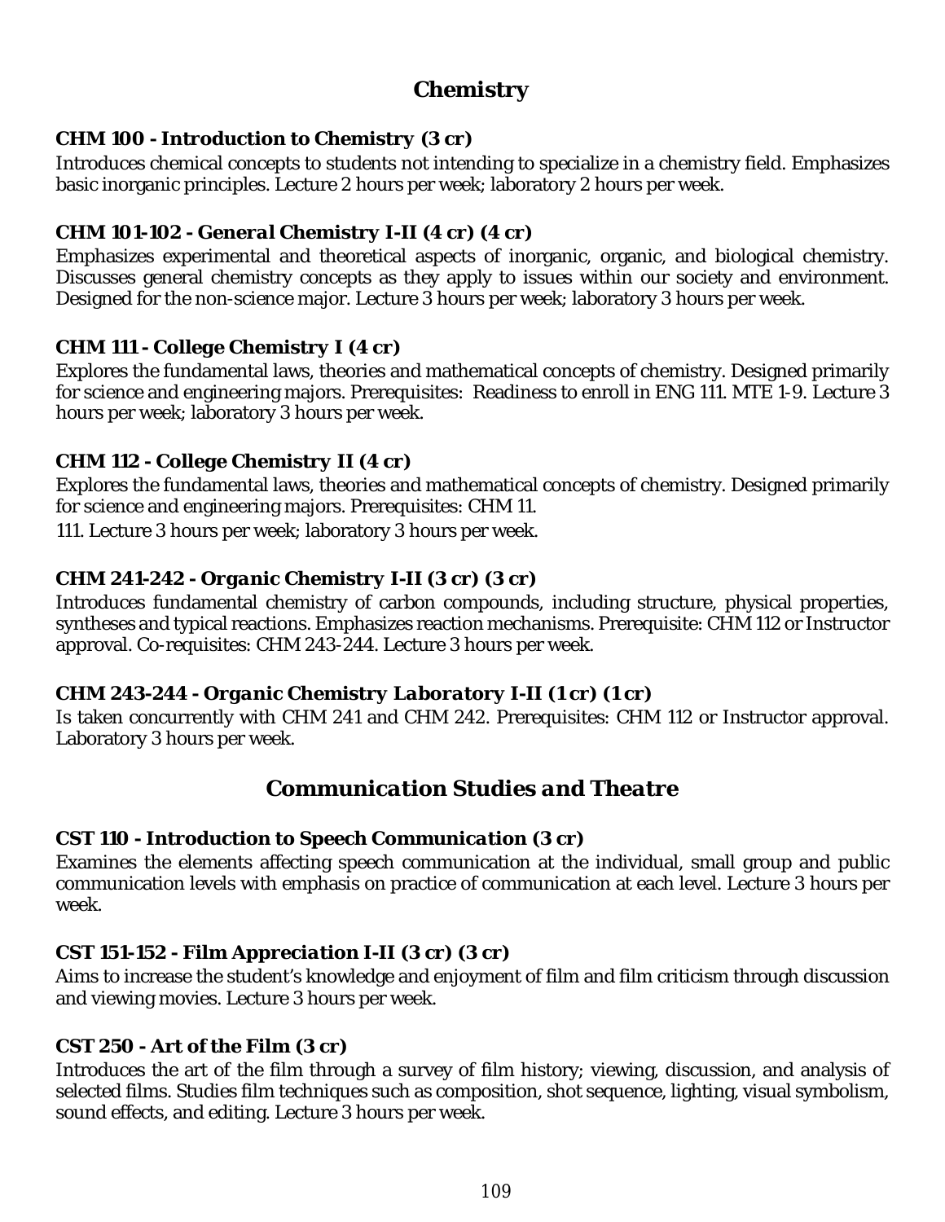## Chemistry

### CHM 100 - Introduction to Chemistry (3 cr)

Introduces chemical concepts to students not intending to specialize in a chemistry field. Emphasizes basic inorganic principles. Lecture 2 hours per week; laboratory 2 hours per week.

### CHM 101-102 - General Chemistry I-II (4 cr) (4 cr)

Emphasizes experimental and theoretical aspects of inorganic, organic, and biological chemistry. Discusses general chemistry concepts as they apply to issues within our society and environment. Designed for the non-science major. Lecture 3 hours per week; laboratory 3 hours per week.

### CHM 111 - College Chemistry I (4 cr)

Explores the fundamental laws, theories and mathematical concepts of chemistry. Designed primarily for science and engineering majors. Prerequisites: Readiness to enroll in ENG 111. MTE 1-9. Lecture 3 hours per week; laboratory 3 hours per week.

### CHM 112 - College Chemistry II (4 cr)

Explores the fundamental laws, theories and mathematical concepts of chemistry. Designed primarily for science and engineering majors. Prerequisites: CHM 11.

111. Lecture 3 hours per week; laboratory 3 hours per week.

### CHM 241-242 - Organic Chemistry I-II (3 cr) (3 cr)

Introduces fundamental chemistry of carbon compounds, including structure, physical properties, syntheses and typical reactions. Emphasizes reaction mechanisms. Prerequisite: CHM 112 or Instructor approval. Co-requisites: CHM 243-244. Lecture 3 hours per week.

### CHM 243-244 - Organic Chemistry Laboratory I-II (1 cr) (1 cr)

Is taken concurrently with CHM 241 and CHM 242. Prerequisites: CHM 112 or Instructor approval. Laboratory 3 hours per week.

## Communication Studies and Theatre

### CST 110 - Introduction to Speech Communication (3 cr)

Examines the elements affecting speech communication at the individual, small group and public communication levels with emphasis on practice of communication at each level. Lecture 3 hours per week.

### CST 151-152 - Film Appreciation I-II (3 cr) (3 cr)

Aims to increase the student's knowledge and enjoyment of film and film criticism through discussion and viewing movies. Lecture 3 hours per week.

### CST 250 - Art of the Film (3 cr)

Introduces the art of the film through a survey of film history; viewing, discussion, and analysis of selected films. Studies film techniques such as composition, shot sequence, lighting, visual symbolism, sound effects, and editing. Lecture 3 hours per week.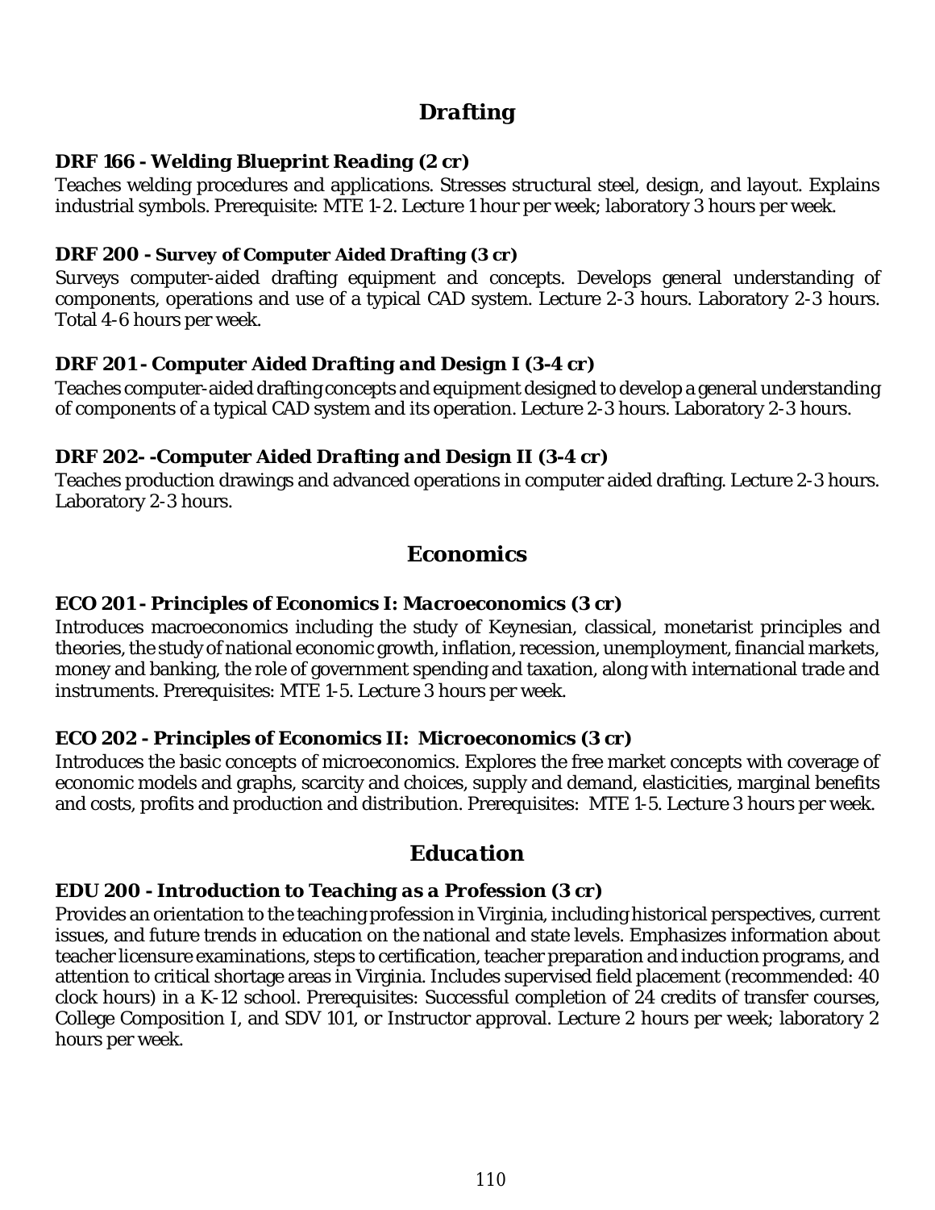## Drafting

**DRF 166 - Welding Blueprint Reading (2 cr)**
Teaches welding procedures and applications. Stresses structural steel, design, and layout. Explains industrial symbols. Prerequisite: MTE 1-2. Lecture 1 hour per week; laboratory 3 hours per week.

**DRF 200 - Survey of Computer Aided Drafting (3 cr)**
Surveys computer-aided drafting equipment and concepts. Develops general understanding of components, operations and use of a typical CAD system. Lecture 2-3 hours. Laboratory 2-3 hours. Total 4-6 hours per week.

**DRF 201 - Computer Aided Drafting and Design I (3-4 cr)**
Teaches computer-aided drafting concepts and equipment designed to develop a general understanding of components of a typical CAD system and its operation. Lecture 2-3 hours. Laboratory 2-3 hours.

**DRF 202- -Computer Aided Drafting and Design II (3-4 cr)**
Teaches production drawings and advanced operations in computer aided drafting. Lecture 2-3 hours. Laboratory 2-3 hours.

## Economics

**ECO 201 - Principles of Economics I: Macroeconomics (3 cr)**
Introduces macroeconomics including the study of Keynesian, classical, monetarist principles and theories, the study of national economic growth, inflation, recession, unemployment, financial markets, money and banking, the role of government spending and taxation, along with international trade and instruments. Prerequisites: MTE 1-5. Lecture 3 hours per week.

**ECO 202 - Principles of Economics II: Microeconomics (3 cr)**
Introduces the basic concepts of microeconomics. Explores the free market concepts with coverage of economic models and graphs, scarcity and choices, supply and demand, elasticities, marginal benefits and costs, profits and production and distribution. Prerequisites: MTE 1-5. Lecture 3 hours per week.

## Education

**EDU 200 - Introduction to Teaching as a Profession (3 cr)**
Provides an orientation to the teaching profession in Virginia, including historical perspectives, current issues, and future trends in education on the national and state levels. Emphasizes information about teacher licensure examinations, steps to certification, teacher preparation and induction programs, and attention to critical shortage areas in Virginia. Includes supervised field placement (recommended: 40 clock hours) in a K-12 school. Prerequisites: Successful completion of 24 credits of transfer courses, College Composition I, and SDV 101, or Instructor approval. Lecture 2 hours per week; laboratory 2 hours per week.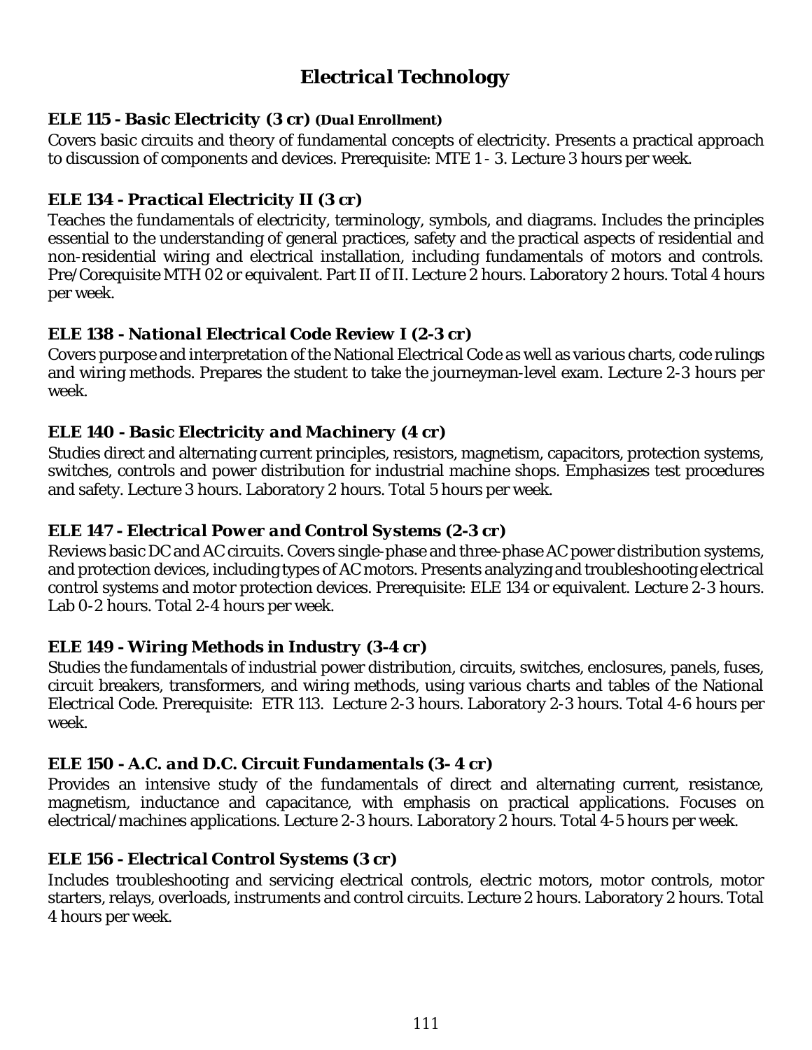# Electrical Technology

### ELE 115 - *Basic Electricity* (3 cr) (Dual Enrollment)

Covers basic circuits and theory of fundamental concepts of electricity. Presents a practical approach to discussion of components and devices. Prerequisite: MTE 1 - 3. Lecture 3 hours per week.

### ELE 134 - *Practical Electricity II* (3 cr)

Teaches the fundamentals of electricity, terminology, symbols, and diagrams. Includes the principles essential to the understanding of general practices, safety and the practical aspects of residential and non-residential wiring and electrical installation, including fundamentals of motors and controls. Pre/Corequisite MTH 02 or equivalent. Part II of II. Lecture 2 hours. Laboratory 2 hours. Total 4 hours per week.

### ELE 138 - *National Electrical Code Review I* (2-3 cr)

Covers purpose and interpretation of the National Electrical Code as well as various charts, code rulings and wiring methods. Prepares the student to take the journeyman-level exam. Lecture 2-3 hours per week.

### ELE 140 - *Basic Electricity and Machinery* (4 cr)

Studies direct and alternating current principles, resistors, magnetism, capacitors, protection systems, switches, controls and power distribution for industrial machine shops. Emphasizes test procedures and safety. Lecture 3 hours. Laboratory 2 hours. Total 5 hours per week.

### ELE 147 - *Electrical Power and Control Systems* (2-3 cr)

Reviews basic DC and AC circuits. Covers single-phase and three-phase AC power distribution systems, and protection devices, including types of AC motors. Presents analyzing and troubleshooting electrical control systems and motor protection devices. Prerequisite: ELE 134 or equivalent. Lecture 2-3 hours. Lab 0-2 hours. Total 2-4 hours per week.

### ELE 149 - *Wiring Methods in Industry* (3-4 cr)

Studies the fundamentals of industrial power distribution, circuits, switches, enclosures, panels, fuses, circuit breakers, transformers, and wiring methods, using various charts and tables of the National Electrical Code. Prerequisite: ETR 113. Lecture 2-3 hours. Laboratory 2-3 hours. Total 4-6 hours per week.

### ELE 150 - *A.C. and D.C. Circuit Fundamentals* (3- 4 cr)

Provides an intensive study of the fundamentals of direct and alternating current, resistance, magnetism, inductance and capacitance, with emphasis on practical applications. Focuses on electrical/machines applications. Lecture 2-3 hours. Laboratory 2 hours. Total 4-5 hours per week.

### ELE 156 - *Electrical Control Systems* (3 cr)

Includes troubleshooting and servicing electrical controls, electric motors, motor controls, motor starters, relays, overloads, instruments and control circuits. Lecture 2 hours. Laboratory 2 hours. Total 4 hours per week.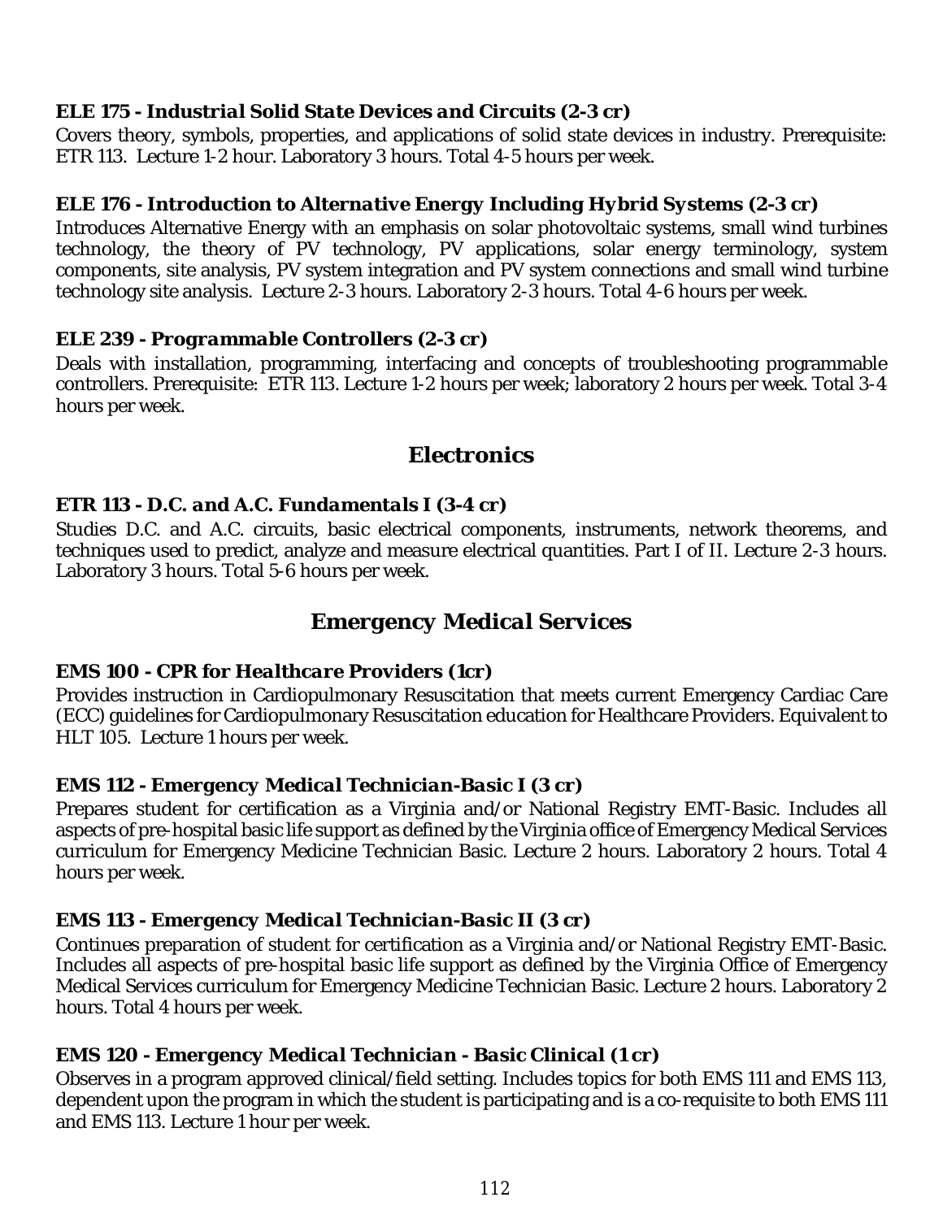### *ELE 175 - Industrial Solid State Devices and Circuits (2-3 cr)*

Covers theory, symbols, properties, and applications of solid state devices in industry. Prerequisite: ETR 113. Lecture 1-2 hour. Laboratory 3 hours. Total 4-5 hours per week.

### *ELE 176 - Introduction to Alternative Energy Including Hybrid Systems (2-3 cr)*

Introduces Alternative Energy with an emphasis on solar photovoltaic systems, small wind turbines technology, the theory of PV technology, PV applications, solar energy terminology, system components, site analysis, PV system integration and PV system connections and small wind turbine technology site analysis. Lecture 2-3 hours. Laboratory 2-3 hours. Total 4-6 hours per week.

### *ELE 239 - Programmable Controllers (2-3 cr)*

Deals with installation, programming, interfacing and concepts of troubleshooting programmable controllers. Prerequisite: ETR 113. Lecture 1-2 hours per week; laboratory 2 hours per week. Total 3-4 hours per week.

## *Electronics*

### *ETR 113 - D.C. and A.C. Fundamentals I (3-4 cr)*

Studies D.C. and A.C. circuits, basic electrical components, instruments, network theorems, and techniques used to predict, analyze and measure electrical quantities. Part I of II. Lecture 2-3 hours. Laboratory 3 hours. Total 5-6 hours per week.

## *Emergency Medical Services*

### *EMS 100 - CPR for Healthcare Providers (1cr)*

Provides instruction in Cardiopulmonary Resuscitation that meets current Emergency Cardiac Care (ECC) guidelines for Cardiopulmonary Resuscitation education for Healthcare Providers. Equivalent to HLT 105. Lecture 1 hours per week.

### *EMS 112 - Emergency Medical Technician-Basic I (3 cr)*

Prepares student for certification as a Virginia and/or National Registry EMT-Basic. Includes all aspects of pre-hospital basic life support as defined by the Virginia office of Emergency Medical Services curriculum for Emergency Medicine Technician Basic. Lecture 2 hours. Laboratory 2 hours. Total 4 hours per week.

### *EMS 113 - Emergency Medical Technician-Basic II (3 cr)*

Continues preparation of student for certification as a Virginia and/or National Registry EMT-Basic. Includes all aspects of pre-hospital basic life support as defined by the Virginia Office of Emergency Medical Services curriculum for Emergency Medicine Technician Basic. Lecture 2 hours. Laboratory 2 hours. Total 4 hours per week.

### *EMS 120 - Emergency Medical Technician - Basic Clinical (1 cr)*

Observes in a program approved clinical/field setting. Includes topics for both EMS 111 and EMS 113, dependent upon the program in which the student is participating and is a co-requisite to both EMS 111 and EMS 113. Lecture 1 hour per week.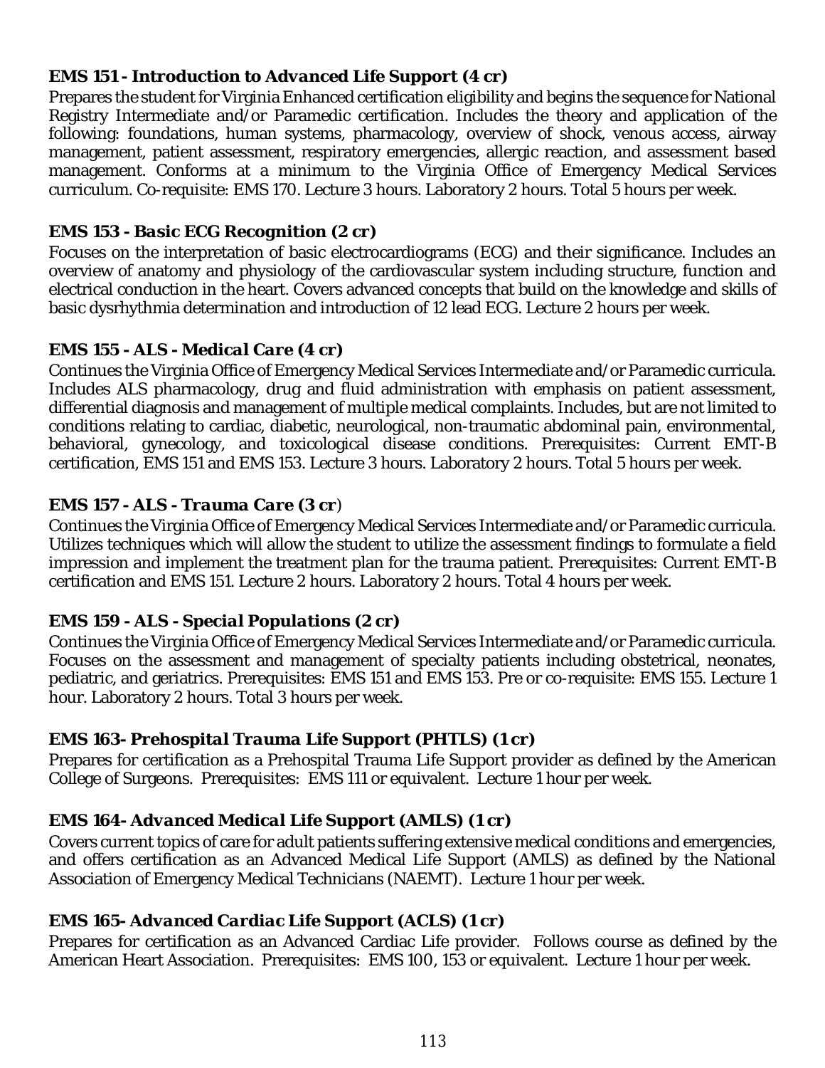### EMS 151 - *Introduction to Advanced Life Support* (4 cr)

Prepares the student for Virginia Enhanced certification eligibility and begins the sequence for National Registry Intermediate and/or Paramedic certification. Includes the theory and application of the following: foundations, human systems, pharmacology, overview of shock, venous access, airway management, patient assessment, respiratory emergencies, allergic reaction, and assessment based management. Conforms at a minimum to the Virginia Office of Emergency Medical Services curriculum. Co-requisite: EMS 170. Lecture 3 hours. Laboratory 2 hours. Total 5 hours per week.

### EMS 153 - *Basic ECG Recognition* (2 cr)

Focuses on the interpretation of basic electrocardiograms (ECG) and their significance. Includes an overview of anatomy and physiology of the cardiovascular system including structure, function and electrical conduction in the heart. Covers advanced concepts that build on the knowledge and skills of basic dysrhythmia determination and introduction of 12 lead ECG. Lecture 2 hours per week.

### EMS 155 - *ALS - Medical Care* (4 cr)

Continues the Virginia Office of Emergency Medical Services Intermediate and/or Paramedic curricula. Includes ALS pharmacology, drug and fluid administration with emphasis on patient assessment, differential diagnosis and management of multiple medical complaints. Includes, but are not limited to conditions relating to cardiac, diabetic, neurological, non-traumatic abdominal pain, environmental, behavioral, gynecology, and toxicological disease conditions. Prerequisites: Current EMT-B certification, EMS 151 and EMS 153. Lecture 3 hours. Laboratory 2 hours. Total 5 hours per week.

### EMS 157 - *ALS - Trauma Care* (3 cr)

Continues the Virginia Office of Emergency Medical Services Intermediate and/or Paramedic curricula. Utilizes techniques which will allow the student to utilize the assessment findings to formulate a field impression and implement the treatment plan for the trauma patient. Prerequisites: Current EMT-B certification and EMS 151. Lecture 2 hours. Laboratory 2 hours. Total 4 hours per week.

### EMS 159 - *ALS - Special Populations* (2 cr)

Continues the Virginia Office of Emergency Medical Services Intermediate and/or Paramedic curricula. Focuses on the assessment and management of specialty patients including obstetrical, neonates, pediatric, and geriatrics. Prerequisites: EMS 151 and EMS 153. Pre or co-requisite: EMS 155. Lecture 1 hour. Laboratory 2 hours. Total 3 hours per week.

### EMS 163- *Prehospital Trauma Life Support (PHTLS)* (1 cr)

Prepares for certification as a Prehospital Trauma Life Support provider as defined by the American College of Surgeons. Prerequisites: EMS 111 or equivalent. Lecture 1 hour per week.

### EMS 164- *Advanced Medical Life Support (AMLS)* (1 cr)

Covers current topics of care for adult patients suffering extensive medical conditions and emergencies, and offers certification as an Advanced Medical Life Support (AMLS) as defined by the National Association of Emergency Medical Technicians (NAEMT). Lecture 1 hour per week.

### EMS 165- *Advanced Cardiac Life Support (ACLS)* (1 cr)

Prepares for certification as an Advanced Cardiac Life provider. Follows course as defined by the American Heart Association. Prerequisites: EMS 100, 153 or equivalent. Lecture 1 hour per week.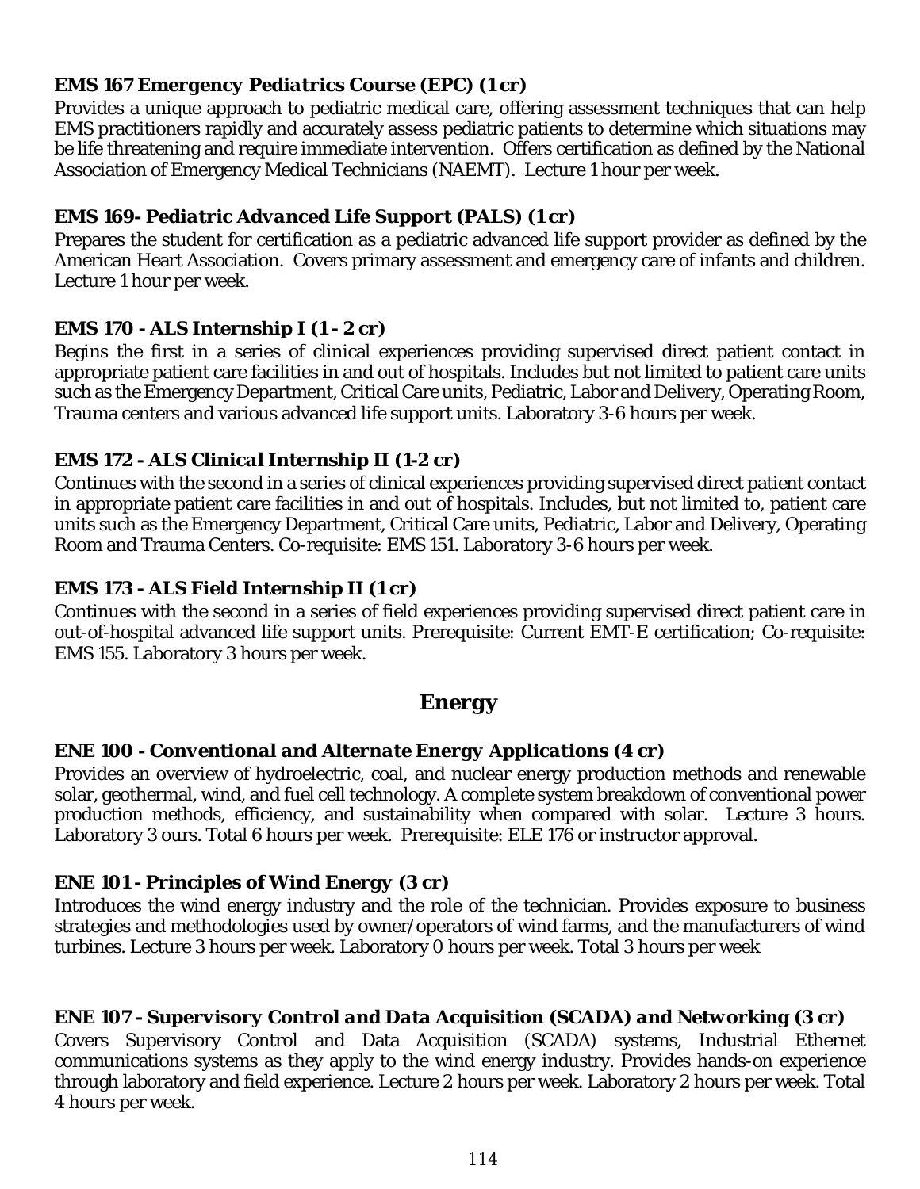### EMS 167 Emergency *Pediatrics Course (EPC) (1 cr)*

Provides a unique approach to pediatric medical care, offering assessment techniques that can help EMS practitioners rapidly and accurately assess pediatric patients to determine which situations may be life threatening and require immediate intervention. Offers certification as defined by the National Association of Emergency Medical Technicians (NAEMT). Lecture 1 hour per week.

### EMS 169- *Pediatric Advanced Life Support (PALS) (1 cr)*

Prepares the student for certification as a pediatric advanced life support provider as defined by the American Heart Association. Covers primary assessment and emergency care of infants and children. Lecture 1 hour per week.

### EMS 170 - *ALS Internship I (1 - 2 cr)*

Begins the first in a series of clinical experiences providing supervised direct patient contact in appropriate patient care facilities in and out of hospitals. Includes but not limited to patient care units such as the Emergency Department, Critical Care units, Pediatric, Labor and Delivery, Operating Room, Trauma centers and various advanced life support units. Laboratory 3-6 hours per week.

### EMS 172 - *ALS Clinical Internship II (1-2 cr)*

Continues with the second in a series of clinical experiences providing supervised direct patient contact in appropriate patient care facilities in and out of hospitals. Includes, but not limited to, patient care units such as the Emergency Department, Critical Care units, Pediatric, Labor and Delivery, Operating Room and Trauma Centers. Co-requisite: EMS 151. Laboratory 3-6 hours per week.

### EMS 173 - *ALS Field Internship II (1 cr)*

Continues with the second in a series of field experiences providing supervised direct patient care in out-of-hospital advanced life support units. Prerequisite: Current EMT-E certification; Co-requisite: EMS 155. Laboratory 3 hours per week.

## *Energy*

### ENE 100 - *Conventional and Alternate Energy Applications (4 cr)*

Provides an overview of hydroelectric, coal, and nuclear energy production methods and renewable solar, geothermal, wind, and fuel cell technology. A complete system breakdown of conventional power production methods, efficiency, and sustainability when compared with solar. Lecture 3 hours. Laboratory 3 ours. Total 6 hours per week. Prerequisite: ELE 176 or instructor approval.

### ENE 101 - *Principles of Wind Energy (3 cr)*

Introduces the wind energy industry and the role of the technician. Provides exposure to business strategies and methodologies used by owner/operators of wind farms, and the manufacturers of wind turbines. Lecture 3 hours per week. Laboratory 0 hours per week. Total 3 hours per week

### ENE 107 - *Supervisory Control and Data Acquisition (SCADA) and Networking (3 cr)*

Covers Supervisory Control and Data Acquisition (SCADA) systems, Industrial Ethernet communications systems as they apply to the wind energy industry. Provides hands-on experience through laboratory and field experience. Lecture 2 hours per week. Laboratory 2 hours per week. Total 4 hours per week.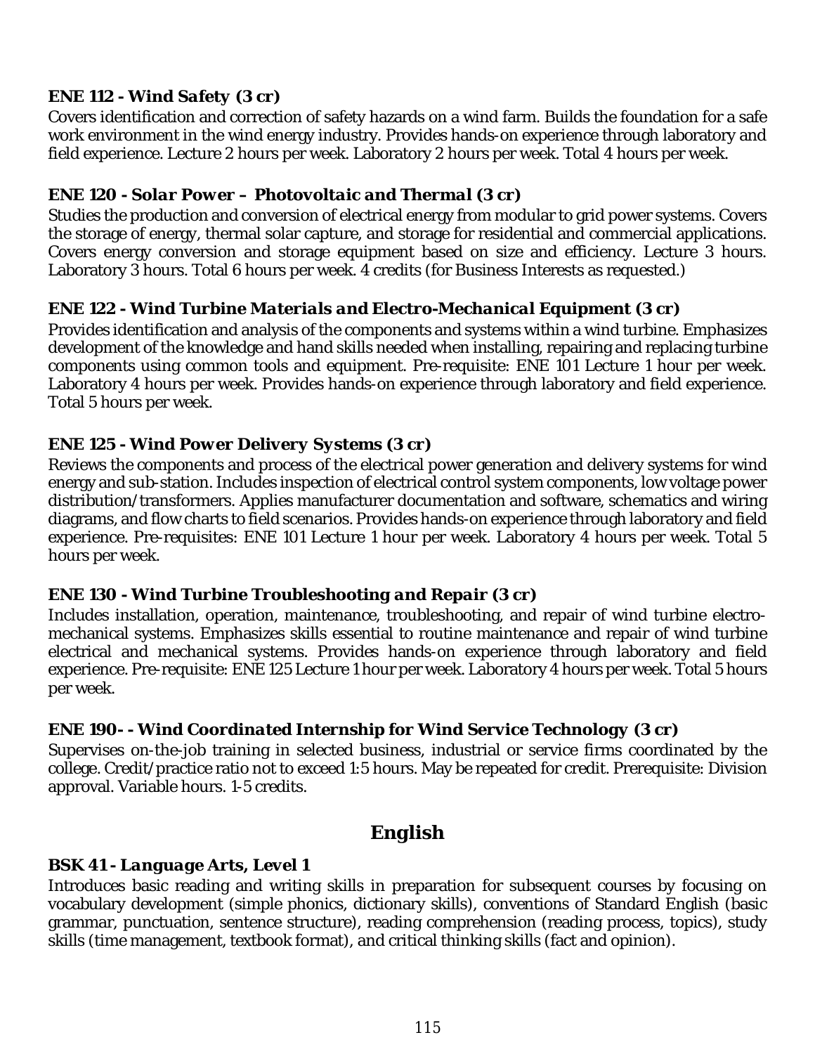### ENE 112 - Wind Safety (3 cr)

Covers identification and correction of safety hazards on a wind farm. Builds the foundation for a safe work environment in the wind energy industry. Provides hands-on experience through laboratory and field experience. Lecture 2 hours per week. Laboratory 2 hours per week. Total 4 hours per week.

### ENE 120 - Solar Power – Photovoltaic and Thermal (3 cr)

Studies the production and conversion of electrical energy from modular to grid power systems. Covers the storage of energy, thermal solar capture, and storage for residential and commercial applications. Covers energy conversion and storage equipment based on size and efficiency. Lecture 3 hours. Laboratory 3 hours. Total 6 hours per week. 4 credits (for Business Interests as requested.)

### ENE 122 - Wind Turbine Materials and Electro-Mechanical Equipment (3 cr)

Provides identification and analysis of the components and systems within a wind turbine. Emphasizes development of the knowledge and hand skills needed when installing, repairing and replacing turbine components using common tools and equipment. Pre-requisite: ENE 101 Lecture 1 hour per week. Laboratory 4 hours per week. Provides hands-on experience through laboratory and field experience. Total 5 hours per week.

### ENE 125 - Wind Power Delivery Systems (3 cr)

Reviews the components and process of the electrical power generation and delivery systems for wind energy and sub-station. Includes inspection of electrical control system components, low voltage power distribution/transformers. Applies manufacturer documentation and software, schematics and wiring diagrams, and flow charts to field scenarios. Provides hands-on experience through laboratory and field experience. Pre-requisites: ENE 101 Lecture 1 hour per week. Laboratory 4 hours per week. Total 5 hours per week.

### ENE 130 - Wind Turbine Troubleshooting and Repair (3 cr)

Includes installation, operation, maintenance, troubleshooting, and repair of wind turbine electro-mechanical systems. Emphasizes skills essential to routine maintenance and repair of wind turbine electrical and mechanical systems. Provides hands-on experience through laboratory and field experience. Pre-requisite: ENE 125 Lecture 1 hour per week. Laboratory 4 hours per week. Total 5 hours per week.

### ENE 190- - Wind Coordinated Internship for Wind Service Technology (3 cr)

Supervises on-the-job training in selected business, industrial or service firms coordinated by the college. Credit/practice ratio not to exceed 1:5 hours. May be repeated for credit. Prerequisite: Division approval. Variable hours. 1-5 credits.

## English

### BSK 41 - Language Arts, Level 1

Introduces basic reading and writing skills in preparation for subsequent courses by focusing on vocabulary development (simple phonics, dictionary skills), conventions of Standard English (basic grammar, punctuation, sentence structure), reading comprehension (reading process, topics), study skills (time management, textbook format), and critical thinking skills (fact and opinion).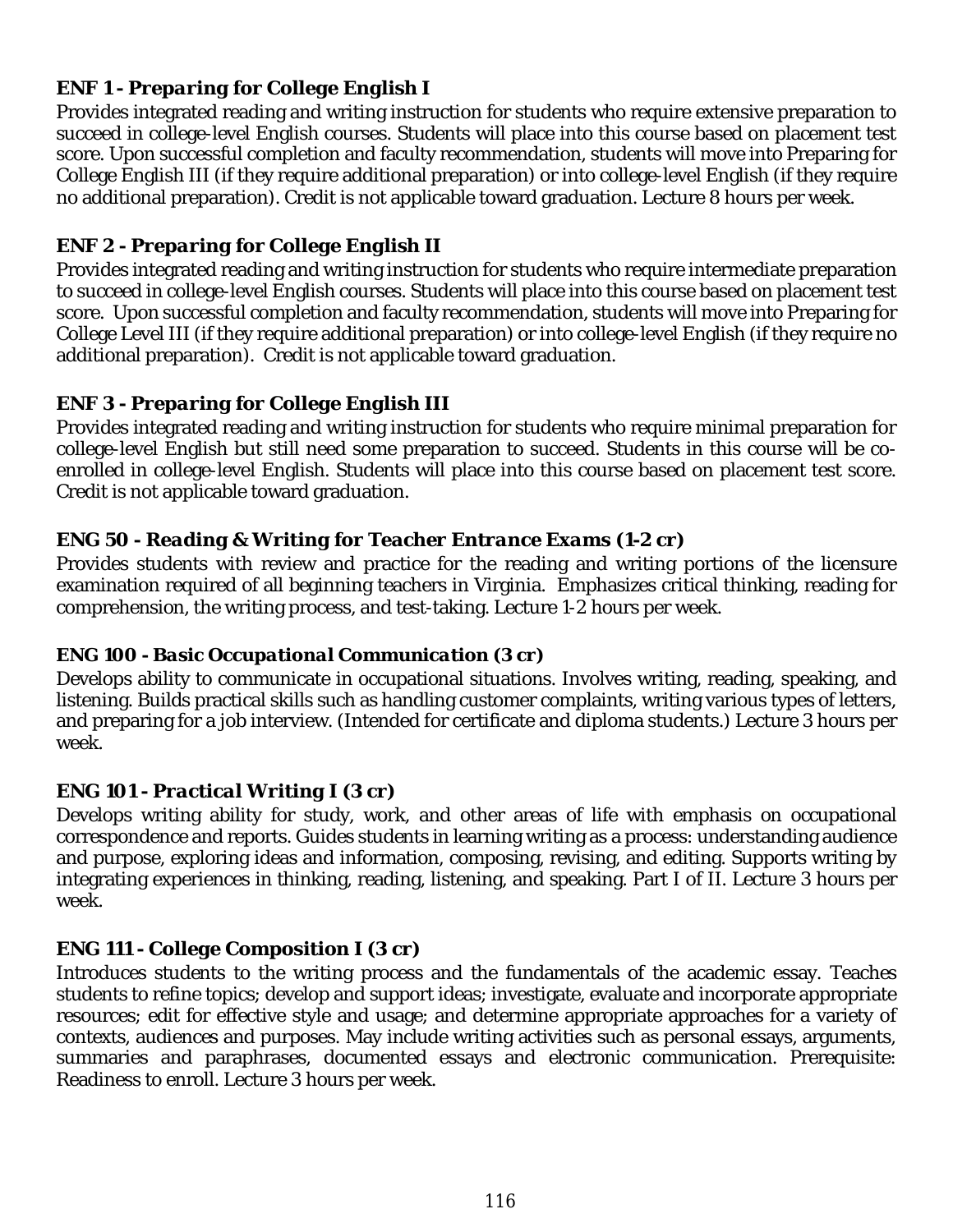### *ENF 1 - Preparing for College English I*

Provides integrated reading and writing instruction for students who require extensive preparation to succeed in college-level English courses. Students will place into this course based on placement test score. Upon successful completion and faculty recommendation, students will move into Preparing for College English III (if they require additional preparation) or into college-level English (if they require no additional preparation). Credit is not applicable toward graduation. Lecture 8 hours per week.

### *ENF 2 - Preparing for College English II*

Provides integrated reading and writing instruction for students who require intermediate preparation to succeed in college-level English courses. Students will place into this course based on placement test score. Upon successful completion and faculty recommendation, students will move into Preparing for College Level III (if they require additional preparation) or into college-level English (if they require no additional preparation). Credit is not applicable toward graduation.

### *ENF 3 - Preparing for College English III*

Provides integrated reading and writing instruction for students who require minimal preparation for college-level English but still need some preparation to succeed. Students in this course will be co-enrolled in college-level English. Students will place into this course based on placement test score. Credit is not applicable toward graduation.

### *ENG 50 - Reading & Writing for Teacher Entrance Exams (1-2 cr)*

Provides students with review and practice for the reading and writing portions of the licensure examination required of all beginning teachers in Virginia. Emphasizes critical thinking, reading for comprehension, the writing process, and test-taking. Lecture 1-2 hours per week.

### *ENG 100 - Basic Occupational Communication (3 cr)*

Develops ability to communicate in occupational situations. Involves writing, reading, speaking, and listening. Builds practical skills such as handling customer complaints, writing various types of letters, and preparing for a job interview. (Intended for certificate and diploma students.) Lecture 3 hours per week.

### *ENG 101 - Practical Writing I (3 cr)*

Develops writing ability for study, work, and other areas of life with emphasis on occupational correspondence and reports. Guides students in learning writing as a process: understanding audience and purpose, exploring ideas and information, composing, revising, and editing. Supports writing by integrating experiences in thinking, reading, listening, and speaking. Part I of II. Lecture 3 hours per week.

### ENG 111 - College Composition I (3 cr)

Introduces students to the writing process and the fundamentals of the academic essay. Teaches students to refine topics; develop and support ideas; investigate, evaluate and incorporate appropriate resources; edit for effective style and usage; and determine appropriate approaches for a variety of contexts, audiences and purposes. May include writing activities such as personal essays, arguments, summaries and paraphrases, documented essays and electronic communication. Prerequisite: Readiness to enroll. Lecture 3 hours per week.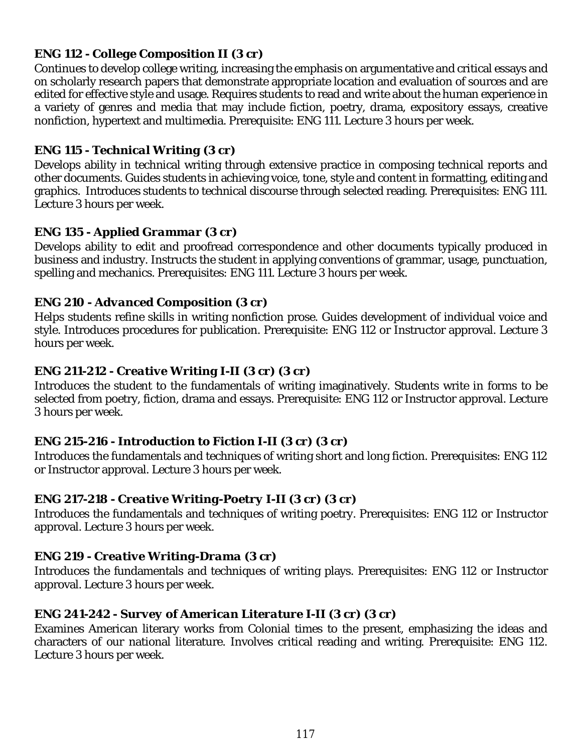**ENG 112 - College Composition II (3 cr)**

Continues to develop college writing, increasing the emphasis on argumentative and critical essays and on scholarly research papers that demonstrate appropriate location and evaluation of sources and are edited for effective style and usage. Requires students to read and write about the human experience in a variety of genres and media that may include fiction, poetry, drama, expository essays, creative nonfiction, hypertext and multimedia. Prerequisite: ENG 111. Lecture 3 hours per week.

**ENG 115 - *Technical Writing* (3 cr)**

Develops ability in technical writing through extensive practice in composing technical reports and other documents. Guides students in achieving voice, tone, style and content in formatting, editing and graphics. Introduces students to technical discourse through selected reading. Prerequisites: ENG 111. Lecture 3 hours per week.

**ENG 135 - *Applied Grammar* (3 cr)**

Develops ability to edit and proofread correspondence and other documents typically produced in business and industry. Instructs the student in applying conventions of grammar, usage, punctuation, spelling and mechanics. Prerequisites: ENG 111. Lecture 3 hours per week.

**ENG 210 - *Advanced Composition* (3 cr)**

Helps students refine skills in writing nonfiction prose. Guides development of individual voice and style. Introduces procedures for publication. Prerequisite: ENG 112 or Instructor approval. Lecture 3 hours per week.

**ENG 211-212 - *Creative Writing I-II* (3 cr) (3 cr)**

Introduces the student to the fundamentals of writing imaginatively. Students write in forms to be selected from poetry, fiction, drama and essays. Prerequisite: ENG 112 or Instructor approval. Lecture 3 hours per week.

**ENG 215-216 - Introduction to Fiction I-II (3 cr) (3 cr)**

Introduces the fundamentals and techniques of writing short and long fiction. Prerequisites: ENG 112 or Instructor approval. Lecture 3 hours per week.

**ENG 217-218 - *Creative Writing-Poetry I-II* (3 cr) (3 cr)**

Introduces the fundamentals and techniques of writing poetry. Prerequisites: ENG 112 or Instructor approval. Lecture 3 hours per week.

**ENG 219 - *Creative Writing-Drama* (3 cr)**

Introduces the fundamentals and techniques of writing plays. Prerequisites: ENG 112 or Instructor approval. Lecture 3 hours per week.

**ENG 241-242 - *Survey of American Literature I-II* (3 cr) (3 cr)**

Examines American literary works from Colonial times to the present, emphasizing the ideas and characters of our national literature. Involves critical reading and writing. Prerequisite: ENG 112. Lecture 3 hours per week.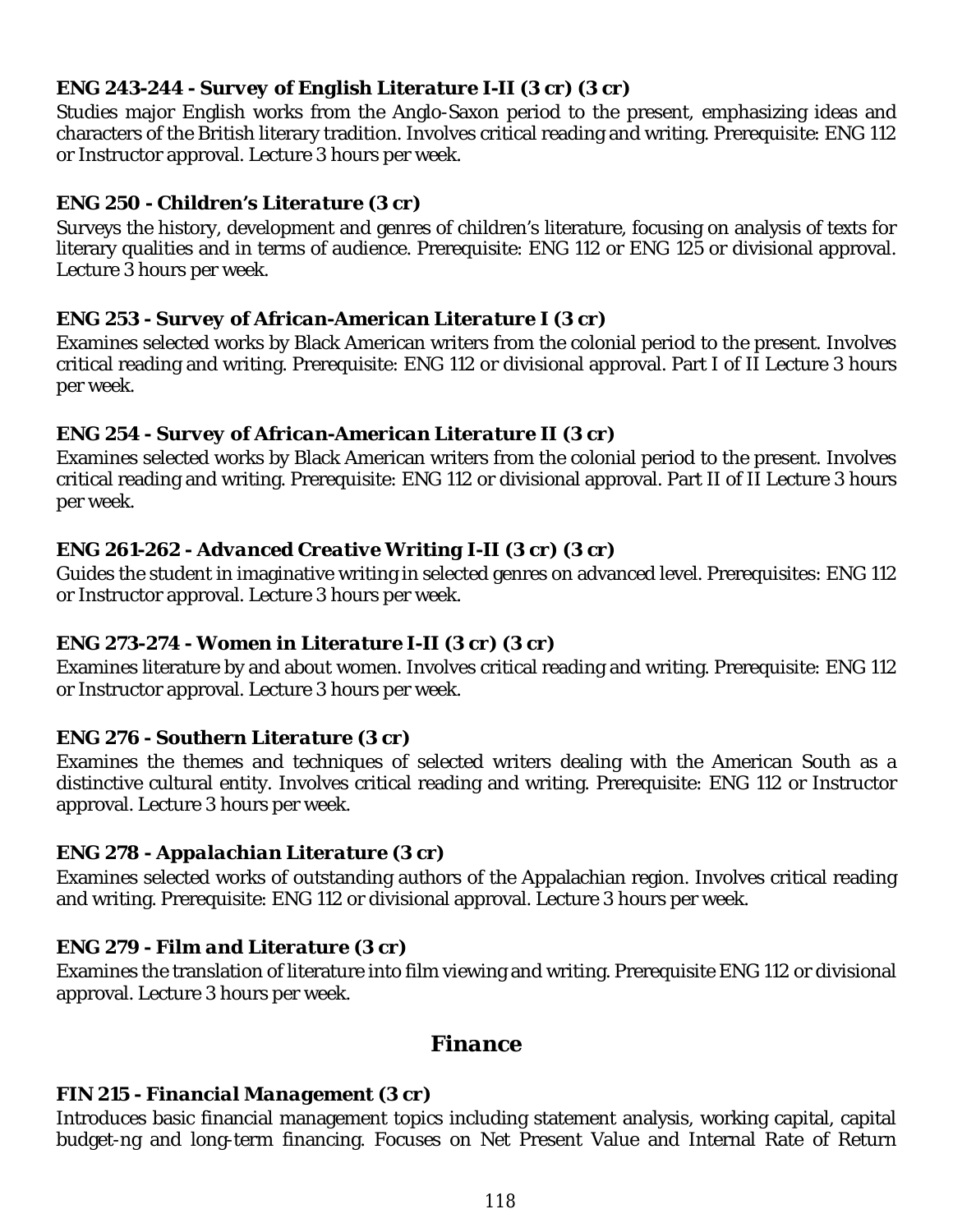**ENG 243-244 - *Survey of English Literature I-II (3 cr) (3 cr)***

Studies major English works from the Anglo-Saxon period to the present, emphasizing ideas and characters of the British literary tradition. Involves critical reading and writing. Prerequisite: ENG 112 or Instructor approval. Lecture 3 hours per week.

**ENG 250 - *Children's Literature (3 cr)***

Surveys the history, development and genres of children's literature, focusing on analysis of texts for literary qualities and in terms of audience. Prerequisite: ENG 112 or ENG 125 or divisional approval. Lecture 3 hours per week.

**ENG 253 - *Survey of African-American Literature I (3 cr)***

Examines selected works by Black American writers from the colonial period to the present. Involves critical reading and writing. Prerequisite: ENG 112 or divisional approval. Part I of II Lecture 3 hours per week.

**ENG 254 - *Survey of African-American Literature II (3 cr)***

Examines selected works by Black American writers from the colonial period to the present. Involves critical reading and writing. Prerequisite: ENG 112 or divisional approval. Part II of II Lecture 3 hours per week.

**ENG 261-262 - *Advanced Creative Writing I-II (3 cr) (3 cr)***

Guides the student in imaginative writing in selected genres on advanced level. Prerequisites: ENG 112 or Instructor approval. Lecture 3 hours per week.

**ENG 273-274 - *Women in Literature I-II (3 cr) (3 cr)***

Examines literature by and about women. Involves critical reading and writing. Prerequisite: ENG 112 or Instructor approval. Lecture 3 hours per week.

**ENG 276 - *Southern Literature (3 cr)***

Examines the themes and techniques of selected writers dealing with the American South as a distinctive cultural entity. Involves critical reading and writing. Prerequisite: ENG 112 or Instructor approval. Lecture 3 hours per week.

**ENG 278 - *Appalachian Literature (3 cr)***

Examines selected works of outstanding authors of the Appalachian region. Involves critical reading and writing. Prerequisite: ENG 112 or divisional approval. Lecture 3 hours per week.

**ENG 279 - *Film and Literature (3 cr)***

Examines the translation of literature into film viewing and writing. Prerequisite ENG 112 or divisional approval. Lecture 3 hours per week.

## *Finance*

**FIN 215 - *Financial Management (3 cr)***

Introduces basic financial management topics including statement analysis, working capital, capital budget-ng and long-term financing. Focuses on Net Present Value and Internal Rate of Return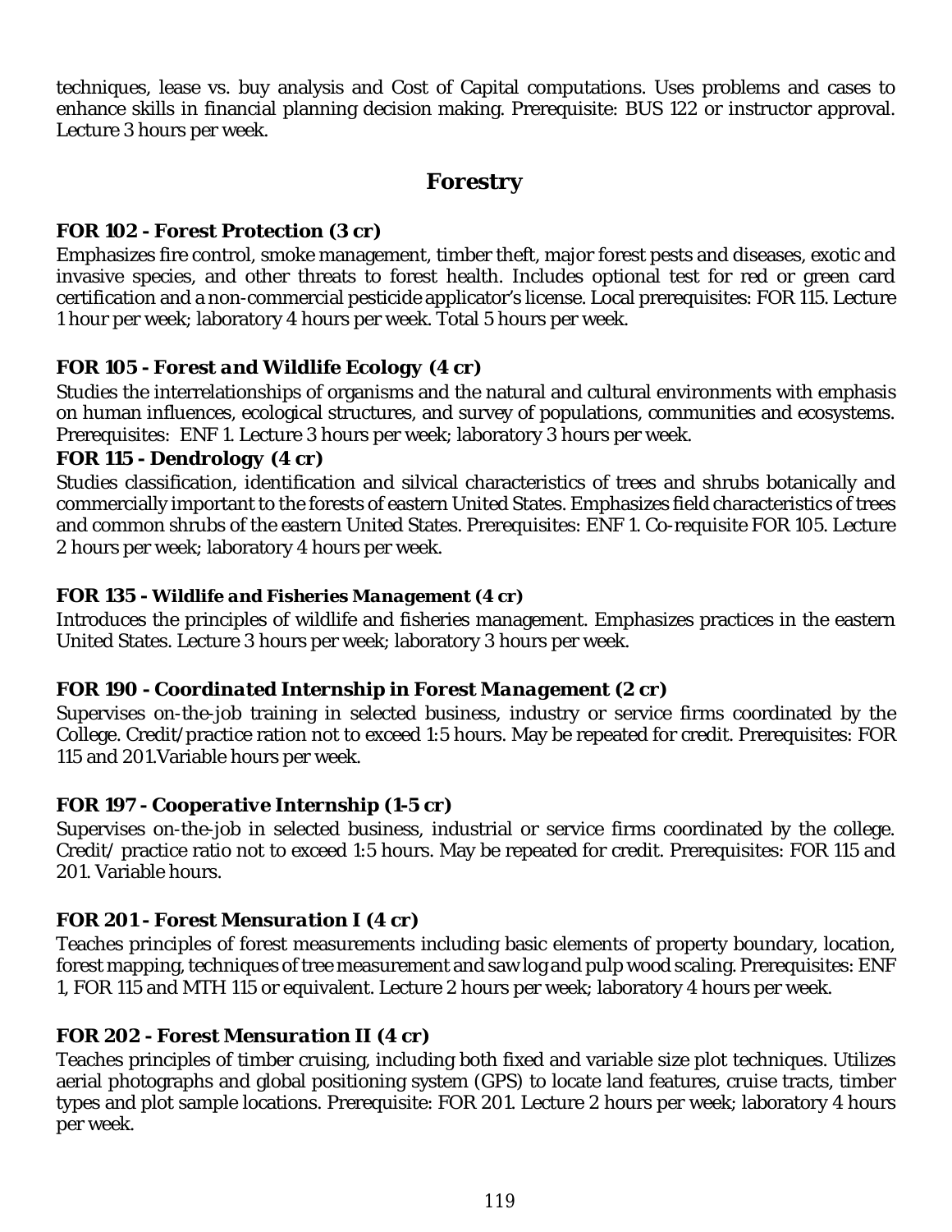techniques, lease vs. buy analysis and Cost of Capital computations. Uses problems and cases to enhance skills in financial planning decision making. Prerequisite: BUS 122 or instructor approval. Lecture 3 hours per week.

## Forestry

### FOR 102 - Forest Protection (3 cr)

Emphasizes fire control, smoke management, timber theft, major forest pests and diseases, exotic and invasive species, and other threats to forest health. Includes optional test for red or green card certification and a non-commercial pesticide applicator's license. Local prerequisites: FOR 115. Lecture 1 hour per week; laboratory 4 hours per week. Total 5 hours per week.

### FOR 105 - Forest and Wildlife Ecology (4 cr)

Studies the interrelationships of organisms and the natural and cultural environments with emphasis on human influences, ecological structures, and survey of populations, communities and ecosystems. Prerequisites: ENF 1. Lecture 3 hours per week; laboratory 3 hours per week.

### FOR 115 - Dendrology (4 cr)

Studies classification, identification and silvical characteristics of trees and shrubs botanically and commercially important to the forests of eastern United States. Emphasizes field characteristics of trees and common shrubs of the eastern United States. Prerequisites: ENF 1. Co-requisite FOR 105. Lecture 2 hours per week; laboratory 4 hours per week.

### FOR 135 - Wildlife and Fisheries Management (4 cr)

Introduces the principles of wildlife and fisheries management. Emphasizes practices in the eastern United States. Lecture 3 hours per week; laboratory 3 hours per week.

### FOR 190 - Coordinated Internship in Forest Management (2 cr)

Supervises on-the-job training in selected business, industry or service firms coordinated by the College. Credit/practice ration not to exceed 1:5 hours. May be repeated for credit. Prerequisites: FOR 115 and 201.Variable hours per week.

### FOR 197 - Cooperative Internship (1-5 cr)

Supervises on-the-job in selected business, industrial or service firms coordinated by the college. Credit/ practice ratio not to exceed 1:5 hours. May be repeated for credit. Prerequisites: FOR 115 and 201. Variable hours.

### FOR 201 - Forest Mensuration I (4 cr)

Teaches principles of forest measurements including basic elements of property boundary, location, forest mapping, techniques of tree measurement and saw log and pulp wood scaling. Prerequisites: ENF 1, FOR 115 and MTH 115 or equivalent. Lecture 2 hours per week; laboratory 4 hours per week.

### FOR 202 - Forest Mensuration II (4 cr)

Teaches principles of timber cruising, including both fixed and variable size plot techniques. Utilizes aerial photographs and global positioning system (GPS) to locate land features, cruise tracts, timber types and plot sample locations. Prerequisite: FOR 201. Lecture 2 hours per week; laboratory 4 hours per week.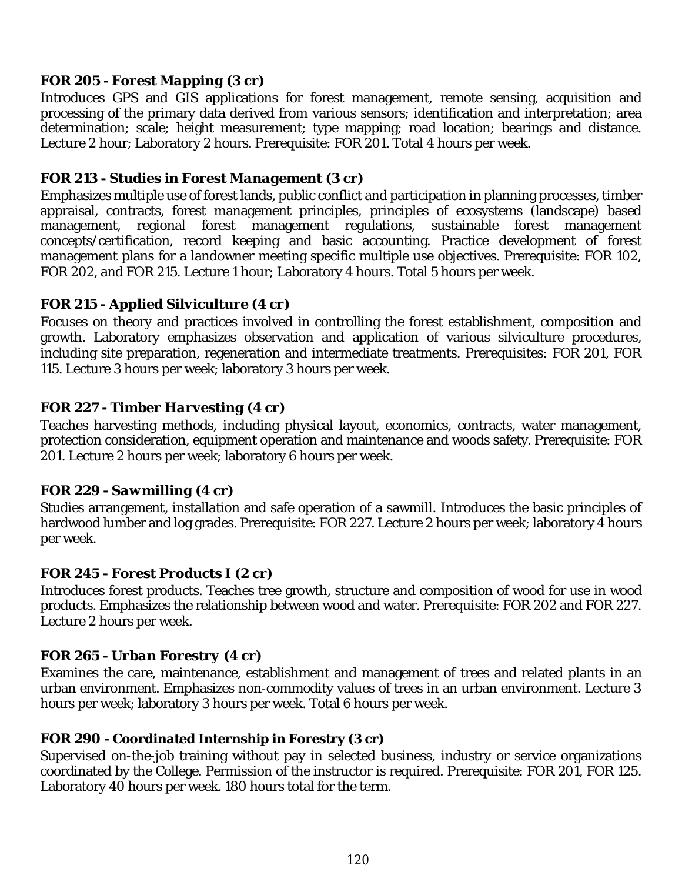**FOR 205 - *Forest Mapping* (3 cr)**
Introduces GPS and GIS applications for forest management, remote sensing, acquisition and processing of the primary data derived from various sensors; identification and interpretation; area determination; scale; height measurement; type mapping; road location; bearings and distance. Lecture 2 hour; Laboratory 2 hours. Prerequisite: FOR 201. Total 4 hours per week.

**FOR 213 - *Studies in Forest Management* (3 cr)**
Emphasizes multiple use of forest lands, public conflict and participation in planning processes, timber appraisal, contracts, forest management principles, principles of ecosystems (landscape) based management, regional forest management regulations, sustainable forest management concepts/certification, record keeping and basic accounting. Practice development of forest management plans for a landowner meeting specific multiple use objectives. Prerequisite: FOR 102, FOR 202, and FOR 215. Lecture 1 hour; Laboratory 4 hours. Total 5 hours per week.

**FOR 215 - *Applied Silviculture* (4 cr)**
Focuses on theory and practices involved in controlling the forest establishment, composition and growth. Laboratory emphasizes observation and application of various silviculture procedures, including site preparation, regeneration and intermediate treatments. Prerequisites: FOR 201, FOR 115. Lecture 3 hours per week; laboratory 3 hours per week.

**FOR 227 - *Timber Harvesting* (4 cr)**
Teaches harvesting methods, including physical layout, economics, contracts, water management, protection consideration, equipment operation and maintenance and woods safety. Prerequisite: FOR 201. Lecture 2 hours per week; laboratory 6 hours per week.

**FOR 229 - *Sawmilling* (4 cr)**
Studies arrangement, installation and safe operation of a sawmill. Introduces the basic principles of hardwood lumber and log grades. Prerequisite: FOR 227. Lecture 2 hours per week; laboratory 4 hours per week.

**FOR 245 - *Forest Products I* (2 cr)**
Introduces forest products. Teaches tree growth, structure and composition of wood for use in wood products. Emphasizes the relationship between wood and water. Prerequisite: FOR 202 and FOR 227. Lecture 2 hours per week.

**FOR 265 - *Urban Forestry* (4 cr)**
Examines the care, maintenance, establishment and management of trees and related plants in an urban environment. Emphasizes non-commodity values of trees in an urban environment. Lecture 3 hours per week; laboratory 3 hours per week. Total 6 hours per week.

**FOR 290 - Coordinated Internship in Forestry (3 cr)**
Supervised on-the-job training without pay in selected business, industry or service organizations coordinated by the College. Permission of the instructor is required. Prerequisite: FOR 201, FOR 125. Laboratory 40 hours per week. 180 hours total for the term.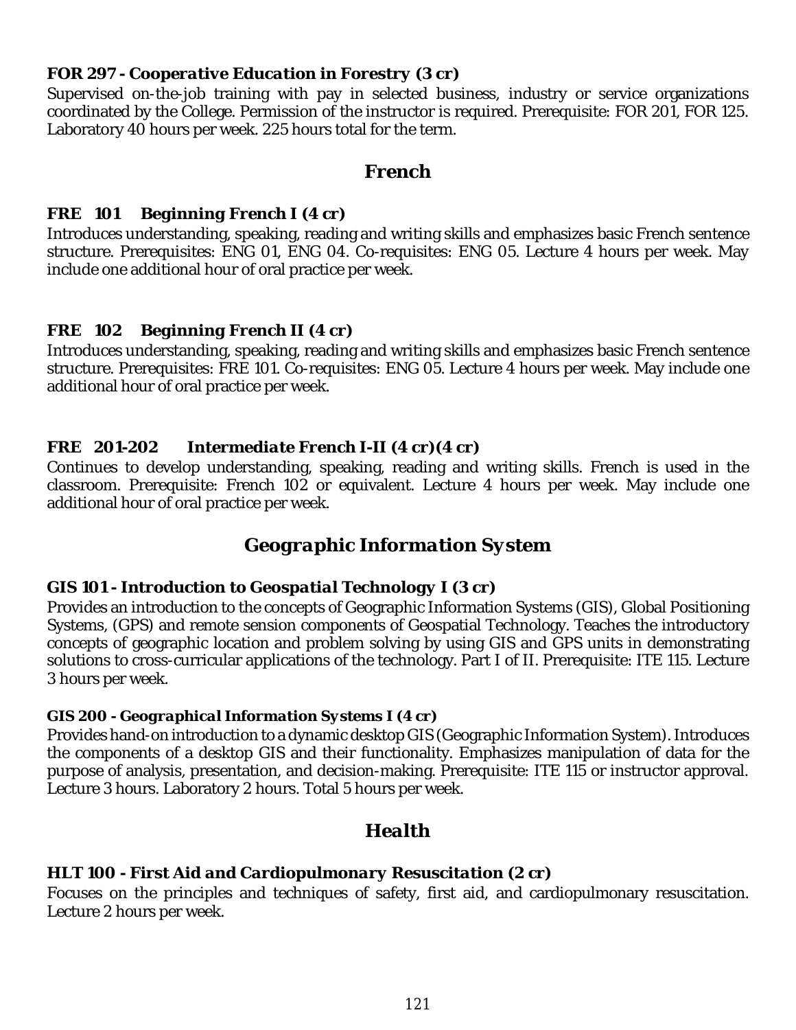### FOR 297 - *Cooperative Education in Forestry* (3 cr)

Supervised on-the-job training with pay in selected business, industry or service organizations coordinated by the College. Permission of the instructor is required. Prerequisite: FOR 201, FOR 125. Laboratory 40 hours per week. 225 hours total for the term.

## French

### FRE 101 *Beginning French I* (4 cr)

Introduces understanding, speaking, reading and writing skills and emphasizes basic French sentence structure. Prerequisites: ENG 01, ENG 04. Co-requisites: ENG 05. Lecture 4 hours per week. May include one additional hour of oral practice per week.

### FRE 102 *Beginning French II* (4 cr)

Introduces understanding, speaking, reading and writing skills and emphasizes basic French sentence structure. Prerequisites: FRE 101. Co-requisites: ENG 05. Lecture 4 hours per week. May include one additional hour of oral practice per week.

### FRE 201-202 *Intermediate French I-II* (4 cr)(4 cr)

Continues to develop understanding, speaking, reading and writing skills. French is used in the classroom. Prerequisite: French 102 or equivalent. Lecture 4 hours per week. May include one additional hour of oral practice per week.

## Geographic Information System

### GIS 101 - *Introduction to Geospatial Technology I* (3 cr)

Provides an introduction to the concepts of Geographic Information Systems (GIS), Global Positioning Systems, (GPS) and remote sension components of Geospatial Technology. Teaches the introductory concepts of geographic location and problem solving by using GIS and GPS units in demonstrating solutions to cross-curricular applications of the technology. Part I of II. Prerequisite: ITE 115. Lecture 3 hours per week.

### GIS 200 - *Geographical Information Systems I* (4 cr)

Provides hand-on introduction to a dynamic desktop GIS (Geographic Information System). Introduces the components of a desktop GIS and their functionality. Emphasizes manipulation of data for the purpose of analysis, presentation, and decision-making. Prerequisite: ITE 115 or instructor approval. Lecture 3 hours. Laboratory 2 hours. Total 5 hours per week.

## Health

### HLT 100 - *First Aid and Cardiopulmonary Resuscitation* (2 cr)

Focuses on the principles and techniques of safety, first aid, and cardiopulmonary resuscitation. Lecture 2 hours per week.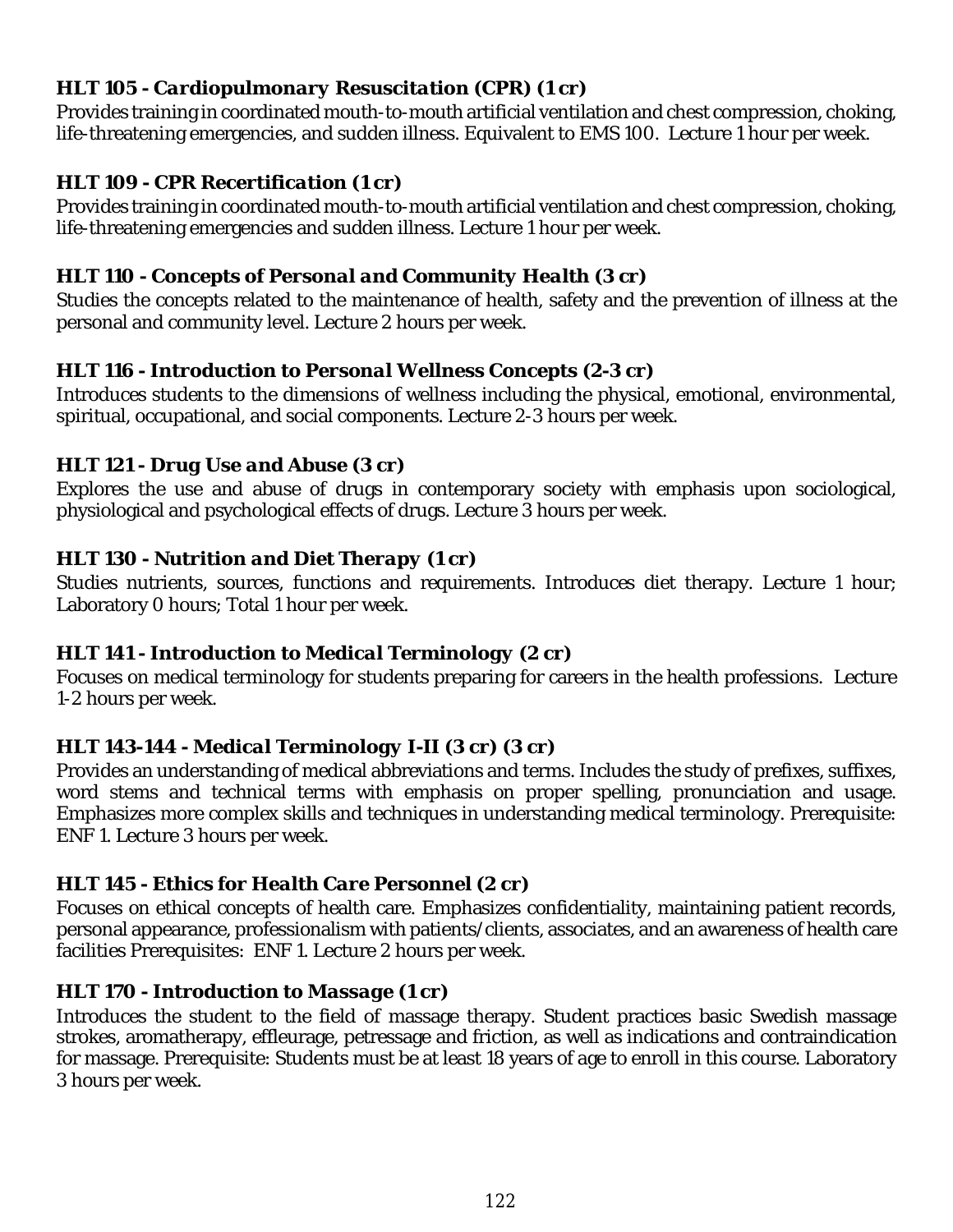### *HLT 105 - Cardiopulmonary Resuscitation (CPR) (1 cr)*

Provides training in coordinated mouth-to-mouth artificial ventilation and chest compression, choking, life-threatening emergencies, and sudden illness. Equivalent to EMS 100. Lecture 1 hour per week.

### *HLT 109 - CPR Recertification (1 cr)*

Provides training in coordinated mouth-to-mouth artificial ventilation and chest compression, choking, life-threatening emergencies and sudden illness. Lecture 1 hour per week.

### *HLT 110 - Concepts of Personal and Community Health (3 cr)*

Studies the concepts related to the maintenance of health, safety and the prevention of illness at the personal and community level. Lecture 2 hours per week.

### *HLT 116 - Introduction to Personal Wellness Concepts (2-3 cr)*

Introduces students to the dimensions of wellness including the physical, emotional, environmental, spiritual, occupational, and social components. Lecture 2-3 hours per week.

### *HLT 121 - Drug Use and Abuse (3 cr)*

Explores the use and abuse of drugs in contemporary society with emphasis upon sociological, physiological and psychological effects of drugs. Lecture 3 hours per week.

### *HLT 130 - Nutrition and Diet Therapy (1 cr)*

Studies nutrients, sources, functions and requirements. Introduces diet therapy. Lecture 1 hour; Laboratory 0 hours; Total 1 hour per week.

### *HLT 141 - Introduction to Medical Terminology (2 cr)*

Focuses on medical terminology for students preparing for careers in the health professions. Lecture 1-2 hours per week.

### *HLT 143-144 - Medical Terminology I-II (3 cr) (3 cr)*

Provides an understanding of medical abbreviations and terms. Includes the study of prefixes, suffixes, word stems and technical terms with emphasis on proper spelling, pronunciation and usage. Emphasizes more complex skills and techniques in understanding medical terminology. Prerequisite: ENF 1. Lecture 3 hours per week.

### *HLT 145 - Ethics for Health Care Personnel (2 cr)*

Focuses on ethical concepts of health care. Emphasizes confidentiality, maintaining patient records, personal appearance, professionalism with patients/clients, associates, and an awareness of health care facilities Prerequisites: ENF 1. Lecture 2 hours per week.

### *HLT 170 - Introduction to Massage (1 cr)*

Introduces the student to the field of massage therapy. Student practices basic Swedish massage strokes, aromatherapy, effleurage, petressage and friction, as well as indications and contraindication for massage. Prerequisite: Students must be at least 18 years of age to enroll in this course. Laboratory 3 hours per week.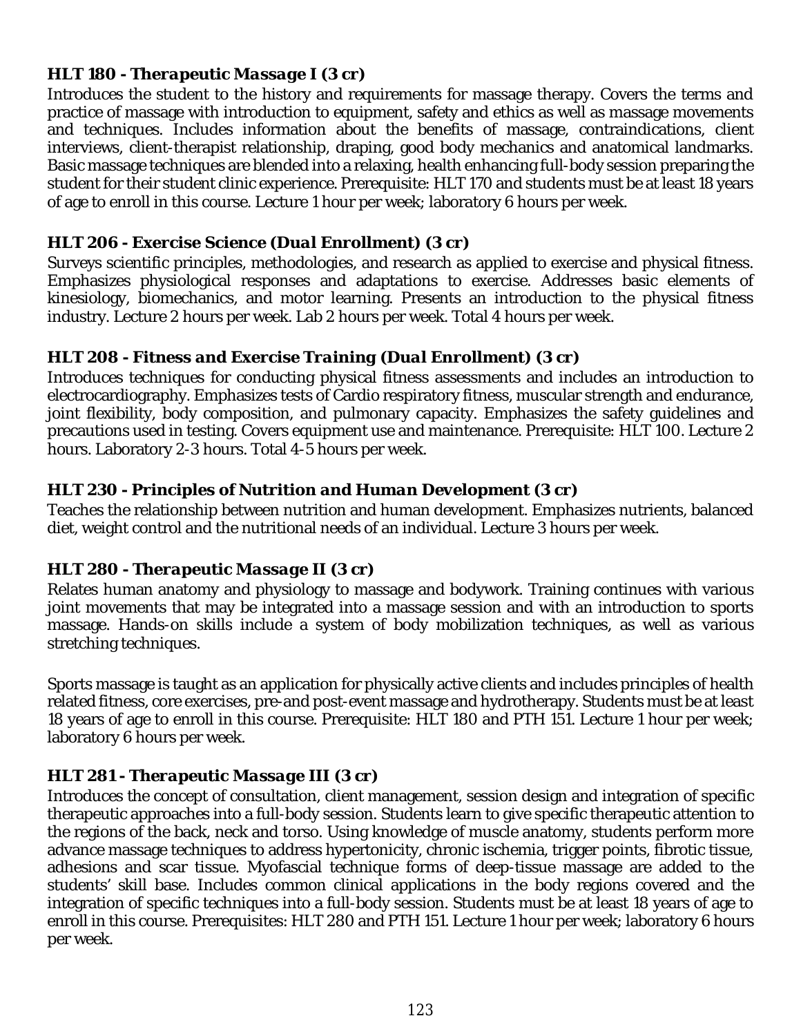### *HLT 180 - Therapeutic Massage I (3 cr)*

Introduces the student to the history and requirements for massage therapy. Covers the terms and practice of massage with introduction to equipment, safety and ethics as well as massage movements and techniques. Includes information about the benefits of massage, contraindications, client interviews, client-therapist relationship, draping, good body mechanics and anatomical landmarks. Basic massage techniques are blended into a relaxing, health enhancing full-body session preparing the student for their student clinic experience. Prerequisite: HLT 170 and students must be at least 18 years of age to enroll in this course. Lecture 1 hour per week; laboratory 6 hours per week.

### *HLT 206 - Exercise Science (Dual Enrollment) (3 cr)*

Surveys scientific principles, methodologies, and research as applied to exercise and physical fitness. Emphasizes physiological responses and adaptations to exercise. Addresses basic elements of kinesiology, biomechanics, and motor learning. Presents an introduction to the physical fitness industry. Lecture 2 hours per week. Lab 2 hours per week. Total 4 hours per week.

### *HLT 208 - Fitness and Exercise Training (Dual Enrollment) (3 cr)*

Introduces techniques for conducting physical fitness assessments and includes an introduction to electrocardiography. Emphasizes tests of Cardio respiratory fitness, muscular strength and endurance, joint flexibility, body composition, and pulmonary capacity. Emphasizes the safety guidelines and precautions used in testing. Covers equipment use and maintenance. Prerequisite: HLT 100. Lecture 2 hours. Laboratory 2-3 hours. Total 4-5 hours per week.

### *HLT 230 - Principles of Nutrition and Human Development (3 cr)*

Teaches the relationship between nutrition and human development. Emphasizes nutrients, balanced diet, weight control and the nutritional needs of an individual. Lecture 3 hours per week.

### *HLT 280 - Therapeutic Massage II (3 cr)*

Relates human anatomy and physiology to massage and bodywork. Training continues with various joint movements that may be integrated into a massage session and with an introduction to sports massage. Hands-on skills include a system of body mobilization techniques, as well as various stretching techniques.

Sports massage is taught as an application for physically active clients and includes principles of health related fitness, core exercises, pre-and post-event massage and hydrotherapy. Students must be at least 18 years of age to enroll in this course. Prerequisite: HLT 180 and PTH 151. Lecture 1 hour per week; laboratory 6 hours per week.

### *HLT 281 - Therapeutic Massage III (3 cr)*

Introduces the concept of consultation, client management, session design and integration of specific therapeutic approaches into a full-body session. Students learn to give specific therapeutic attention to the regions of the back, neck and torso. Using knowledge of muscle anatomy, students perform more advance massage techniques to address hypertonicity, chronic ischemia, trigger points, fibrotic tissue, adhesions and scar tissue. Myofascial technique forms of deep-tissue massage are added to the students' skill base. Includes common clinical applications in the body regions covered and the integration of specific techniques into a full-body session. Students must be at least 18 years of age to enroll in this course. Prerequisites: HLT 280 and PTH 151. Lecture 1 hour per week; laboratory 6 hours per week.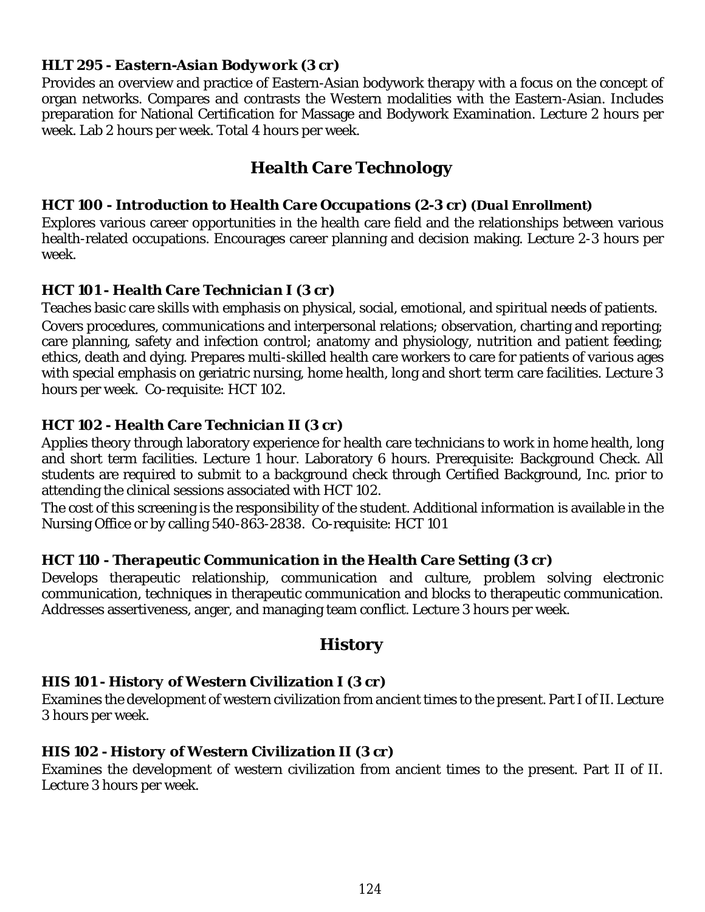### HLT 295 - Eastern-Asian Bodywork (3 cr)

Provides an overview and practice of Eastern-Asian bodywork therapy with a focus on the concept of organ networks. Compares and contrasts the Western modalities with the Eastern-Asian. Includes preparation for National Certification for Massage and Bodywork Examination. Lecture 2 hours per week. Lab 2 hours per week. Total 4 hours per week.

## Health Care Technology

### HCT 100 - Introduction to Health Care Occupations (2-3 cr) (Dual Enrollment)

Explores various career opportunities in the health care field and the relationships between various health-related occupations. Encourages career planning and decision making. Lecture 2-3 hours per week.

### HCT 101 - Health Care Technician I (3 cr)

Teaches basic care skills with emphasis on physical, social, emotional, and spiritual needs of patients.

Covers procedures, communications and interpersonal relations; observation, charting and reporting; care planning, safety and infection control; anatomy and physiology, nutrition and patient feeding; ethics, death and dying. Prepares multi-skilled health care workers to care for patients of various ages with special emphasis on geriatric nursing, home health, long and short term care facilities. Lecture 3 hours per week. Co-requisite: HCT 102.

### HCT 102 - Health Care Technician II (3 cr)

Applies theory through laboratory experience for health care technicians to work in home health, long and short term facilities. Lecture 1 hour. Laboratory 6 hours. Prerequisite: Background Check. All students are required to submit to a background check through Certified Background, Inc. prior to attending the clinical sessions associated with HCT 102.

The cost of this screening is the responsibility of the student. Additional information is available in the Nursing Office or by calling 540-863-2838. Co-requisite: HCT 101

### HCT 110 - Therapeutic Communication in the Health Care Setting (3 cr)

Develops therapeutic relationship, communication and culture, problem solving electronic communication, techniques in therapeutic communication and blocks to therapeutic communication. Addresses assertiveness, anger, and managing team conflict. Lecture 3 hours per week.

## History

### HIS 101 - History of Western Civilization I (3 cr)

Examines the development of western civilization from ancient times to the present. Part I of II. Lecture 3 hours per week.

### HIS 102 - History of Western Civilization II (3 cr)

Examines the development of western civilization from ancient times to the present. Part II of II. Lecture 3 hours per week.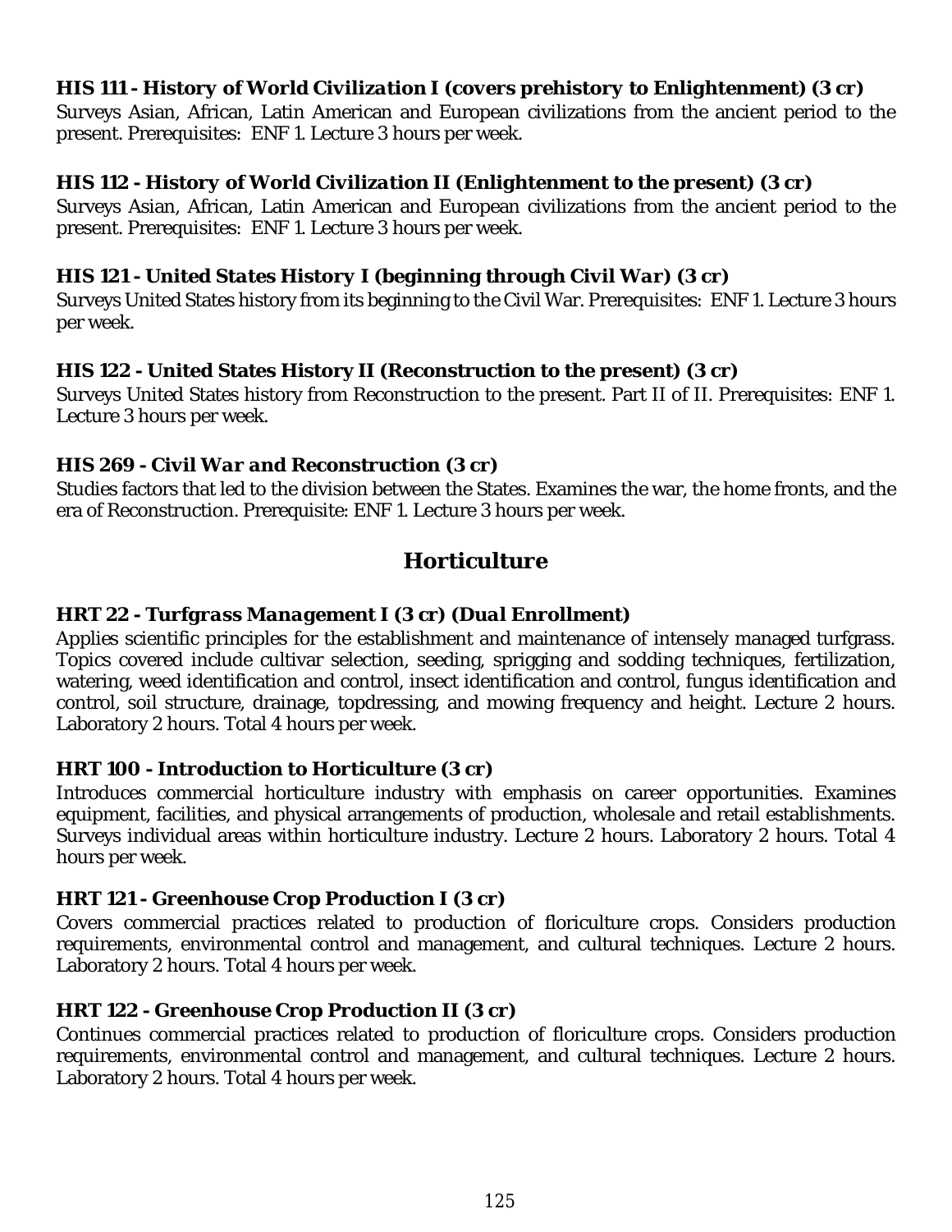**HIS 111 - *History of World Civilization I (covers prehistory to Enlightenment)* (3 cr)**
Surveys Asian, African, Latin American and European civilizations from the ancient period to the present. Prerequisites: ENF 1. Lecture 3 hours per week.

**HIS 112 - *History of World Civilization II (Enlightenment to the present)* (3 cr)**
Surveys Asian, African, Latin American and European civilizations from the ancient period to the present. Prerequisites: ENF 1. Lecture 3 hours per week.

**HIS 121 - *United States History I (beginning through Civil War)* (3 cr)**
Surveys United States history from its beginning to the Civil War. Prerequisites: ENF 1. Lecture 3 hours per week.

**HIS 122 - *United States History II (Reconstruction to the present)* (3 cr)**
Surveys United States history from Reconstruction to the present. Part II of II. Prerequisites: ENF 1. Lecture 3 hours per week.

**HIS 269 - *Civil War and Reconstruction* (3 cr)**
Studies factors that led to the division between the States. Examines the war, the home fronts, and the era of Reconstruction. Prerequisite: ENF 1. Lecture 3 hours per week.

## Horticulture

**HRT 22 - *Turfgrass Management I* (3 cr) *(Dual Enrollment)***
Applies scientific principles for the establishment and maintenance of intensely managed turfgrass. Topics covered include cultivar selection, seeding, sprigging and sodding techniques, fertilization, watering, weed identification and control, insect identification and control, fungus identification and control, soil structure, drainage, topdressing, and mowing frequency and height. Lecture 2 hours. Laboratory 2 hours. Total 4 hours per week.

**HRT 100 - *Introduction to Horticulture* (3 cr)**
Introduces commercial horticulture industry with emphasis on career opportunities. Examines equipment, facilities, and physical arrangements of production, wholesale and retail establishments. Surveys individual areas within horticulture industry. Lecture 2 hours. Laboratory 2 hours. Total 4 hours per week.

**HRT 121 - *Greenhouse Crop Production I* (3 cr)**
Covers commercial practices related to production of floriculture crops. Considers production requirements, environmental control and management, and cultural techniques. Lecture 2 hours. Laboratory 2 hours. Total 4 hours per week.

**HRT 122 - *Greenhouse Crop Production II* (3 cr)**
Continues commercial practices related to production of floriculture crops. Considers production requirements, environmental control and management, and cultural techniques. Lecture 2 hours. Laboratory 2 hours. Total 4 hours per week.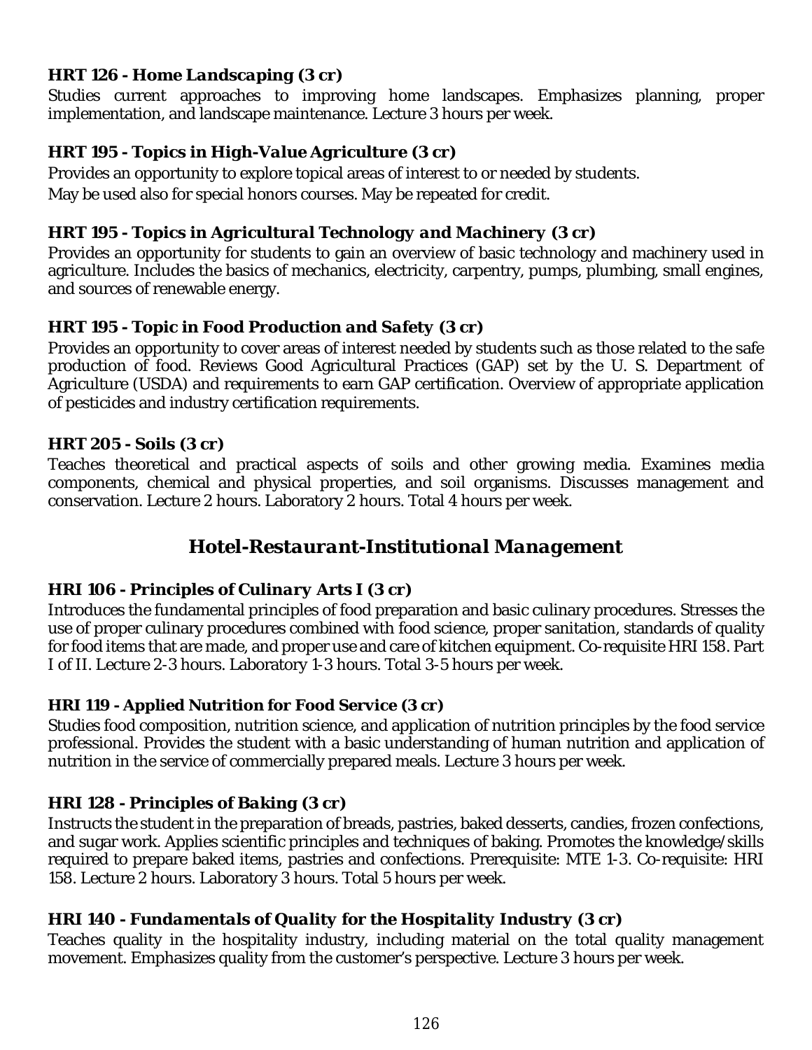### HRT 126 - Home Landscaping (3 cr)

Studies current approaches to improving home landscapes. Emphasizes planning, proper implementation, and landscape maintenance. Lecture 3 hours per week.

### HRT 195 - Topics in High-Value Agriculture (3 cr)

Provides an opportunity to explore topical areas of interest to or needed by students.

May be used also for special honors courses. May be repeated for credit.

### HRT 195 - Topics in Agricultural Technology and Machinery (3 cr)

Provides an opportunity for students to gain an overview of basic technology and machinery used in agriculture. Includes the basics of mechanics, electricity, carpentry, pumps, plumbing, small engines, and sources of renewable energy.

### HRT 195 - Topic in Food Production and Safety (3 cr)

Provides an opportunity to cover areas of interest needed by students such as those related to the safe production of food. Reviews Good Agricultural Practices (GAP) set by the U. S. Department of Agriculture (USDA) and requirements to earn GAP certification. Overview of appropriate application of pesticides and industry certification requirements.

### HRT 205 - Soils (3 cr)

Teaches theoretical and practical aspects of soils and other growing media. Examines media components, chemical and physical properties, and soil organisms. Discusses management and conservation. Lecture 2 hours. Laboratory 2 hours. Total 4 hours per week.

## Hotel-Restaurant-Institutional Management

### HRI 106 - Principles of Culinary Arts I (3 cr)

Introduces the fundamental principles of food preparation and basic culinary procedures. Stresses the use of proper culinary procedures combined with food science, proper sanitation, standards of quality for food items that are made, and proper use and care of kitchen equipment. Co-requisite HRI 158. Part I of II. Lecture 2-3 hours. Laboratory 1-3 hours. Total 3-5 hours per week.

### HRI 119 - Applied Nutrition for Food Service (3 cr)

Studies food composition, nutrition science, and application of nutrition principles by the food service professional. Provides the student with a basic understanding of human nutrition and application of nutrition in the service of commercially prepared meals. Lecture 3 hours per week.

### HRI 128 - Principles of Baking (3 cr)

Instructs the student in the preparation of breads, pastries, baked desserts, candies, frozen confections, and sugar work. Applies scientific principles and techniques of baking. Promotes the knowledge/skills required to prepare baked items, pastries and confections. Prerequisite: MTE 1-3. Co-requisite: HRI 158. Lecture 2 hours. Laboratory 3 hours. Total 5 hours per week.

### HRI 140 - Fundamentals of Quality for the Hospitality Industry (3 cr)

Teaches quality in the hospitality industry, including material on the total quality management movement. Emphasizes quality from the customer's perspective. Lecture 3 hours per week.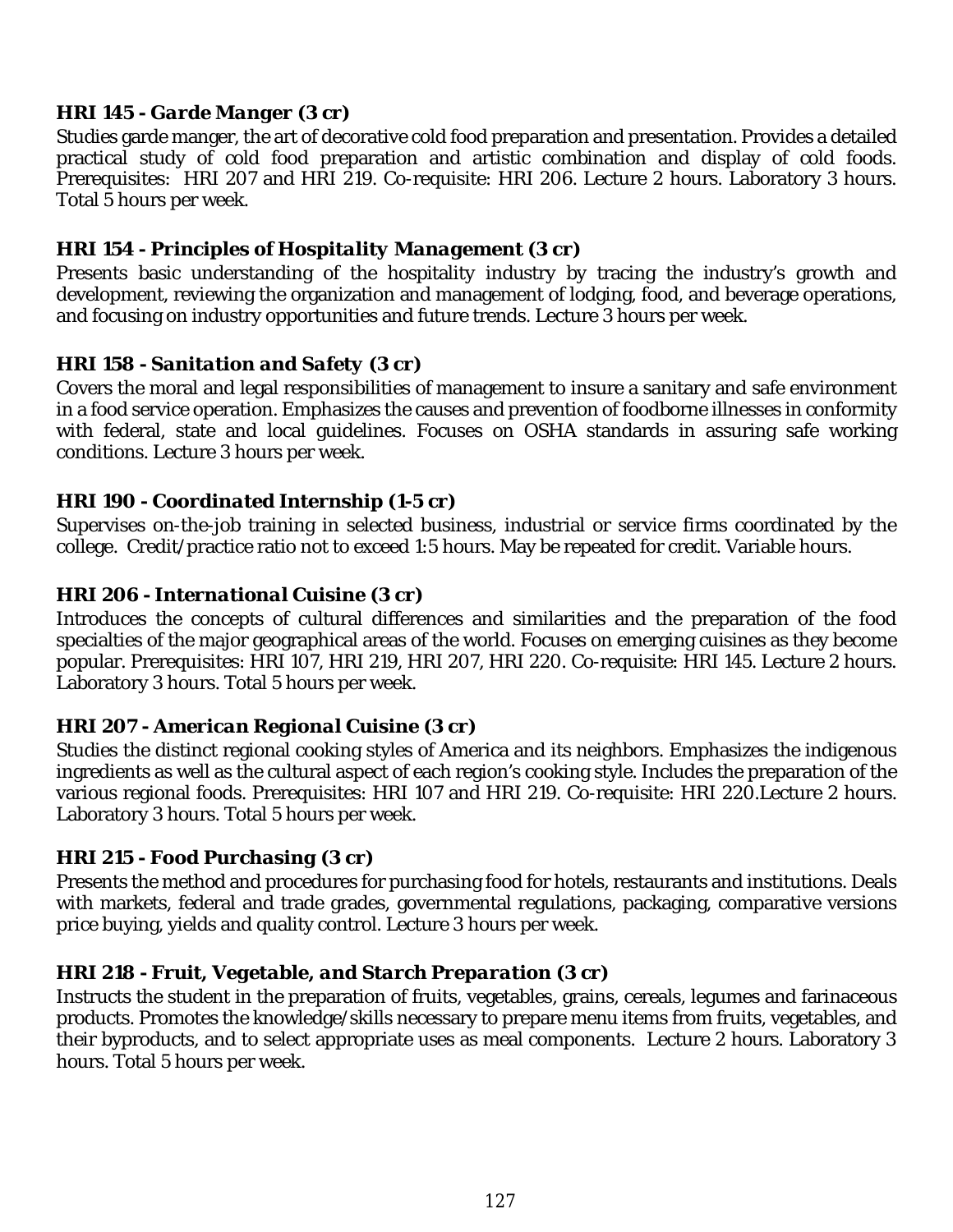### *HRI 145 - Garde Manger (3 cr)*

Studies garde manger, the art of decorative cold food preparation and presentation. Provides a detailed practical study of cold food preparation and artistic combination and display of cold foods. Prerequisites: HRI 207 and HRI 219. Co-requisite: HRI 206. Lecture 2 hours. Laboratory 3 hours. Total 5 hours per week.

### *HRI 154 - Principles of Hospitality Management (3 cr)*

Presents basic understanding of the hospitality industry by tracing the industry's growth and development, reviewing the organization and management of lodging, food, and beverage operations, and focusing on industry opportunities and future trends. Lecture 3 hours per week.

### *HRI 158 - Sanitation and Safety (3 cr)*

Covers the moral and legal responsibilities of management to insure a sanitary and safe environment in a food service operation. Emphasizes the causes and prevention of foodborne illnesses in conformity with federal, state and local guidelines. Focuses on OSHA standards in assuring safe working conditions. Lecture 3 hours per week.

### *HRI 190 - Coordinated Internship (1-5 cr)*

Supervises on-the-job training in selected business, industrial or service firms coordinated by the college. Credit/practice ratio not to exceed 1:5 hours. May be repeated for credit. Variable hours.

### *HRI 206 - International Cuisine (3 cr)*

Introduces the concepts of cultural differences and similarities and the preparation of the food specialties of the major geographical areas of the world. Focuses on emerging cuisines as they become popular. Prerequisites: HRI 107, HRI 219, HRI 207, HRI 220. Co-requisite: HRI 145. Lecture 2 hours. Laboratory 3 hours. Total 5 hours per week.

### *HRI 207 - American Regional Cuisine (3 cr)*

Studies the distinct regional cooking styles of America and its neighbors. Emphasizes the indigenous ingredients as well as the cultural aspect of each region's cooking style. Includes the preparation of the various regional foods. Prerequisites: HRI 107 and HRI 219. Co-requisite: HRI 220.Lecture 2 hours. Laboratory 3 hours. Total 5 hours per week.

### *HRI 215 - Food Purchasing (3 cr)*

Presents the method and procedures for purchasing food for hotels, restaurants and institutions. Deals with markets, federal and trade grades, governmental regulations, packaging, comparative versions price buying, yields and quality control. Lecture 3 hours per week.

### *HRI 218 - Fruit, Vegetable, and Starch Preparation (3 cr)*

Instructs the student in the preparation of fruits, vegetables, grains, cereals, legumes and farinaceous products. Promotes the knowledge/skills necessary to prepare menu items from fruits, vegetables, and their byproducts, and to select appropriate uses as meal components. Lecture 2 hours. Laboratory 3 hours. Total 5 hours per week.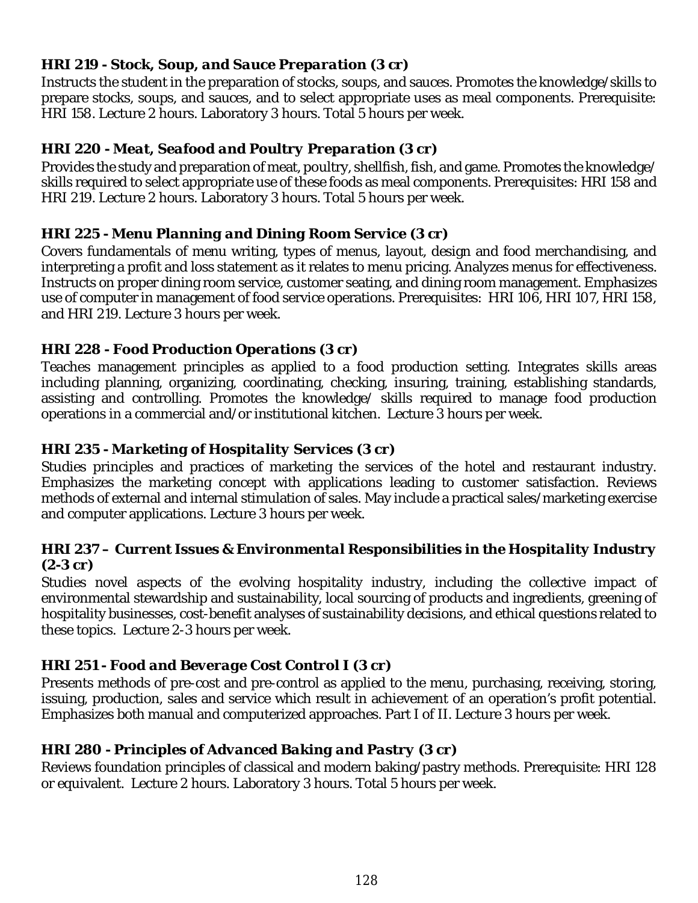### ***HRI 219 - Stock, Soup, and Sauce Preparation (3 cr)***

Instructs the student in the preparation of stocks, soups, and sauces. Promotes the knowledge/skills to prepare stocks, soups, and sauces, and to select appropriate uses as meal components. Prerequisite: HRI 158. Lecture 2 hours. Laboratory 3 hours. Total 5 hours per week.

### ***HRI 220 - Meat, Seafood and Poultry Preparation (3 cr)***

Provides the study and preparation of meat, poultry, shellfish, fish, and game. Promotes the knowledge/ skills required to select appropriate use of these foods as meal components. Prerequisites: HRI 158 and HRI 219. Lecture 2 hours. Laboratory 3 hours. Total 5 hours per week.

### ***HRI 225 - Menu Planning and Dining Room Service (3 cr)***

Covers fundamentals of menu writing, types of menus, layout, design and food merchandising, and interpreting a profit and loss statement as it relates to menu pricing. Analyzes menus for effectiveness. Instructs on proper dining room service, customer seating, and dining room management. Emphasizes use of computer in management of food service operations. Prerequisites: HRI 106, HRI 107, HRI 158, and HRI 219. Lecture 3 hours per week.

### ***HRI 228 - Food Production Operations (3 cr)***

Teaches management principles as applied to a food production setting. Integrates skills areas including planning, organizing, coordinating, checking, insuring, training, establishing standards, assisting and controlling. Promotes the knowledge/ skills required to manage food production operations in a commercial and/or institutional kitchen. Lecture 3 hours per week.

### ***HRI 235 - Marketing of Hospitality Services (3 cr)***

Studies principles and practices of marketing the services of the hotel and restaurant industry. Emphasizes the marketing concept with applications leading to customer satisfaction. Reviews methods of external and internal stimulation of sales. May include a practical sales/marketing exercise and computer applications. Lecture 3 hours per week.

### ***HRI 237 – Current Issues & Environmental Responsibilities in the Hospitality Industry (2-3 cr)***

Studies novel aspects of the evolving hospitality industry, including the collective impact of environmental stewardship and sustainability, local sourcing of products and ingredients, greening of hospitality businesses, cost-benefit analyses of sustainability decisions, and ethical questions related to these topics. Lecture 2-3 hours per week.

### ***HRI 251 - Food and Beverage Cost Control I (3 cr)***

Presents methods of pre-cost and pre-control as applied to the menu, purchasing, receiving, storing, issuing, production, sales and service which result in achievement of an operation's profit potential. Emphasizes both manual and computerized approaches. Part I of II. Lecture 3 hours per week.

### ***HRI 280 - Principles of Advanced Baking and Pastry (3 cr)***

Reviews foundation principles of classical and modern baking/pastry methods. Prerequisite: HRI 128 or equivalent. Lecture 2 hours. Laboratory 3 hours. Total 5 hours per week.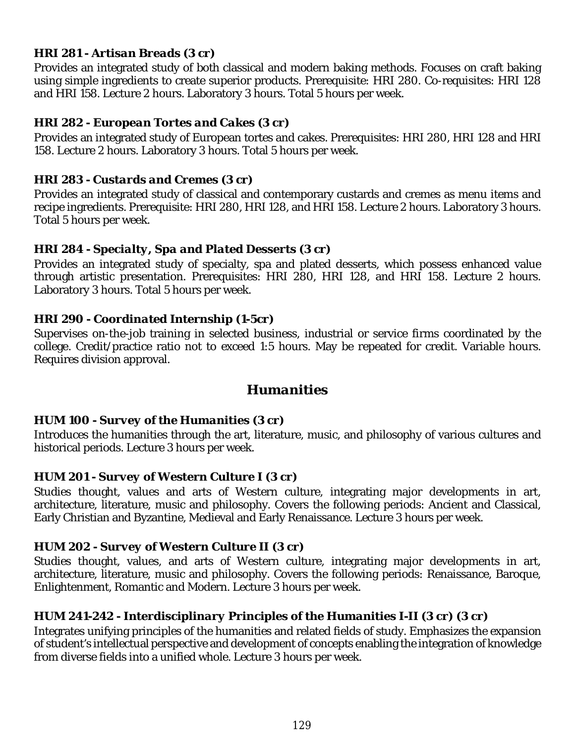### *HRI 281 - Artisan Breads (3 cr)*

Provides an integrated study of both classical and modern baking methods. Focuses on craft baking using simple ingredients to create superior products. Prerequisite: HRI 280. Co-requisites: HRI 128 and HRI 158. Lecture 2 hours. Laboratory 3 hours. Total 5 hours per week.

### *HRI 282 - European Tortes and Cakes (3 cr)*

Provides an integrated study of European tortes and cakes. Prerequisites: HRI 280, HRI 128 and HRI 158. Lecture 2 hours. Laboratory 3 hours. Total 5 hours per week.

### *HRI 283 - Custards and Cremes (3 cr)*

Provides an integrated study of classical and contemporary custards and cremes as menu items and recipe ingredients. Prerequisite: HRI 280, HRI 128, and HRI 158. Lecture 2 hours. Laboratory 3 hours. Total 5 hours per week.

### *HRI 284 - Specialty, Spa and Plated Desserts (3 cr)*

Provides an integrated study of specialty, spa and plated desserts, which possess enhanced value through artistic presentation. Prerequisites: HRI 280, HRI 128, and HRI 158. Lecture 2 hours. Laboratory 3 hours. Total 5 hours per week.

### *HRI 290 - Coordinated Internship (1-5cr)*

Supervises on-the-job training in selected business, industrial or service firms coordinated by the college. Credit/practice ratio not to exceed 1:5 hours. May be repeated for credit. Variable hours. Requires division approval.

## *Humanities*

### *HUM 100 - Survey of the Humanities (3 cr)*

Introduces the humanities through the art, literature, music, and philosophy of various cultures and historical periods. Lecture 3 hours per week.

### *HUM 201 - Survey of Western Culture I (3 cr)*

Studies thought, values and arts of Western culture, integrating major developments in art, architecture, literature, music and philosophy. Covers the following periods: Ancient and Classical, Early Christian and Byzantine, Medieval and Early Renaissance. Lecture 3 hours per week.

### *HUM 202 - Survey of Western Culture II (3 cr)*

Studies thought, values, and arts of Western culture, integrating major developments in art, architecture, literature, music and philosophy. Covers the following periods: Renaissance, Baroque, Enlightenment, Romantic and Modern. Lecture 3 hours per week.

### *HUM 241-242 - Interdisciplinary Principles of the Humanities I-II (3 cr) (3 cr)*

Integrates unifying principles of the humanities and related fields of study. Emphasizes the expansion of student's intellectual perspective and development of concepts enabling the integration of knowledge from diverse fields into a unified whole. Lecture 3 hours per week.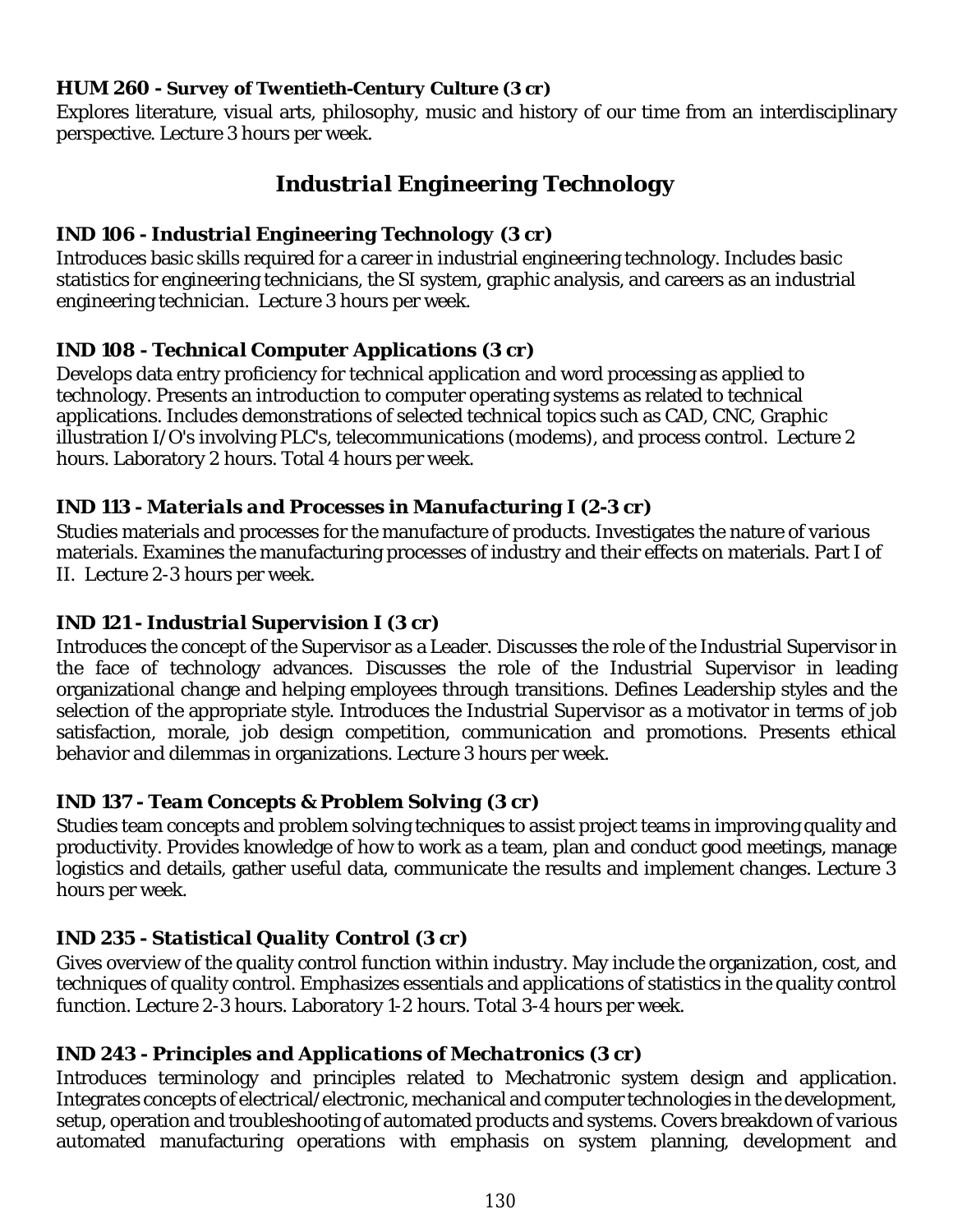### HUM 260 - Survey of Twentieth-Century Culture (3 cr)

Explores literature, visual arts, philosophy, music and history of our time from an interdisciplinary perspective. Lecture 3 hours per week.

## Industrial Engineering Technology

### IND 106 - Industrial Engineering Technology (3 cr)

Introduces basic skills required for a career in industrial engineering technology. Includes basic statistics for engineering technicians, the SI system, graphic analysis, and careers as an industrial engineering technician. Lecture 3 hours per week.

### IND 108 - Technical Computer Applications (3 cr)

Develops data entry proficiency for technical application and word processing as applied to technology. Presents an introduction to computer operating systems as related to technical applications. Includes demonstrations of selected technical topics such as CAD, CNC, Graphic illustration I/O's involving PLC's, telecommunications (modems), and process control. Lecture 2 hours. Laboratory 2 hours. Total 4 hours per week.

### IND 113 - Materials and Processes in Manufacturing I (2-3 cr)

Studies materials and processes for the manufacture of products. Investigates the nature of various materials. Examines the manufacturing processes of industry and their effects on materials. Part I of II. Lecture 2-3 hours per week.

### IND 121 - Industrial Supervision I (3 cr)

Introduces the concept of the Supervisor as a Leader. Discusses the role of the Industrial Supervisor in the face of technology advances. Discusses the role of the Industrial Supervisor in leading organizational change and helping employees through transitions. Defines Leadership styles and the selection of the appropriate style. Introduces the Industrial Supervisor as a motivator in terms of job satisfaction, morale, job design competition, communication and promotions. Presents ethical behavior and dilemmas in organizations. Lecture 3 hours per week.

### IND 137 - Team Concepts & Problem Solving (3 cr)

Studies team concepts and problem solving techniques to assist project teams in improving quality and productivity. Provides knowledge of how to work as a team, plan and conduct good meetings, manage logistics and details, gather useful data, communicate the results and implement changes. Lecture 3 hours per week.

### IND 235 - Statistical Quality Control (3 cr)

Gives overview of the quality control function within industry. May include the organization, cost, and techniques of quality control. Emphasizes essentials and applications of statistics in the quality control function. Lecture 2-3 hours. Laboratory 1-2 hours. Total 3-4 hours per week.

### IND 243 - Principles and Applications of Mechatronics (3 cr)

Introduces terminology and principles related to Mechatronic system design and application. Integrates concepts of electrical/electronic, mechanical and computer technologies in the development, setup, operation and troubleshooting of automated products and systems. Covers breakdown of various automated manufacturing operations with emphasis on system planning, development and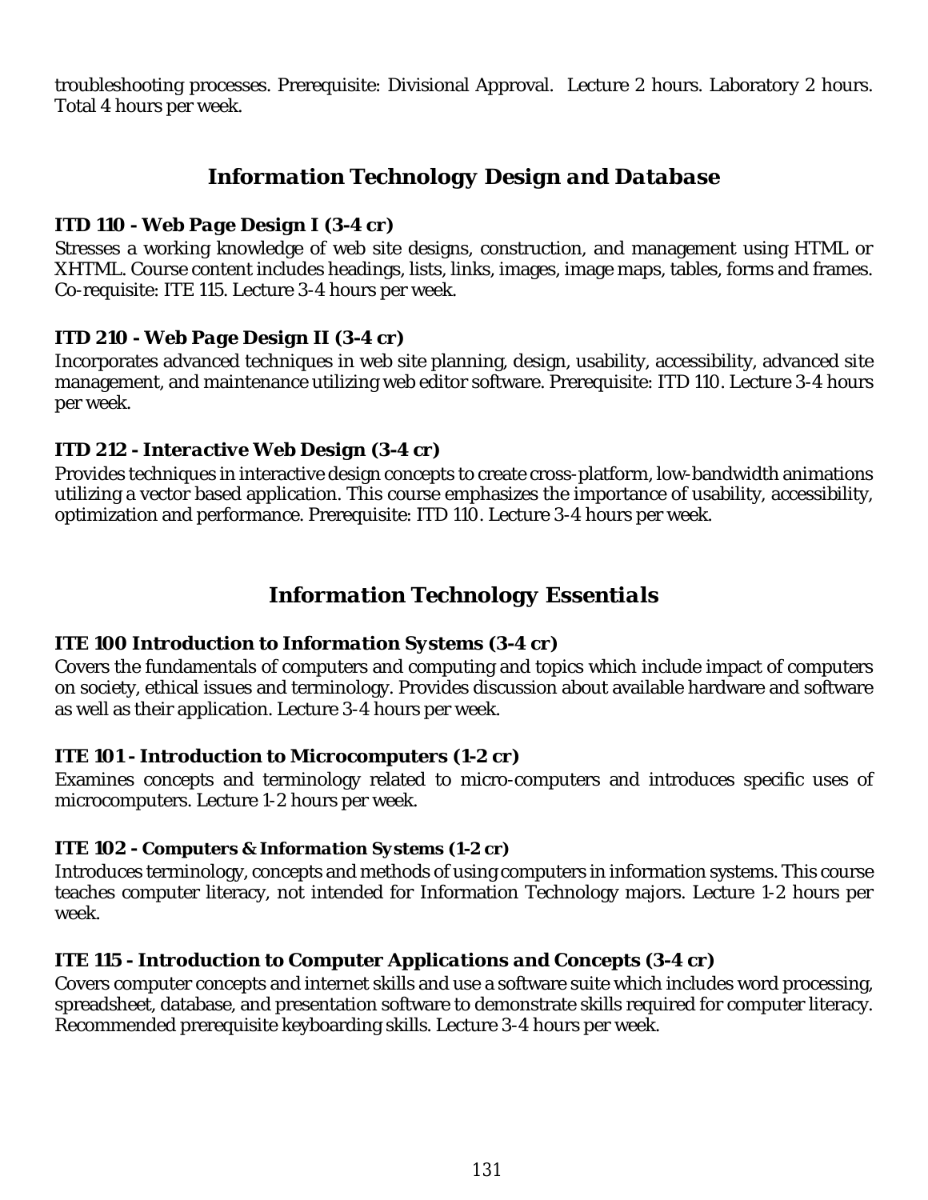troubleshooting processes. Prerequisite: Divisional Approval. Lecture 2 hours. Laboratory 2 hours. Total 4 hours per week.

## Information Technology Design and Database

### ITD 110 - Web Page Design I (3-4 cr)

Stresses a working knowledge of web site designs, construction, and management using HTML or XHTML. Course content includes headings, lists, links, images, image maps, tables, forms and frames. Co-requisite: ITE 115. Lecture 3-4 hours per week.

### ITD 210 - Web Page Design II (3-4 cr)

Incorporates advanced techniques in web site planning, design, usability, accessibility, advanced site management, and maintenance utilizing web editor software. Prerequisite: ITD 110. Lecture 3-4 hours per week.

### ITD 212 - Interactive Web Design (3-4 cr)

Provides techniques in interactive design concepts to create cross-platform, low-bandwidth animations utilizing a vector based application. This course emphasizes the importance of usability, accessibility, optimization and performance. Prerequisite: ITD 110. Lecture 3-4 hours per week.

## Information Technology Essentials

### ITE 100 Introduction to Information Systems (3-4 cr)

Covers the fundamentals of computers and computing and topics which include impact of computers on society, ethical issues and terminology. Provides discussion about available hardware and software as well as their application. Lecture 3-4 hours per week.

### ITE 101 - Introduction to Microcomputers (1-2 cr)

Examines concepts and terminology related to micro-computers and introduces specific uses of microcomputers. Lecture 1-2 hours per week.

### ITE 102 - Computers & Information Systems (1-2 cr)

Introduces terminology, concepts and methods of using computers in information systems. This course teaches computer literacy, not intended for Information Technology majors. Lecture 1-2 hours per week.

### ITE 115 - Introduction to Computer Applications and Concepts (3-4 cr)

Covers computer concepts and internet skills and use a software suite which includes word processing, spreadsheet, database, and presentation software to demonstrate skills required for computer literacy. Recommended prerequisite keyboarding skills. Lecture 3-4 hours per week.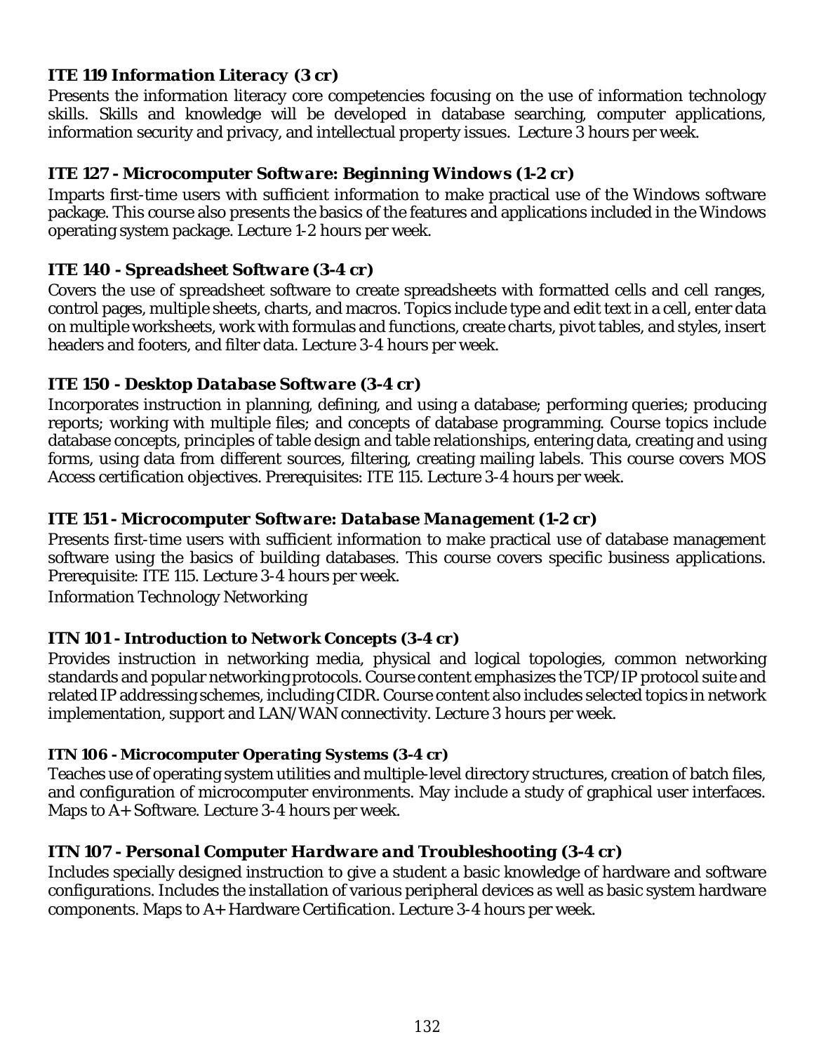**ITE 119 Information Literacy (3 cr)**

Presents the information literacy core competencies focusing on the use of information technology skills. Skills and knowledge will be developed in database searching, computer applications, information security and privacy, and intellectual property issues. Lecture 3 hours per week.

**ITE 127 - Microcomputer Software: Beginning Windows (1-2 cr)**

Imparts first-time users with sufficient information to make practical use of the Windows software package. This course also presents the basics of the features and applications included in the Windows operating system package. Lecture 1-2 hours per week.

**ITE 140 - Spreadsheet Software (3-4 cr)**

Covers the use of spreadsheet software to create spreadsheets with formatted cells and cell ranges, control pages, multiple sheets, charts, and macros. Topics include type and edit text in a cell, enter data on multiple worksheets, work with formulas and functions, create charts, pivot tables, and styles, insert headers and footers, and filter data. Lecture 3-4 hours per week.

**ITE 150 - Desktop Database Software (3-4 cr)**

Incorporates instruction in planning, defining, and using a database; performing queries; producing reports; working with multiple files; and concepts of database programming. Course topics include database concepts, principles of table design and table relationships, entering data, creating and using forms, using data from different sources, filtering, creating mailing labels. This course covers MOS Access certification objectives. Prerequisites: ITE 115. Lecture 3-4 hours per week.

**ITE 151 - Microcomputer Software: Database Management (1-2 cr)**

Presents first-time users with sufficient information to make practical use of database management software using the basics of building databases. This course covers specific business applications. Prerequisite: ITE 115. Lecture 3-4 hours per week.

Information Technology Networking

**ITN 101 - Introduction to Network Concepts (3-4 cr)**

Provides instruction in networking media, physical and logical topologies, common networking standards and popular networking protocols. Course content emphasizes the TCP/IP protocol suite and related IP addressing schemes, including CIDR. Course content also includes selected topics in network implementation, support and LAN/WAN connectivity. Lecture 3 hours per week.

**ITN 106 - Microcomputer Operating Systems (3-4 cr)**

Teaches use of operating system utilities and multiple-level directory structures, creation of batch files, and configuration of microcomputer environments. May include a study of graphical user interfaces. Maps to A+ Software. Lecture 3-4 hours per week.

**ITN 107 - Personal Computer Hardware and Troubleshooting (3-4 cr)**

Includes specially designed instruction to give a student a basic knowledge of hardware and software configurations. Includes the installation of various peripheral devices as well as basic system hardware components. Maps to A+ Hardware Certification. Lecture 3-4 hours per week.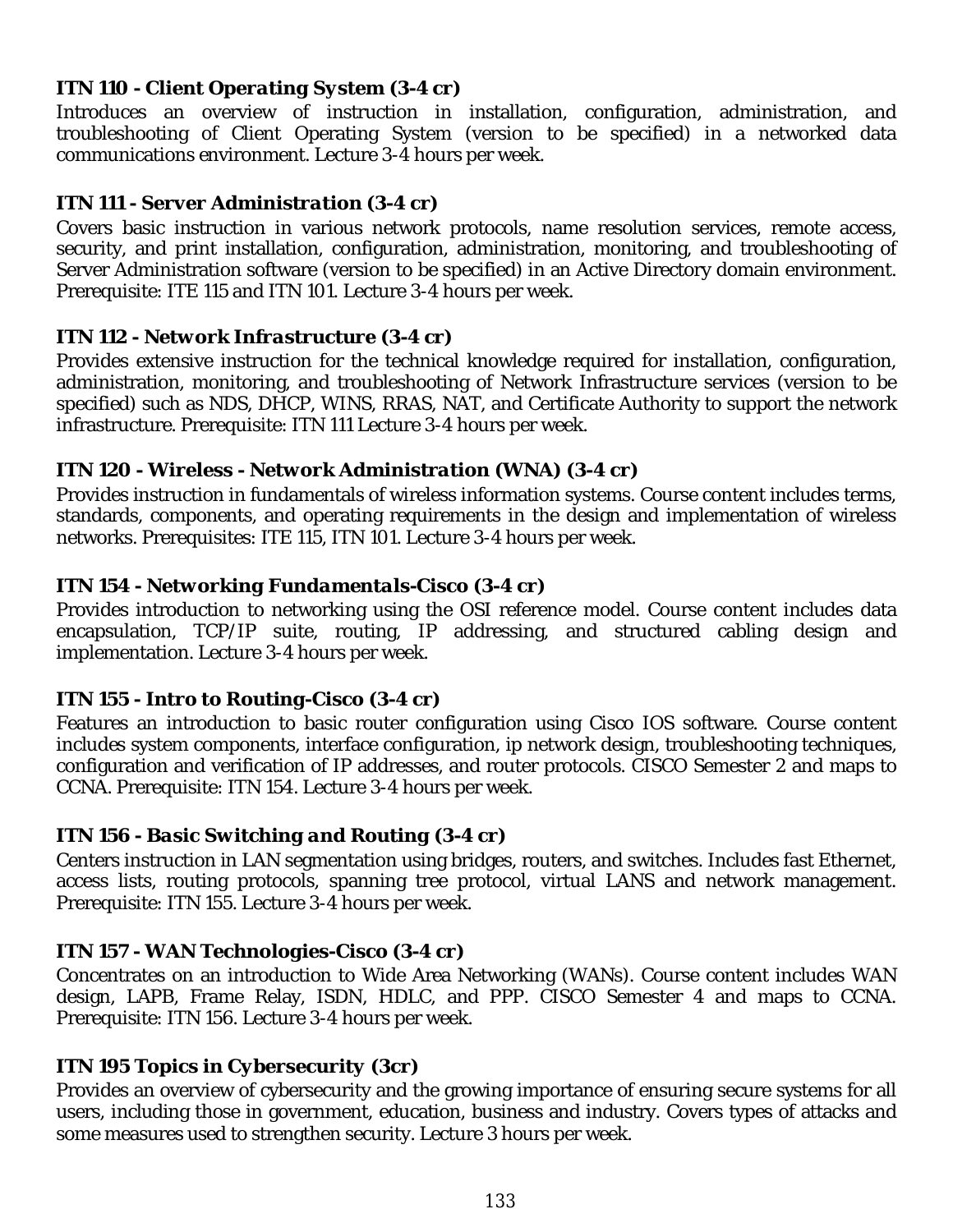**ITN 110 - Client Operating System (3-4 cr)**

Introduces an overview of instruction in installation, configuration, administration, and troubleshooting of Client Operating System (version to be specified) in a networked data communications environment. Lecture 3-4 hours per week.

**ITN 111 - Server Administration (3-4 cr)**

Covers basic instruction in various network protocols, name resolution services, remote access, security, and print installation, configuration, administration, monitoring, and troubleshooting of Server Administration software (version to be specified) in an Active Directory domain environment. Prerequisite: ITE 115 and ITN 101. Lecture 3-4 hours per week.

**ITN 112 - Network Infrastructure (3-4 cr)**

Provides extensive instruction for the technical knowledge required for installation, configuration, administration, monitoring, and troubleshooting of Network Infrastructure services (version to be specified) such as NDS, DHCP, WINS, RRAS, NAT, and Certificate Authority to support the network infrastructure. Prerequisite: ITN 111 Lecture 3-4 hours per week.

**ITN 120 - Wireless - Network Administration (WNA) (3-4 cr)**

Provides instruction in fundamentals of wireless information systems. Course content includes terms, standards, components, and operating requirements in the design and implementation of wireless networks. Prerequisites: ITE 115, ITN 101. Lecture 3-4 hours per week.

**ITN 154 - Networking Fundamentals-Cisco (3-4 cr)**

Provides introduction to networking using the OSI reference model. Course content includes data encapsulation, TCP/IP suite, routing, IP addressing, and structured cabling design and implementation. Lecture 3-4 hours per week.

**ITN 155 - Intro to Routing-Cisco (3-4 cr)**

Features an introduction to basic router configuration using Cisco IOS software. Course content includes system components, interface configuration, ip network design, troubleshooting techniques, configuration and verification of IP addresses, and router protocols. CISCO Semester 2 and maps to CCNA. Prerequisite: ITN 154. Lecture 3-4 hours per week.

**ITN 156 - Basic Switching and Routing (3-4 cr)**

Centers instruction in LAN segmentation using bridges, routers, and switches. Includes fast Ethernet, access lists, routing protocols, spanning tree protocol, virtual LANS and network management. Prerequisite: ITN 155. Lecture 3-4 hours per week.

**ITN 157 - WAN Technologies-Cisco (3-4 cr)**

Concentrates on an introduction to Wide Area Networking (WANs). Course content includes WAN design, LAPB, Frame Relay, ISDN, HDLC, and PPP. CISCO Semester 4 and maps to CCNA. Prerequisite: ITN 156. Lecture 3-4 hours per week.

**ITN 195 Topics in Cybersecurity (3cr)**

Provides an overview of cybersecurity and the growing importance of ensuring secure systems for all users, including those in government, education, business and industry. Covers types of attacks and some measures used to strengthen security. Lecture 3 hours per week.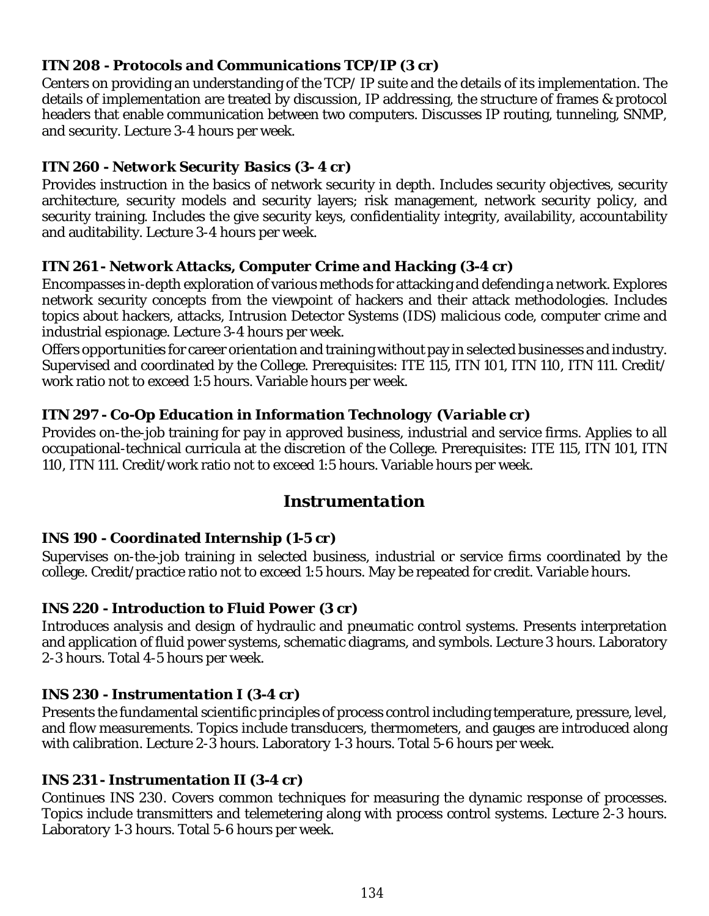**ITN 208 - Protocols and Communications TCP/IP (3 cr)**

Centers on providing an understanding of the TCP/ IP suite and the details of its implementation. The details of implementation are treated by discussion, IP addressing, the structure of frames & protocol headers that enable communication between two computers. Discusses IP routing, tunneling, SNMP, and security. Lecture 3-4 hours per week.

**ITN 260 - Network Security Basics (3- 4 cr)**

Provides instruction in the basics of network security in depth. Includes security objectives, security architecture, security models and security layers; risk management, network security policy, and security training. Includes the give security keys, confidentiality integrity, availability, accountability and auditability. Lecture 3-4 hours per week.

**ITN 261 - Network Attacks, Computer Crime and Hacking (3-4 cr)**

Encompasses in-depth exploration of various methods for attacking and defending a network. Explores network security concepts from the viewpoint of hackers and their attack methodologies. Includes topics about hackers, attacks, Intrusion Detector Systems (IDS) malicious code, computer crime and industrial espionage. Lecture 3-4 hours per week.

Offers opportunities for career orientation and training without pay in selected businesses and industry. Supervised and coordinated by the College. Prerequisites: ITE 115, ITN 101, ITN 110, ITN 111. Credit/ work ratio not to exceed 1:5 hours. Variable hours per week.

**ITN 297 - Co-Op Education in Information Technology (Variable cr)**

Provides on-the-job training for pay in approved business, industrial and service firms. Applies to all occupational-technical curricula at the discretion of the College. Prerequisites: ITE 115, ITN 101, ITN 110, ITN 111. Credit/work ratio not to exceed 1:5 hours. Variable hours per week.

## Instrumentation

**INS 190 - Coordinated Internship (1-5 cr)**

Supervises on-the-job training in selected business, industrial or service firms coordinated by the college. Credit/practice ratio not to exceed 1:5 hours. May be repeated for credit. Variable hours.

**INS 220 - Introduction to Fluid Power (3 cr)**

Introduces analysis and design of hydraulic and pneumatic control systems. Presents interpretation and application of fluid power systems, schematic diagrams, and symbols. Lecture 3 hours. Laboratory 2-3 hours. Total 4-5 hours per week.

**INS 230 - Instrumentation I (3-4 cr)**

Presents the fundamental scientific principles of process control including temperature, pressure, level, and flow measurements. Topics include transducers, thermometers, and gauges are introduced along with calibration. Lecture 2-3 hours. Laboratory 1-3 hours. Total 5-6 hours per week.

**INS 231 - Instrumentation II (3-4 cr)**

Continues INS 230. Covers common techniques for measuring the dynamic response of processes. Topics include transmitters and telemetering along with process control systems. Lecture 2-3 hours. Laboratory 1-3 hours. Total 5-6 hours per week.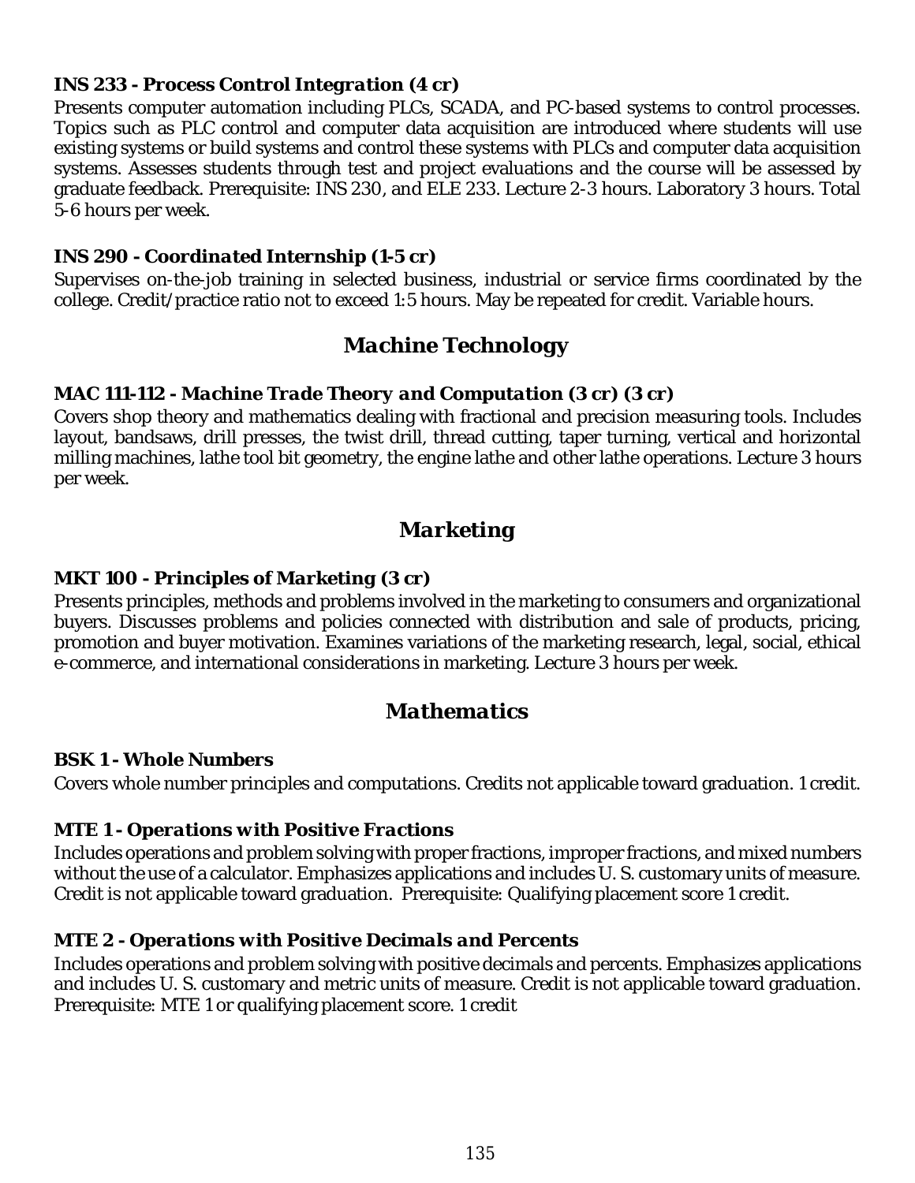### INS 233 - Process Control Integration (4 cr)

Presents computer automation including PLCs, SCADA, and PC-based systems to control processes. Topics such as PLC control and computer data acquisition are introduced where students will use existing systems or build systems and control these systems with PLCs and computer data acquisition systems. Assesses students through test and project evaluations and the course will be assessed by graduate feedback. Prerequisite: INS 230, and ELE 233. Lecture 2-3 hours. Laboratory 3 hours. Total 5-6 hours per week.

### INS 290 - Coordinated Internship (1-5 cr)

Supervises on-the-job training in selected business, industrial or service firms coordinated by the college. Credit/practice ratio not to exceed 1:5 hours. May be repeated for credit. Variable hours.

## Machine Technology

### MAC 111-112 - Machine Trade Theory and Computation (3 cr) (3 cr)

Covers shop theory and mathematics dealing with fractional and precision measuring tools. Includes layout, bandsaws, drill presses, the twist drill, thread cutting, taper turning, vertical and horizontal milling machines, lathe tool bit geometry, the engine lathe and other lathe operations. Lecture 3 hours per week.

## Marketing

### MKT 100 - Principles of Marketing (3 cr)

Presents principles, methods and problems involved in the marketing to consumers and organizational buyers. Discusses problems and policies connected with distribution and sale of products, pricing, promotion and buyer motivation. Examines variations of the marketing research, legal, social, ethical e-commerce, and international considerations in marketing. Lecture 3 hours per week.

## Mathematics

### BSK 1 - Whole Numbers

Covers whole number principles and computations. Credits not applicable toward graduation. 1 credit.

### MTE 1 - Operations with Positive Fractions

Includes operations and problem solving with proper fractions, improper fractions, and mixed numbers without the use of a calculator. Emphasizes applications and includes U. S. customary units of measure. Credit is not applicable toward graduation. Prerequisite: Qualifying placement score 1 credit.

### MTE 2 - Operations with Positive Decimals and Percents

Includes operations and problem solving with positive decimals and percents. Emphasizes applications and includes U. S. customary and metric units of measure. Credit is not applicable toward graduation. Prerequisite: MTE 1 or qualifying placement score. 1 credit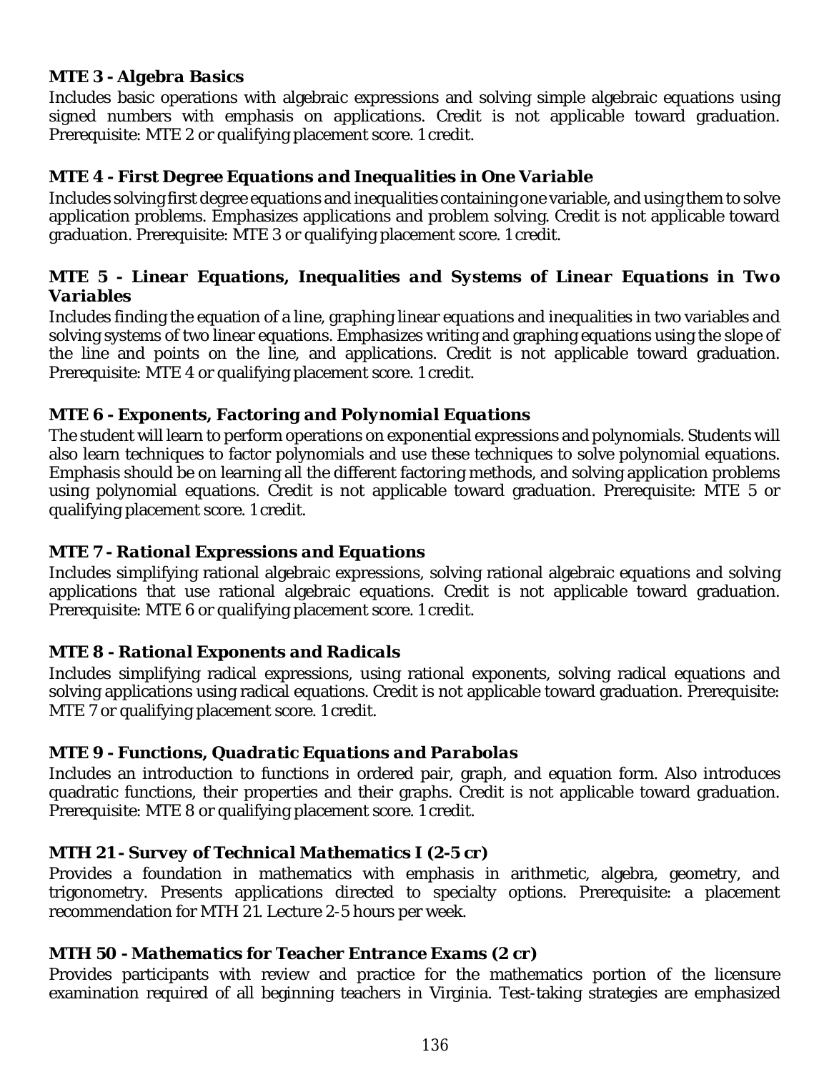### *MTE 3 - Algebra Basics*

Includes basic operations with algebraic expressions and solving simple algebraic equations using signed numbers with emphasis on applications. Credit is not applicable toward graduation. Prerequisite: MTE 2 or qualifying placement score. 1 credit.

### *MTE 4 - First Degree Equations and Inequalities in One Variable*

Includes solving first degree equations and inequalities containing one variable, and using them to solve application problems. Emphasizes applications and problem solving. Credit is not applicable toward graduation. Prerequisite: MTE 3 or qualifying placement score. 1 credit.

### *MTE 5 - Linear Equations, Inequalities and Systems of Linear Equations in Two Variables*

Includes finding the equation of a line, graphing linear equations and inequalities in two variables and solving systems of two linear equations. Emphasizes writing and graphing equations using the slope of the line and points on the line, and applications. Credit is not applicable toward graduation. Prerequisite: MTE 4 or qualifying placement score. 1 credit.

### *MTE 6 - Exponents, Factoring and Polynomial Equations*

The student will learn to perform operations on exponential expressions and polynomials. Students will also learn techniques to factor polynomials and use these techniques to solve polynomial equations. Emphasis should be on learning all the different factoring methods, and solving application problems using polynomial equations. Credit is not applicable toward graduation. Prerequisite: MTE 5 or qualifying placement score. 1 credit.

### *MTE 7 - Rational Expressions and Equations*

Includes simplifying rational algebraic expressions, solving rational algebraic equations and solving applications that use rational algebraic equations. Credit is not applicable toward graduation. Prerequisite: MTE 6 or qualifying placement score. 1 credit.

### *MTE 8 - Rational Exponents and Radicals*

Includes simplifying radical expressions, using rational exponents, solving radical equations and solving applications using radical equations. Credit is not applicable toward graduation. Prerequisite: MTE 7 or qualifying placement score. 1 credit.

### *MTE 9 - Functions, Quadratic Equations and Parabolas*

Includes an introduction to functions in ordered pair, graph, and equation form. Also introduces quadratic functions, their properties and their graphs. Credit is not applicable toward graduation. Prerequisite: MTE 8 or qualifying placement score. 1 credit.

### *MTH 21 - Survey of Technical Mathematics I (2-5 cr)*

Provides a foundation in mathematics with emphasis in arithmetic, algebra, geometry, and trigonometry. Presents applications directed to specialty options. Prerequisite: a placement recommendation for MTH 21. Lecture 2-5 hours per week.

### *MTH 50 - Mathematics for Teacher Entrance Exams (2 cr)*

Provides participants with review and practice for the mathematics portion of the licensure examination required of all beginning teachers in Virginia. Test-taking strategies are emphasized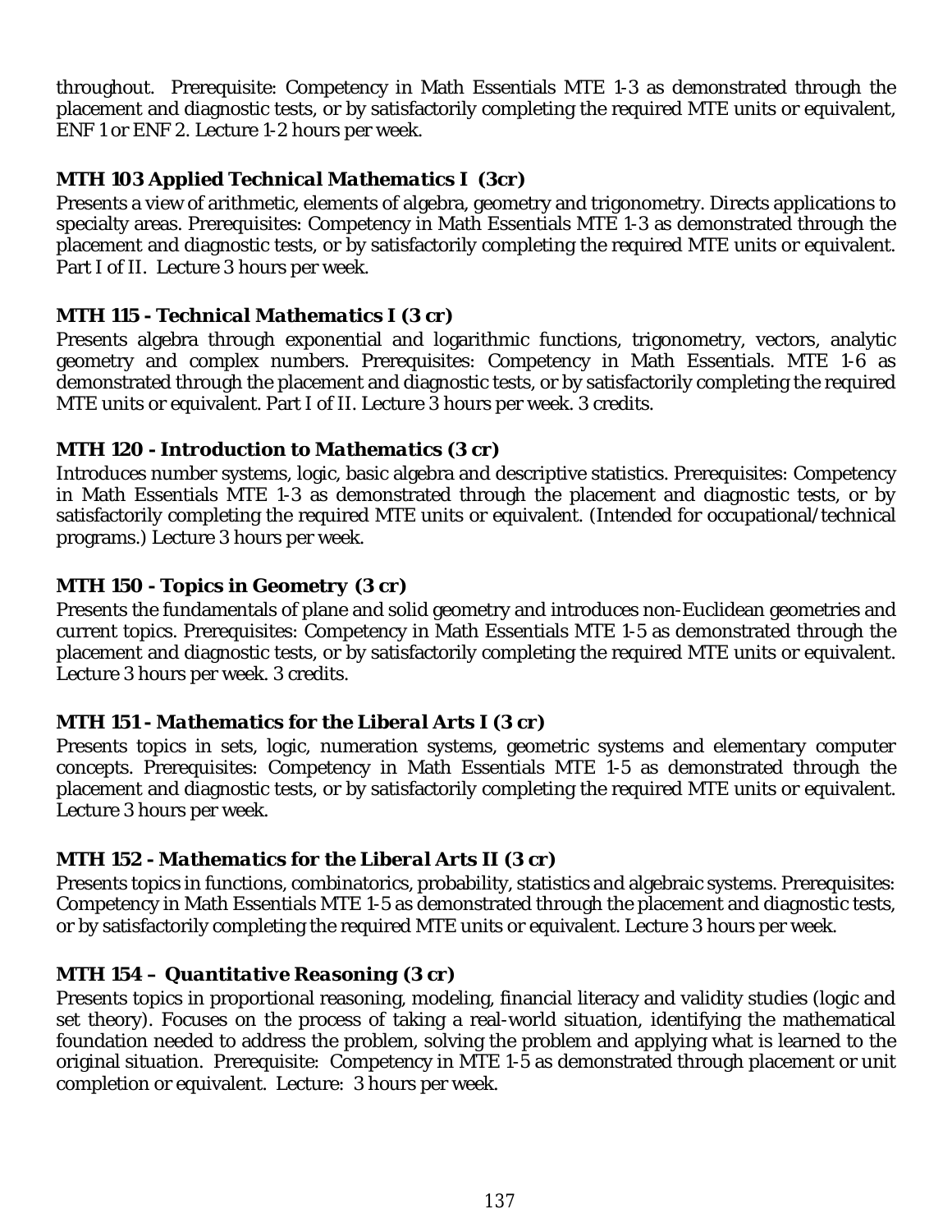throughout. Prerequisite: Competency in Math Essentials MTE 1-3 as demonstrated through the placement and diagnostic tests, or by satisfactorily completing the required MTE units or equivalent, ENF 1 or ENF 2. Lecture 1-2 hours per week.

### MTH 103 Applied Technical Mathematics I (3cr)

Presents a view of arithmetic, elements of algebra, geometry and trigonometry. Directs applications to specialty areas. Prerequisites: Competency in Math Essentials MTE 1-3 as demonstrated through the placement and diagnostic tests, or by satisfactorily completing the required MTE units or equivalent. Part I of II. Lecture 3 hours per week.

### MTH 115 - Technical Mathematics I (3 cr)

Presents algebra through exponential and logarithmic functions, trigonometry, vectors, analytic geometry and complex numbers. Prerequisites: Competency in Math Essentials. MTE 1-6 as demonstrated through the placement and diagnostic tests, or by satisfactorily completing the required MTE units or equivalent. Part I of II. Lecture 3 hours per week. 3 credits.

### MTH 120 - Introduction to Mathematics (3 cr)

Introduces number systems, logic, basic algebra and descriptive statistics. Prerequisites: Competency in Math Essentials MTE 1-3 as demonstrated through the placement and diagnostic tests, or by satisfactorily completing the required MTE units or equivalent. (Intended for occupational/technical programs.) Lecture 3 hours per week.

### MTH 150 - Topics in Geometry (3 cr)

Presents the fundamentals of plane and solid geometry and introduces non-Euclidean geometries and current topics. Prerequisites: Competency in Math Essentials MTE 1-5 as demonstrated through the placement and diagnostic tests, or by satisfactorily completing the required MTE units or equivalent. Lecture 3 hours per week. 3 credits.

### MTH 151 - Mathematics for the Liberal Arts I (3 cr)

Presents topics in sets, logic, numeration systems, geometric systems and elementary computer concepts. Prerequisites: Competency in Math Essentials MTE 1-5 as demonstrated through the placement and diagnostic tests, or by satisfactorily completing the required MTE units or equivalent. Lecture 3 hours per week.

### MTH 152 - Mathematics for the Liberal Arts II (3 cr)

Presents topics in functions, combinatorics, probability, statistics and algebraic systems. Prerequisites: Competency in Math Essentials MTE 1-5 as demonstrated through the placement and diagnostic tests, or by satisfactorily completing the required MTE units or equivalent. Lecture 3 hours per week.

### MTH 154 – Quantitative Reasoning (3 cr)

Presents topics in proportional reasoning, modeling, financial literacy and validity studies (logic and set theory). Focuses on the process of taking a real-world situation, identifying the mathematical foundation needed to address the problem, solving the problem and applying what is learned to the original situation. Prerequisite: Competency in MTE 1-5 as demonstrated through placement or unit completion or equivalent. Lecture: 3 hours per week.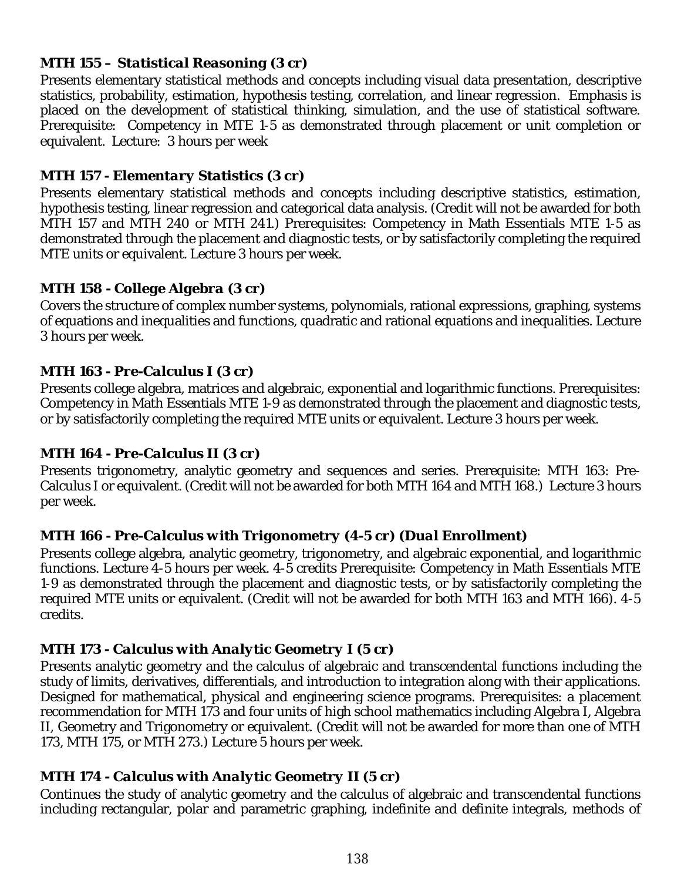**_MTH 155 – Statistical Reasoning (3 cr)_**

Presents elementary statistical methods and concepts including visual data presentation, descriptive statistics, probability, estimation, hypothesis testing, correlation, and linear regression. Emphasis is placed on the development of statistical thinking, simulation, and the use of statistical software. Prerequisite: Competency in MTE 1-5 as demonstrated through placement or unit completion or equivalent. Lecture: 3 hours per week

**_MTH 157 - Elementary Statistics (3 cr)_**

Presents elementary statistical methods and concepts including descriptive statistics, estimation, hypothesis testing, linear regression and categorical data analysis. (Credit will not be awarded for both MTH 157 and MTH 240 or MTH 241.) Prerequisites: Competency in Math Essentials MTE 1-5 as demonstrated through the placement and diagnostic tests, or by satisfactorily completing the required MTE units or equivalent. Lecture 3 hours per week.

**_MTH 158 - College Algebra (3 cr)_**

Covers the structure of complex number systems, polynomials, rational expressions, graphing, systems of equations and inequalities and functions, quadratic and rational equations and inequalities. Lecture 3 hours per week.

**_MTH 163 - Pre-Calculus I (3 cr)_**

Presents college algebra, matrices and algebraic, exponential and logarithmic functions. Prerequisites: Competency in Math Essentials MTE 1-9 as demonstrated through the placement and diagnostic tests, or by satisfactorily completing the required MTE units or equivalent. Lecture 3 hours per week.

**_MTH 164 - Pre-Calculus II (3 cr)_**

Presents trigonometry, analytic geometry and sequences and series. Prerequisite: MTH 163: Pre-Calculus I or equivalent. (Credit will not be awarded for both MTH 164 and MTH 168.) Lecture 3 hours per week.

**_MTH 166 - Pre-Calculus with Trigonometry (4-5 cr) (Dual Enrollment)_**

Presents college algebra, analytic geometry, trigonometry, and algebraic exponential, and logarithmic functions. Lecture 4-5 hours per week. 4-5 credits Prerequisite: Competency in Math Essentials MTE 1-9 as demonstrated through the placement and diagnostic tests, or by satisfactorily completing the required MTE units or equivalent. (Credit will not be awarded for both MTH 163 and MTH 166). 4-5 credits.

**_MTH 173 - Calculus with Analytic Geometry I (5 cr)_**

Presents analytic geometry and the calculus of algebraic and transcendental functions including the study of limits, derivatives, differentials, and introduction to integration along with their applications. Designed for mathematical, physical and engineering science programs. Prerequisites: a placement recommendation for MTH 173 and four units of high school mathematics including Algebra I, Algebra II, Geometry and Trigonometry or equivalent. (Credit will not be awarded for more than one of MTH 173, MTH 175, or MTH 273.) Lecture 5 hours per week.

**_MTH 174 - Calculus with Analytic Geometry II (5 cr)_**

Continues the study of analytic geometry and the calculus of algebraic and transcendental functions including rectangular, polar and parametric graphing, indefinite and definite integrals, methods of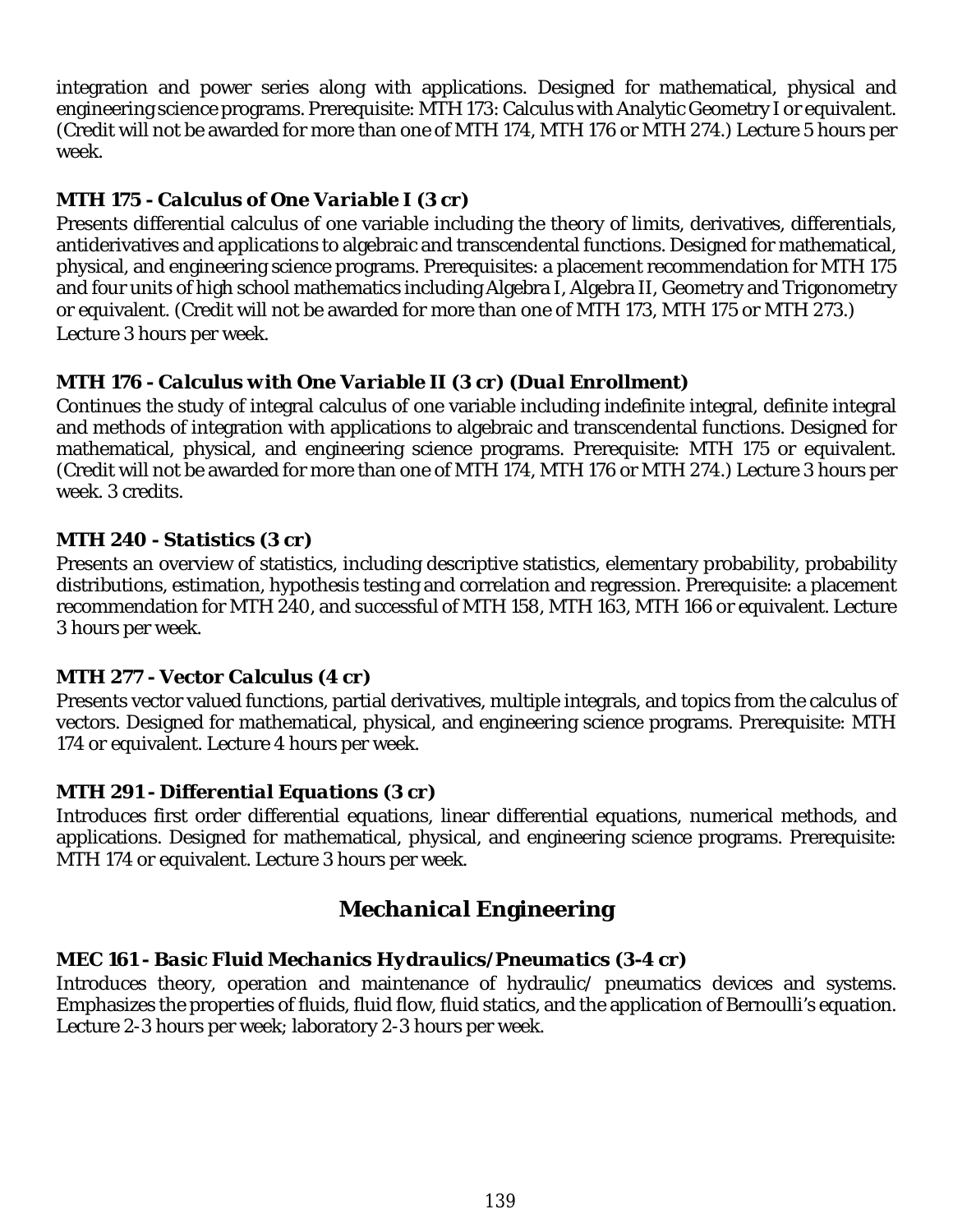integration and power series along with applications. Designed for mathematical, physical and engineering science programs. Prerequisite: MTH 173: Calculus with Analytic Geometry I or equivalent. (Credit will not be awarded for more than one of MTH 174, MTH 176 or MTH 274.) Lecture 5 hours per week.

### MTH 175 - *Calculus of One Variable I (3 cr)*

Presents differential calculus of one variable including the theory of limits, derivatives, differentials, antiderivatives and applications to algebraic and transcendental functions. Designed for mathematical, physical, and engineering science programs. Prerequisites: a placement recommendation for MTH 175 and four units of high school mathematics including Algebra I, Algebra II, Geometry and Trigonometry or equivalent. (Credit will not be awarded for more than one of MTH 173, MTH 175 or MTH 273.) Lecture 3 hours per week.

### MTH 176 - *Calculus with One Variable II (3 cr) (Dual Enrollment)*

Continues the study of integral calculus of one variable including indefinite integral, definite integral and methods of integration with applications to algebraic and transcendental functions. Designed for mathematical, physical, and engineering science programs. Prerequisite: MTH 175 or equivalent. (Credit will not be awarded for more than one of MTH 174, MTH 176 or MTH 274.) Lecture 3 hours per week. 3 credits.

### MTH 240 - *Statistics (3 cr)*

Presents an overview of statistics, including descriptive statistics, elementary probability, probability distributions, estimation, hypothesis testing and correlation and regression. Prerequisite: a placement recommendation for MTH 240, and successful of MTH 158, MTH 163, MTH 166 or equivalent. Lecture 3 hours per week.

### MTH 277 - *Vector Calculus (4 cr)*

Presents vector valued functions, partial derivatives, multiple integrals, and topics from the calculus of vectors. Designed for mathematical, physical, and engineering science programs. Prerequisite: MTH 174 or equivalent. Lecture 4 hours per week.

### MTH 291 - *Differential Equations (3 cr)*

Introduces first order differential equations, linear differential equations, numerical methods, and applications. Designed for mathematical, physical, and engineering science programs. Prerequisite: MTH 174 or equivalent. Lecture 3 hours per week.

## *Mechanical Engineering*

### MEC 161 - *Basic Fluid Mechanics Hydraulics/Pneumatics (3-4 cr)*

Introduces theory, operation and maintenance of hydraulic/ pneumatics devices and systems. Emphasizes the properties of fluids, fluid flow, fluid statics, and the application of Bernoulli's equation. Lecture 2-3 hours per week; laboratory 2-3 hours per week.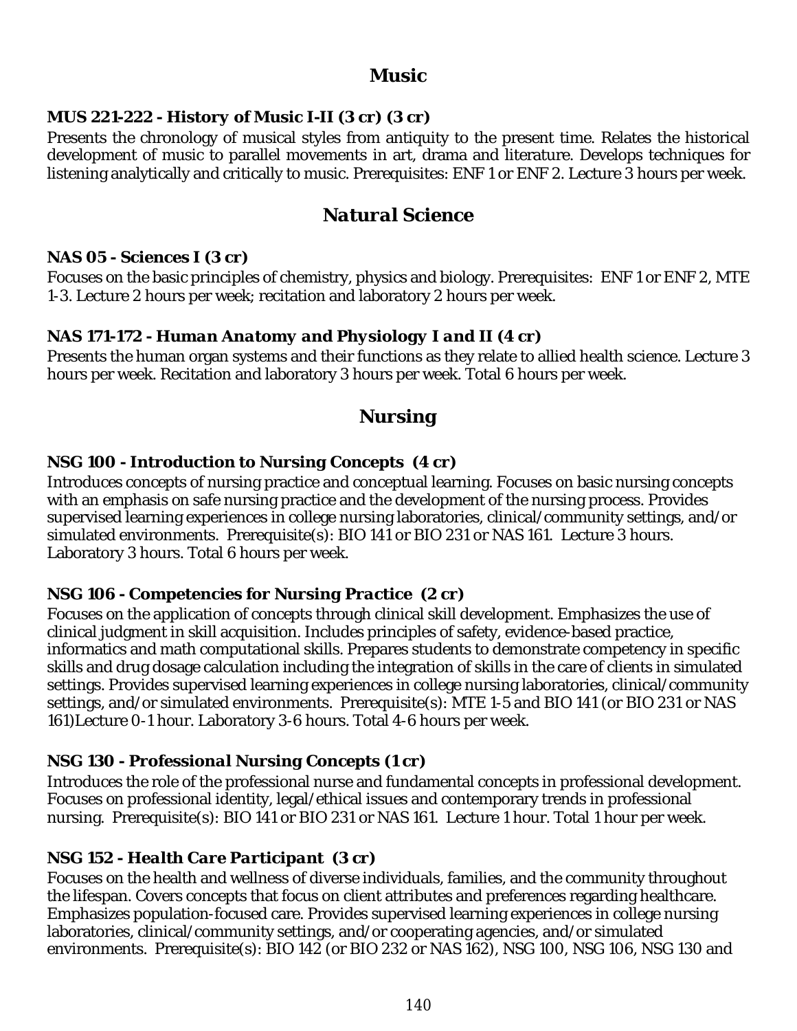## Music

### MUS 221-222 - History of Music I-II (3 cr) (3 cr)

Presents the chronology of musical styles from antiquity to the present time. Relates the historical development of music to parallel movements in art, drama and literature. Develops techniques for listening analytically and critically to music. Prerequisites: ENF 1 or ENF 2. Lecture 3 hours per week.

## Natural Science

### NAS 05 - Sciences I (3 cr)

Focuses on the basic principles of chemistry, physics and biology. Prerequisites: ENF 1 or ENF 2, MTE 1-3. Lecture 2 hours per week; recitation and laboratory 2 hours per week.

### NAS 171-172 - Human Anatomy and Physiology I and II (4 cr)

Presents the human organ systems and their functions as they relate to allied health science. Lecture 3 hours per week. Recitation and laboratory 3 hours per week. Total 6 hours per week.

## Nursing

### NSG 100 - Introduction to Nursing Concepts (4 cr)

Introduces concepts of nursing practice and conceptual learning. Focuses on basic nursing concepts with an emphasis on safe nursing practice and the development of the nursing process. Provides supervised learning experiences in college nursing laboratories, clinical/community settings, and/or simulated environments. Prerequisite(s): BIO 141 or BIO 231 or NAS 161. Lecture 3 hours. Laboratory 3 hours. Total 6 hours per week.

### NSG 106 - Competencies for Nursing Practice (2 cr)

Focuses on the application of concepts through clinical skill development. Emphasizes the use of clinical judgment in skill acquisition. Includes principles of safety, evidence-based practice, informatics and math computational skills. Prepares students to demonstrate competency in specific skills and drug dosage calculation including the integration of skills in the care of clients in simulated settings. Provides supervised learning experiences in college nursing laboratories, clinical/community settings, and/or simulated environments. Prerequisite(s): MTE 1-5 and BIO 141 (or BIO 231 or NAS 161)Lecture 0-1 hour. Laboratory 3-6 hours. Total 4-6 hours per week.

### NSG 130 - Professional Nursing Concepts (1 cr)

Introduces the role of the professional nurse and fundamental concepts in professional development. Focuses on professional identity, legal/ethical issues and contemporary trends in professional nursing. Prerequisite(s): BIO 141 or BIO 231 or NAS 161. Lecture 1 hour. Total 1 hour per week.

### NSG 152 - Health Care Participant (3 cr)

Focuses on the health and wellness of diverse individuals, families, and the community throughout the lifespan. Covers concepts that focus on client attributes and preferences regarding healthcare. Emphasizes population-focused care. Provides supervised learning experiences in college nursing laboratories, clinical/community settings, and/or cooperating agencies, and/or simulated environments. Prerequisite(s): BIO 142 (or BIO 232 or NAS 162), NSG 100, NSG 106, NSG 130 and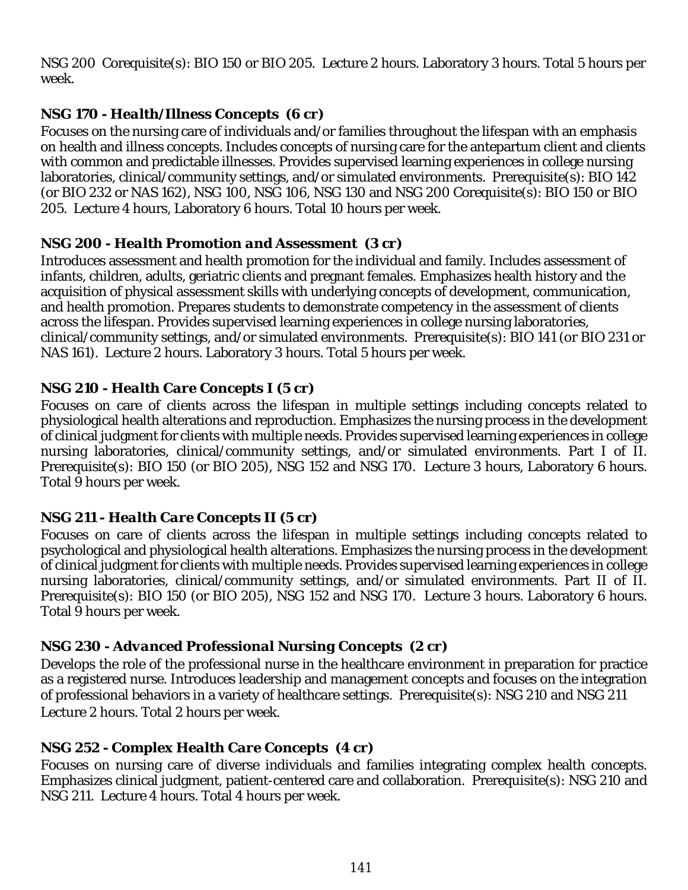NSG 200 Corequisite(s): BIO 150 or BIO 205. Lecture 2 hours. Laboratory 3 hours. Total 5 hours per week.

### NSG 170 - *Health/Illness Concepts* (6 cr)

Focuses on the nursing care of individuals and/or families throughout the lifespan with an emphasis on health and illness concepts. Includes concepts of nursing care for the antepartum client and clients with common and predictable illnesses. Provides supervised learning experiences in college nursing laboratories, clinical/community settings, and/or simulated environments. Prerequisite(s): BIO 142 (or BIO 232 or NAS 162), NSG 100, NSG 106, NSG 130 and NSG 200 Corequisite(s): BIO 150 or BIO 205. Lecture 4 hours, Laboratory 6 hours. Total 10 hours per week.

### NSG 200 - *Health Promotion and Assessment* (3 cr)

Introduces assessment and health promotion for the individual and family. Includes assessment of infants, children, adults, geriatric clients and pregnant females. Emphasizes health history and the acquisition of physical assessment skills with underlying concepts of development, communication, and health promotion. Prepares students to demonstrate competency in the assessment of clients across the lifespan. Provides supervised learning experiences in college nursing laboratories, clinical/community settings, and/or simulated environments. Prerequisite(s): BIO 141 (or BIO 231 or NAS 161). Lecture 2 hours. Laboratory 3 hours. Total 5 hours per week.

### NSG 210 - *Health Care Concepts I* (5 cr)

Focuses on care of clients across the lifespan in multiple settings including concepts related to physiological health alterations and reproduction. Emphasizes the nursing process in the development of clinical judgment for clients with multiple needs. Provides supervised learning experiences in college nursing laboratories, clinical/community settings, and/or simulated environments. Part I of II. Prerequisite(s): BIO 150 (or BIO 205), NSG 152 and NSG 170. Lecture 3 hours, Laboratory 6 hours. Total 9 hours per week.

### NSG 211 - *Health Care Concepts II* (5 cr)

Focuses on care of clients across the lifespan in multiple settings including concepts related to psychological and physiological health alterations. Emphasizes the nursing process in the development of clinical judgment for clients with multiple needs. Provides supervised learning experiences in college nursing laboratories, clinical/community settings, and/or simulated environments. Part II of II. Prerequisite(s): BIO 150 (or BIO 205), NSG 152 and NSG 170. Lecture 3 hours. Laboratory 6 hours. Total 9 hours per week.

### NSG 230 - *Advanced Professional Nursing Concepts* (2 cr)

Develops the role of the professional nurse in the healthcare environment in preparation for practice as a registered nurse. Introduces leadership and management concepts and focuses on the integration of professional behaviors in a variety of healthcare settings. Prerequisite(s): NSG 210 and NSG 211 Lecture 2 hours. Total 2 hours per week.

### NSG 252 - *Complex Health Care Concepts* (4 cr)

Focuses on nursing care of diverse individuals and families integrating complex health concepts. Emphasizes clinical judgment, patient-centered care and collaboration. Prerequisite(s): NSG 210 and NSG 211. Lecture 4 hours. Total 4 hours per week.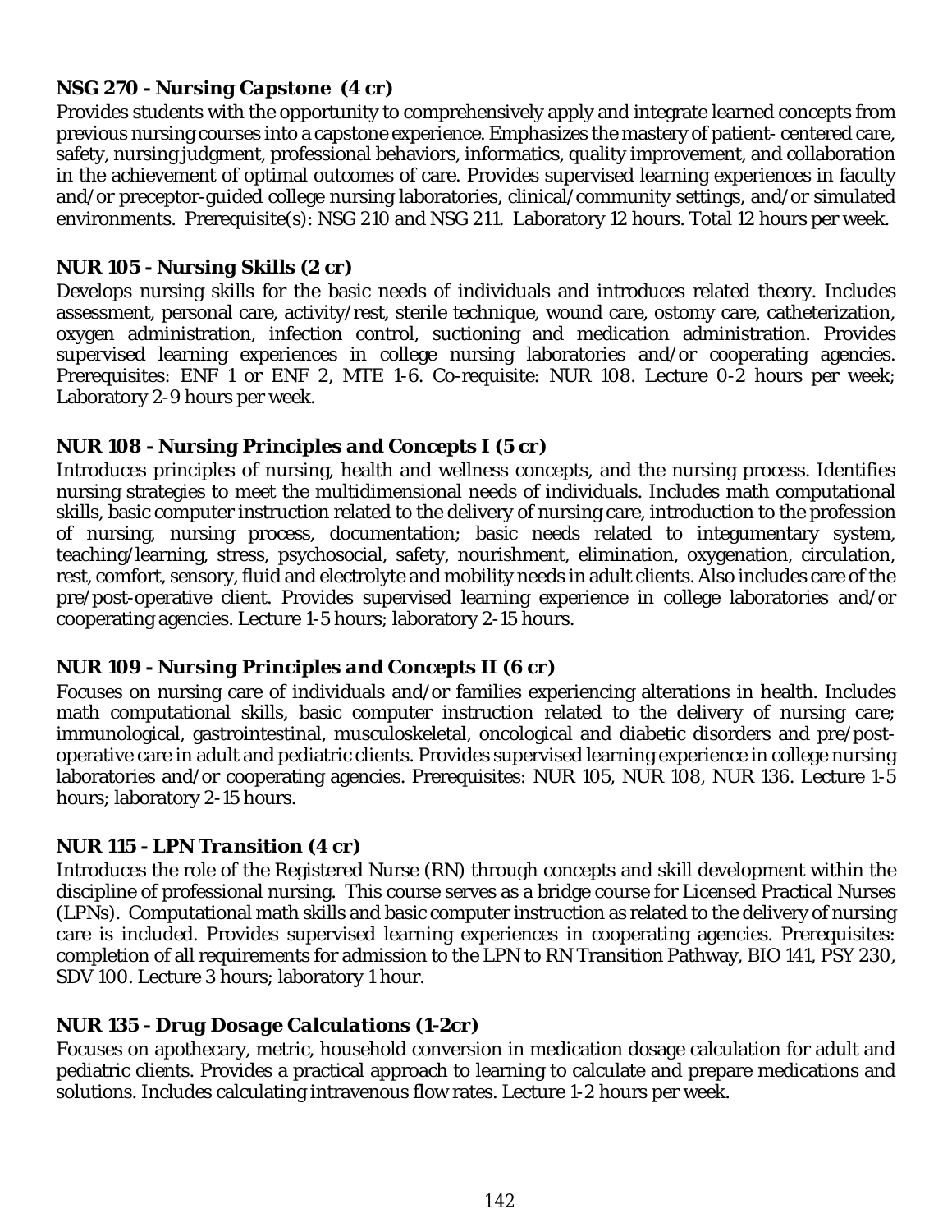### *NSG 270 - Nursing Capstone (4 cr)*

Provides students with the opportunity to comprehensively apply and integrate learned concepts from previous nursing courses into a capstone experience. Emphasizes the mastery of patient- centered care, safety, nursing judgment, professional behaviors, informatics, quality improvement, and collaboration in the achievement of optimal outcomes of care. Provides supervised learning experiences in faculty and/or preceptor-guided college nursing laboratories, clinical/community settings, and/or simulated environments. Prerequisite(s): NSG 210 and NSG 211. Laboratory 12 hours. Total 12 hours per week.

### *NUR 105 - Nursing Skills (2 cr)*

Develops nursing skills for the basic needs of individuals and introduces related theory. Includes assessment, personal care, activity/rest, sterile technique, wound care, ostomy care, catheterization, oxygen administration, infection control, suctioning and medication administration. Provides supervised learning experiences in college nursing laboratories and/or cooperating agencies. Prerequisites: ENF 1 or ENF 2, MTE 1-6. Co-requisite: NUR 108. Lecture 0-2 hours per week; Laboratory 2-9 hours per week.

### *NUR 108 - Nursing Principles and Concepts I (5 cr)*

Introduces principles of nursing, health and wellness concepts, and the nursing process. Identifies nursing strategies to meet the multidimensional needs of individuals. Includes math computational skills, basic computer instruction related to the delivery of nursing care, introduction to the profession of nursing, nursing process, documentation; basic needs related to integumentary system, teaching/learning, stress, psychosocial, safety, nourishment, elimination, oxygenation, circulation, rest, comfort, sensory, fluid and electrolyte and mobility needs in adult clients. Also includes care of the pre/post-operative client. Provides supervised learning experience in college laboratories and/or cooperating agencies. Lecture 1-5 hours; laboratory 2-15 hours.

### *NUR 109 - Nursing Principles and Concepts II (6 cr)*

Focuses on nursing care of individuals and/or families experiencing alterations in health. Includes math computational skills, basic computer instruction related to the delivery of nursing care; immunological, gastrointestinal, musculoskeletal, oncological and diabetic disorders and pre/post-operative care in adult and pediatric clients. Provides supervised learning experience in college nursing laboratories and/or cooperating agencies. Prerequisites: NUR 105, NUR 108, NUR 136. Lecture 1-5 hours; laboratory 2-15 hours.

### *NUR 115 - LPN Transition (4 cr)*

Introduces the role of the Registered Nurse (RN) through concepts and skill development within the discipline of professional nursing. This course serves as a bridge course for Licensed Practical Nurses (LPNs). Computational math skills and basic computer instruction as related to the delivery of nursing care is included. Provides supervised learning experiences in cooperating agencies. Prerequisites: completion of all requirements for admission to the LPN to RN Transition Pathway, BIO 141, PSY 230, SDV 100. Lecture 3 hours; laboratory 1 hour.

### *NUR 135 - Drug Dosage Calculations (1-2cr)*

Focuses on apothecary, metric, household conversion in medication dosage calculation for adult and pediatric clients. Provides a practical approach to learning to calculate and prepare medications and solutions. Includes calculating intravenous flow rates. Lecture 1-2 hours per week.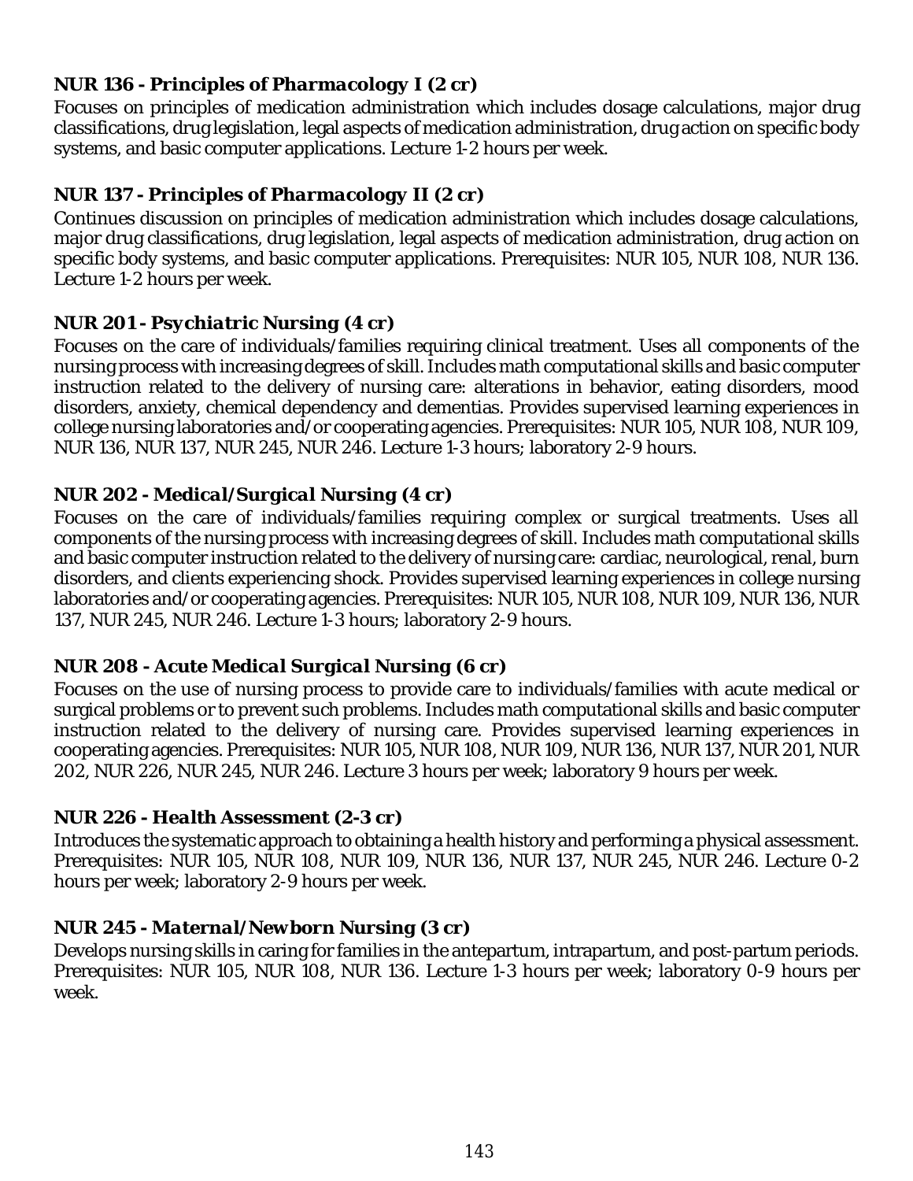**NUR 136 - *Principles of Pharmacology I* (2 cr)**
Focuses on principles of medication administration which includes dosage calculations, major drug classifications, drug legislation, legal aspects of medication administration, drug action on specific body systems, and basic computer applications. Lecture 1-2 hours per week.

**NUR 137 - *Principles of Pharmacology II* (2 cr)**
Continues discussion on principles of medication administration which includes dosage calculations, major drug classifications, drug legislation, legal aspects of medication administration, drug action on specific body systems, and basic computer applications. Prerequisites: NUR 105, NUR 108, NUR 136. Lecture 1-2 hours per week.

**NUR 201 - *Psychiatric Nursing* (4 cr)**
Focuses on the care of individuals/families requiring clinical treatment. Uses all components of the nursing process with increasing degrees of skill. Includes math computational skills and basic computer instruction related to the delivery of nursing care: alterations in behavior, eating disorders, mood disorders, anxiety, chemical dependency and dementias. Provides supervised learning experiences in college nursing laboratories and/or cooperating agencies. Prerequisites: NUR 105, NUR 108, NUR 109, NUR 136, NUR 137, NUR 245, NUR 246. Lecture 1-3 hours; laboratory 2-9 hours.

**NUR 202 - *Medical/Surgical Nursing* (4 cr)**
Focuses on the care of individuals/families requiring complex or surgical treatments. Uses all components of the nursing process with increasing degrees of skill. Includes math computational skills and basic computer instruction related to the delivery of nursing care: cardiac, neurological, renal, burn disorders, and clients experiencing shock. Provides supervised learning experiences in college nursing laboratories and/or cooperating agencies. Prerequisites: NUR 105, NUR 108, NUR 109, NUR 136, NUR 137, NUR 245, NUR 246. Lecture 1-3 hours; laboratory 2-9 hours.

**NUR 208 - *Acute Medical Surgical Nursing* (6 cr)**
Focuses on the use of nursing process to provide care to individuals/families with acute medical or surgical problems or to prevent such problems. Includes math computational skills and basic computer instruction related to the delivery of nursing care. Provides supervised learning experiences in cooperating agencies. Prerequisites: NUR 105, NUR 108, NUR 109, NUR 136, NUR 137, NUR 201, NUR 202, NUR 226, NUR 245, NUR 246. Lecture 3 hours per week; laboratory 9 hours per week.

**NUR 226 - *Health Assessment* (2-3 cr)**
Introduces the systematic approach to obtaining a health history and performing a physical assessment. Prerequisites: NUR 105, NUR 108, NUR 109, NUR 136, NUR 137, NUR 245, NUR 246. Lecture 0-2 hours per week; laboratory 2-9 hours per week.

**NUR 245 - *Maternal/Newborn Nursing* (3 cr)**
Develops nursing skills in caring for families in the antepartum, intrapartum, and post-partum periods. Prerequisites: NUR 105, NUR 108, NUR 136. Lecture 1-3 hours per week; laboratory 0-9 hours per week.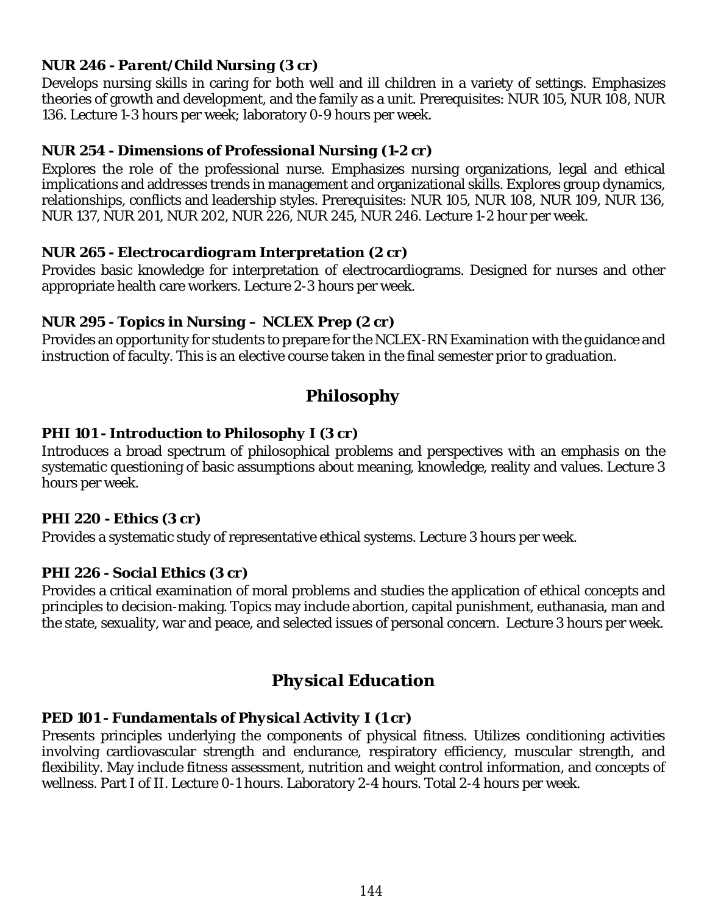### NUR 246 - *Parent/Child Nursing* (3 cr)

Develops nursing skills in caring for both well and ill children in a variety of settings. Emphasizes theories of growth and development, and the family as a unit. Prerequisites: NUR 105, NUR 108, NUR 136. Lecture 1-3 hours per week; laboratory 0-9 hours per week.

### NUR 254 - *Dimensions of Professional Nursing* (1-2 cr)

Explores the role of the professional nurse. Emphasizes nursing organizations, legal and ethical implications and addresses trends in management and organizational skills. Explores group dynamics, relationships, conflicts and leadership styles. Prerequisites: NUR 105, NUR 108, NUR 109, NUR 136, NUR 137, NUR 201, NUR 202, NUR 226, NUR 245, NUR 246. Lecture 1-2 hour per week.

### NUR 265 - *Electrocardiogram Interpretation* (2 cr)

Provides basic knowledge for interpretation of electrocardiograms. Designed for nurses and other appropriate health care workers. Lecture 2-3 hours per week.

### NUR 295 - Topics in Nursing – NCLEX Prep (2 cr)

Provides an opportunity for students to prepare for the NCLEX-RN Examination with the guidance and instruction of faculty. This is an elective course taken in the final semester prior to graduation.

## Philosophy

### PHI 101 - Introduction to Philosophy I (3 cr)

Introduces a broad spectrum of philosophical problems and perspectives with an emphasis on the systematic questioning of basic assumptions about meaning, knowledge, reality and values. Lecture 3 hours per week.

### PHI 220 - Ethics (3 cr)

Provides a systematic study of representative ethical systems. Lecture 3 hours per week.

### PHI 226 - *Social Ethics* (3 cr)

Provides a critical examination of moral problems and studies the application of ethical concepts and principles to decision-making. Topics may include abortion, capital punishment, euthanasia, man and the state, sexuality, war and peace, and selected issues of personal concern. Lecture 3 hours per week.

## *Physical Education*

### PED 101 - *Fundamentals of Physical Activity I* (1 cr)

Presents principles underlying the components of physical fitness. Utilizes conditioning activities involving cardiovascular strength and endurance, respiratory efficiency, muscular strength, and flexibility. May include fitness assessment, nutrition and weight control information, and concepts of wellness. Part I of II. Lecture 0-1 hours. Laboratory 2-4 hours. Total 2-4 hours per week.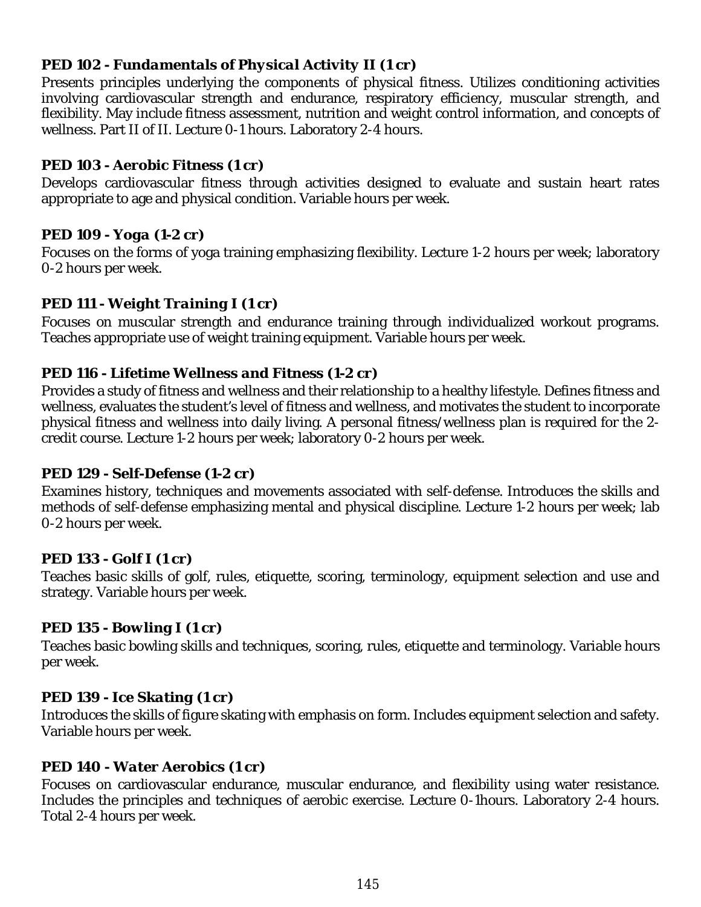**PED 102 - *Fundamentals of Physical Activity II* (1 cr)**
Presents principles underlying the components of physical fitness. Utilizes conditioning activities involving cardiovascular strength and endurance, respiratory efficiency, muscular strength, and flexibility. May include fitness assessment, nutrition and weight control information, and concepts of wellness. Part II of II. Lecture 0-1 hours. Laboratory 2-4 hours.

**PED 103 - *Aerobic Fitness* (1 cr)**
Develops cardiovascular fitness through activities designed to evaluate and sustain heart rates appropriate to age and physical condition. Variable hours per week.

**PED 109 - *Yoga* (1-2 cr)**
Focuses on the forms of yoga training emphasizing flexibility. Lecture 1-2 hours per week; laboratory 0-2 hours per week.

**PED 111 - *Weight Training I* (1 cr)**
Focuses on muscular strength and endurance training through individualized workout programs. Teaches appropriate use of weight training equipment. Variable hours per week.

**PED 116 - *Lifetime Wellness and Fitness* (1-2 cr)**
Provides a study of fitness and wellness and their relationship to a healthy lifestyle. Defines fitness and wellness, evaluates the student's level of fitness and wellness, and motivates the student to incorporate physical fitness and wellness into daily living. A personal fitness/wellness plan is required for the 2-credit course. Lecture 1-2 hours per week; laboratory 0-2 hours per week.

**PED 129 - *Self-Defense* (1-2 cr)**
Examines history, techniques and movements associated with self-defense. Introduces the skills and methods of self-defense emphasizing mental and physical discipline. Lecture 1-2 hours per week; lab 0-2 hours per week.

**PED 133 - *Golf I* (1 cr)**
Teaches basic skills of golf, rules, etiquette, scoring, terminology, equipment selection and use and strategy. Variable hours per week.

**PED 135 - *Bowling I* (1 cr)**
Teaches basic bowling skills and techniques, scoring, rules, etiquette and terminology. Variable hours per week.

**PED 139 - *Ice Skating* (1 cr)**
Introduces the skills of figure skating with emphasis on form. Includes equipment selection and safety. Variable hours per week.

**PED 140 - *Water Aerobics* (1 cr)**
Focuses on cardiovascular endurance, muscular endurance, and flexibility using water resistance. Includes the principles and techniques of aerobic exercise. Lecture 0-1hours. Laboratory 2-4 hours. Total 2-4 hours per week.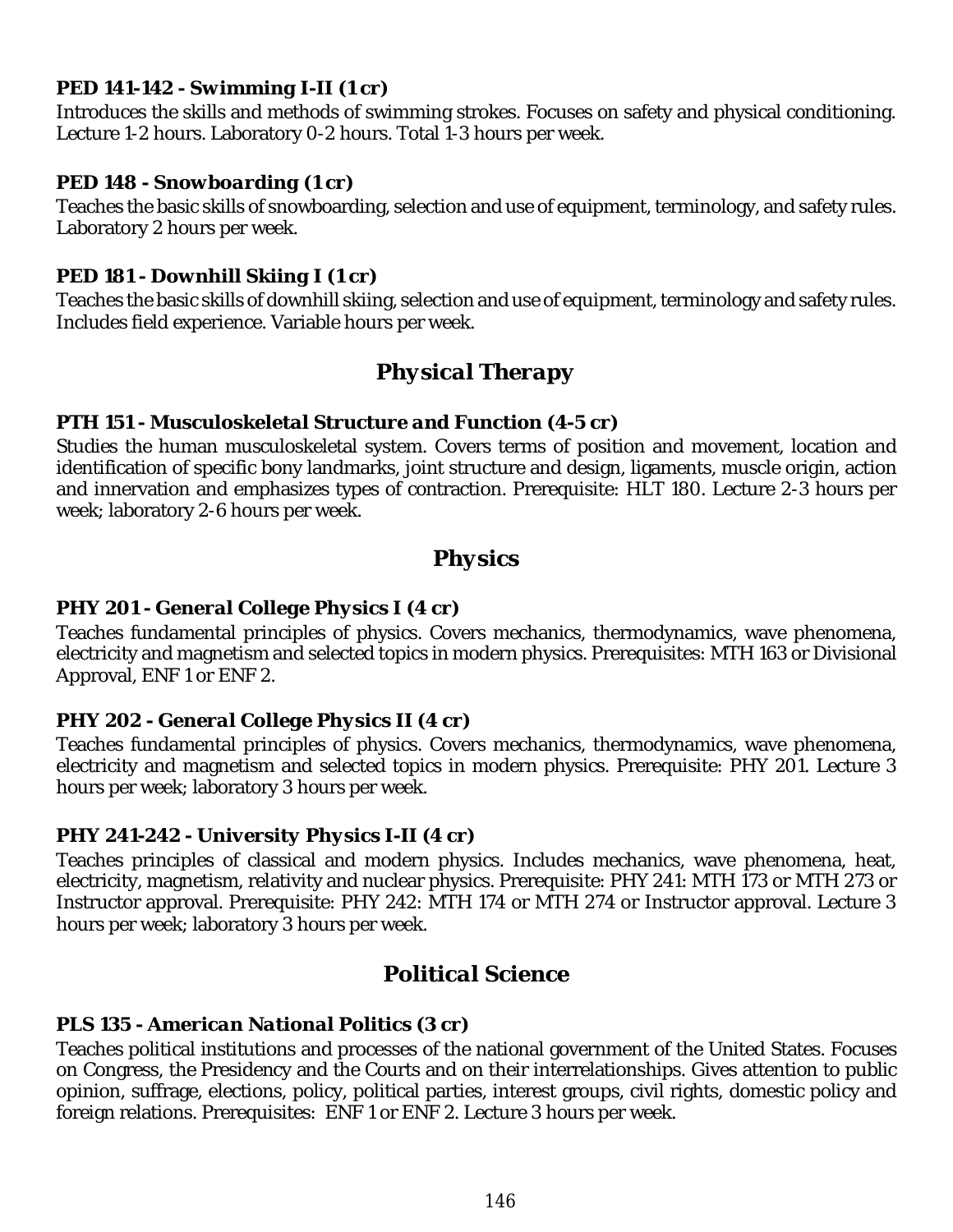### *PED 141-142 - Swimming I-II (1 cr)*

Introduces the skills and methods of swimming strokes. Focuses on safety and physical conditioning. Lecture 1-2 hours. Laboratory 0-2 hours. Total 1-3 hours per week.

### *PED 148 - Snowboarding (1 cr)*

Teaches the basic skills of snowboarding, selection and use of equipment, terminology, and safety rules. Laboratory 2 hours per week.

### *PED 181 - Downhill Skiing I (1 cr)*

Teaches the basic skills of downhill skiing, selection and use of equipment, terminology and safety rules. Includes field experience. Variable hours per week.

## *Physical Therapy*

### *PTH 151 - Musculoskeletal Structure and Function (4-5 cr)*

Studies the human musculoskeletal system. Covers terms of position and movement, location and identification of specific bony landmarks, joint structure and design, ligaments, muscle origin, action and innervation and emphasizes types of contraction. Prerequisite: HLT 180. Lecture 2-3 hours per week; laboratory 2-6 hours per week.

## *Physics*

### *PHY 201 - General College Physics I (4 cr)*

Teaches fundamental principles of physics. Covers mechanics, thermodynamics, wave phenomena, electricity and magnetism and selected topics in modern physics. Prerequisites: MTH 163 or Divisional Approval, ENF 1 or ENF 2.

### *PHY 202 - General College Physics II (4 cr)*

Teaches fundamental principles of physics. Covers mechanics, thermodynamics, wave phenomena, electricity and magnetism and selected topics in modern physics. Prerequisite: PHY 201. Lecture 3 hours per week; laboratory 3 hours per week.

### *PHY 241-242 - University Physics I-II (4 cr)*

Teaches principles of classical and modern physics. Includes mechanics, wave phenomena, heat, electricity, magnetism, relativity and nuclear physics. Prerequisite: PHY 241: MTH 173 or MTH 273 or Instructor approval. Prerequisite: PHY 242: MTH 174 or MTH 274 or Instructor approval. Lecture 3 hours per week; laboratory 3 hours per week.

## *Political Science*

### *PLS 135 - American National Politics (3 cr)*

Teaches political institutions and processes of the national government of the United States. Focuses on Congress, the Presidency and the Courts and on their interrelationships. Gives attention to public opinion, suffrage, elections, policy, political parties, interest groups, civil rights, domestic policy and foreign relations. Prerequisites: ENF 1 or ENF 2. Lecture 3 hours per week.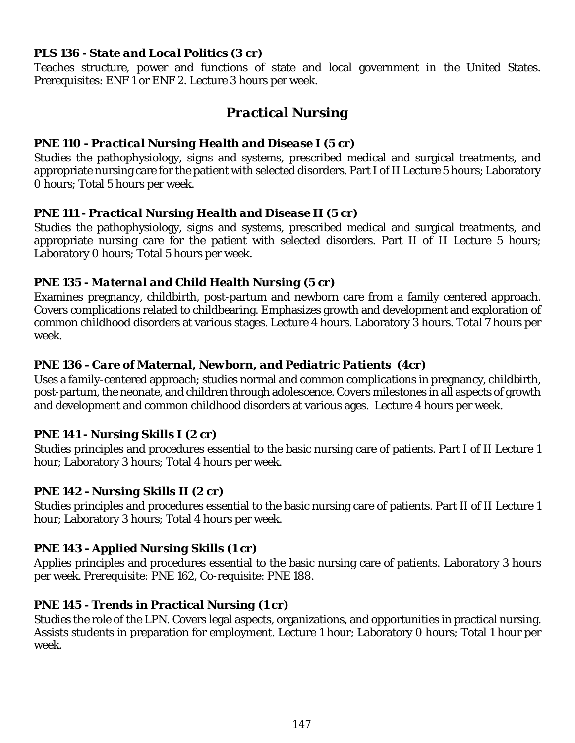**PLS 136 - *State and Local Politics* (3 cr)**

Teaches structure, power and functions of state and local government in the United States. Prerequisites: ENF 1 or ENF 2. Lecture 3 hours per week.

## *Practical Nursing*

**PNE 110 - *Practical Nursing Health and Disease I* (5 cr)**

Studies the pathophysiology, signs and systems, prescribed medical and surgical treatments, and appropriate nursing care for the patient with selected disorders. Part I of II Lecture 5 hours; Laboratory 0 hours; Total 5 hours per week.

**PNE 111 - *Practical Nursing Health and Disease II* (5 cr)**

Studies the pathophysiology, signs and systems, prescribed medical and surgical treatments, and appropriate nursing care for the patient with selected disorders. Part II of II Lecture 5 hours; Laboratory 0 hours; Total 5 hours per week.

**PNE 135 - *Maternal and Child Health Nursing* (5 cr)**

Examines pregnancy, childbirth, post-partum and newborn care from a family centered approach. Covers complications related to childbearing. Emphasizes growth and development and exploration of common childhood disorders at various stages. Lecture 4 hours. Laboratory 3 hours. Total 7 hours per week.

**PNE 136 - *Care of Maternal, Newborn, and Pediatric Patients* (4cr)**

Uses a family-centered approach; studies normal and common complications in pregnancy, childbirth, post-partum, the neonate, and children through adolescence. Covers milestones in all aspects of growth and development and common childhood disorders at various ages. Lecture 4 hours per week.

**PNE 141 - *Nursing Skills I* (2 cr)**

Studies principles and procedures essential to the basic nursing care of patients. Part I of II Lecture 1 hour; Laboratory 3 hours; Total 4 hours per week.

**PNE 142 - *Nursing Skills II* (2 cr)**

Studies principles and procedures essential to the basic nursing care of patients. Part II of II Lecture 1 hour; Laboratory 3 hours; Total 4 hours per week.

**PNE 143 - *Applied Nursing Skills* (1 cr)**

Applies principles and procedures essential to the basic nursing care of patients. Laboratory 3 hours per week. Prerequisite: PNE 162, Co-requisite: PNE 188.

**PNE 145 - *Trends in Practical Nursing* (1 cr)**

Studies the role of the LPN. Covers legal aspects, organizations, and opportunities in practical nursing. Assists students in preparation for employment. Lecture 1 hour; Laboratory 0 hours; Total 1 hour per week.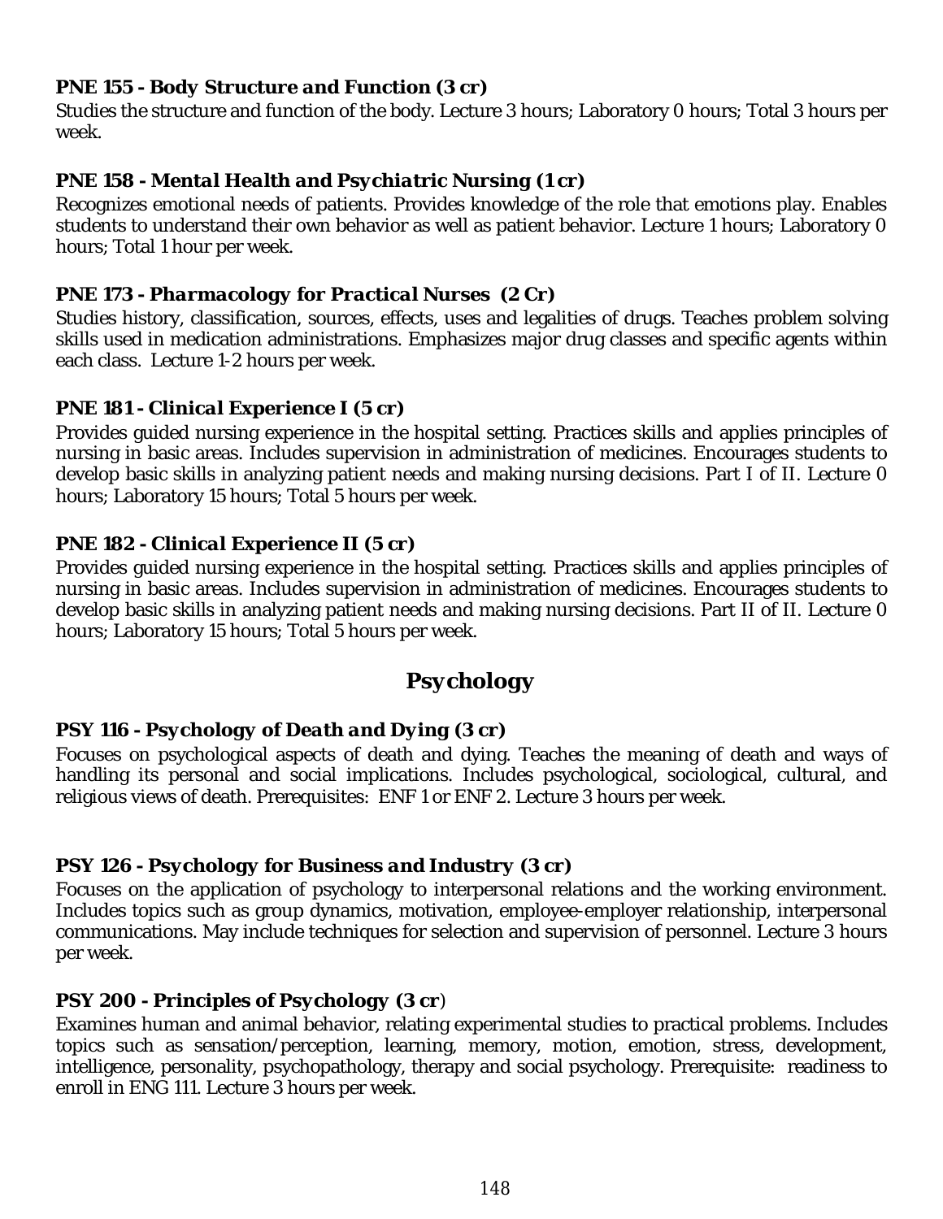**PNE 155 - *Body Structure and Function (3 cr)***
Studies the structure and function of the body. Lecture 3 hours; Laboratory 0 hours; Total 3 hours per week.

**PNE 158 - *Mental Health and Psychiatric Nursing (1 cr)***
Recognizes emotional needs of patients. Provides knowledge of the role that emotions play. Enables students to understand their own behavior as well as patient behavior. Lecture 1 hours; Laboratory 0 hours; Total 1 hour per week.

**PNE 173 - *Pharmacology for Practical Nurses (2 Cr)***
Studies history, classification, sources, effects, uses and legalities of drugs. Teaches problem solving skills used in medication administrations. Emphasizes major drug classes and specific agents within each class. Lecture 1-2 hours per week.

**PNE 181 - *Clinical Experience I (5 cr)***
Provides guided nursing experience in the hospital setting. Practices skills and applies principles of nursing in basic areas. Includes supervision in administration of medicines. Encourages students to develop basic skills in analyzing patient needs and making nursing decisions. Part I of II. Lecture 0 hours; Laboratory 15 hours; Total 5 hours per week.

**PNE 182 - *Clinical Experience II (5 cr)***
Provides guided nursing experience in the hospital setting. Practices skills and applies principles of nursing in basic areas. Includes supervision in administration of medicines. Encourages students to develop basic skills in analyzing patient needs and making nursing decisions. Part II of II. Lecture 0 hours; Laboratory 15 hours; Total 5 hours per week.

## Psychology

**PSY 116 - *Psychology of Death and Dying (3 cr)***
Focuses on psychological aspects of death and dying. Teaches the meaning of death and ways of handling its personal and social implications. Includes psychological, sociological, cultural, and religious views of death. Prerequisites: ENF 1 or ENF 2. Lecture 3 hours per week.

**PSY 126 - *Psychology for Business and Industry (3 cr)***
Focuses on the application of psychology to interpersonal relations and the working environment. Includes topics such as group dynamics, motivation, employee-employer relationship, interpersonal communications. May include techniques for selection and supervision of personnel. Lecture 3 hours per week.

**PSY 200 - *Principles of Psychology (3 cr)***
Examines human and animal behavior, relating experimental studies to practical problems. Includes topics such as sensation/perception, learning, memory, motion, emotion, stress, development, intelligence, personality, psychopathology, therapy and social psychology. Prerequisite: readiness to enroll in ENG 111. Lecture 3 hours per week.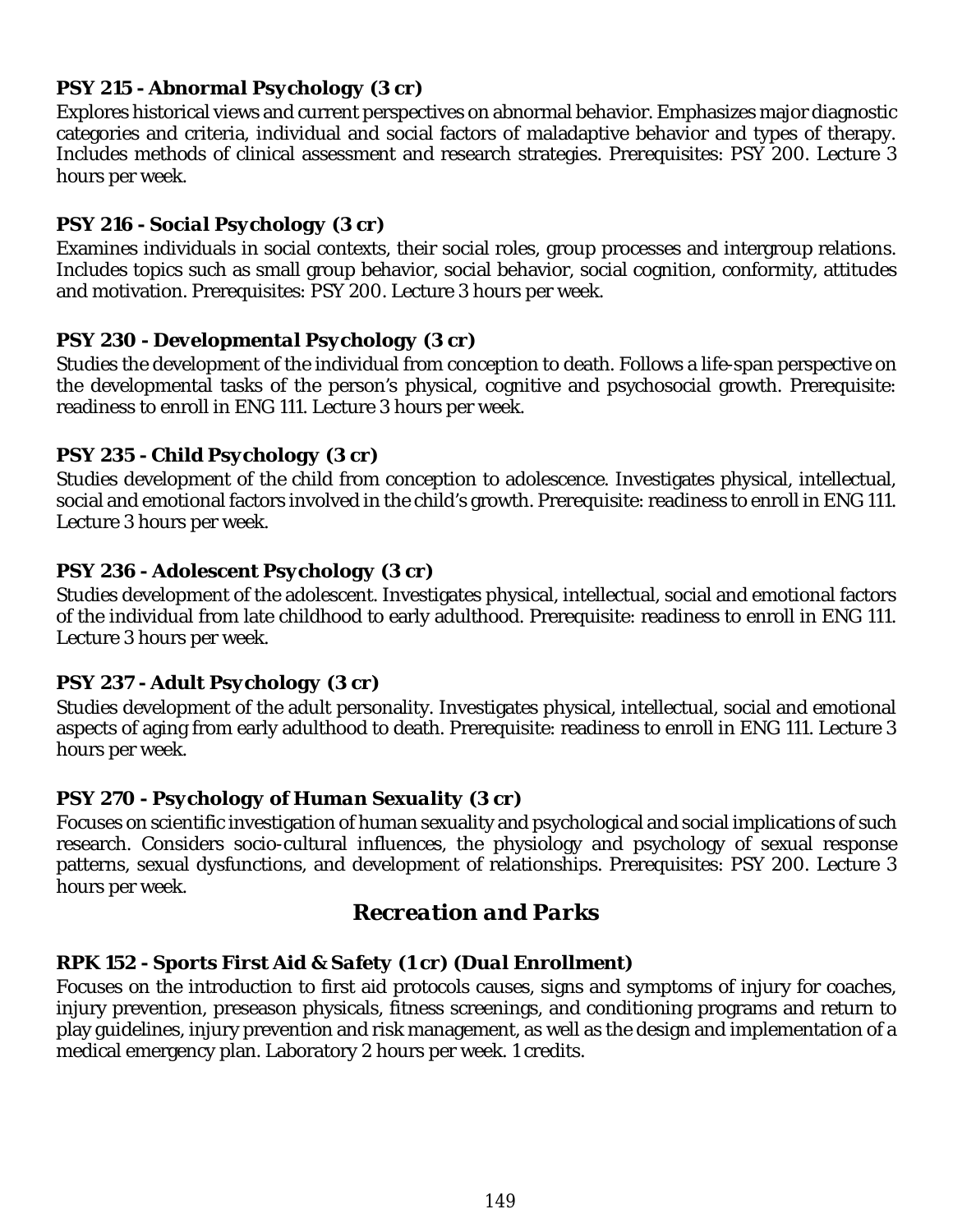### PSY 215 - *Abnormal Psychology* (3 cr)

Explores historical views and current perspectives on abnormal behavior. Emphasizes major diagnostic categories and criteria, individual and social factors of maladaptive behavior and types of therapy. Includes methods of clinical assessment and research strategies. Prerequisites: PSY 200. Lecture 3 hours per week.

### PSY 216 - *Social Psychology* (3 cr)

Examines individuals in social contexts, their social roles, group processes and intergroup relations. Includes topics such as small group behavior, social behavior, social cognition, conformity, attitudes and motivation. Prerequisites: PSY 200. Lecture 3 hours per week.

### PSY 230 - *Developmental Psychology* (3 cr)

Studies the development of the individual from conception to death. Follows a life-span perspective on the developmental tasks of the person's physical, cognitive and psychosocial growth. Prerequisite: readiness to enroll in ENG 111. Lecture 3 hours per week.

### PSY 235 - *Child Psychology* (3 cr)

Studies development of the child from conception to adolescence. Investigates physical, intellectual, social and emotional factors involved in the child's growth. Prerequisite: readiness to enroll in ENG 111. Lecture 3 hours per week.

### PSY 236 - *Adolescent Psychology* (3 cr)

Studies development of the adolescent. Investigates physical, intellectual, social and emotional factors of the individual from late childhood to early adulthood. Prerequisite: readiness to enroll in ENG 111. Lecture 3 hours per week.

### PSY 237 - *Adult Psychology* (3 cr)

Studies development of the adult personality. Investigates physical, intellectual, social and emotional aspects of aging from early adulthood to death. Prerequisite: readiness to enroll in ENG 111. Lecture 3 hours per week.

### PSY 270 - *Psychology of Human Sexuality* (3 cr)

Focuses on scientific investigation of human sexuality and psychological and social implications of such research. Considers socio-cultural influences, the physiology and psychology of sexual response patterns, sexual dysfunctions, and development of relationships. Prerequisites: PSY 200. Lecture 3 hours per week.

## *Recreation and Parks*

### RPK 152 - *Sports First Aid & Safety* (1 cr) *(Dual Enrollment)*

Focuses on the introduction to first aid protocols causes, signs and symptoms of injury for coaches, injury prevention, preseason physicals, fitness screenings, and conditioning programs and return to play guidelines, injury prevention and risk management, as well as the design and implementation of a medical emergency plan. Laboratory 2 hours per week. 1 credits.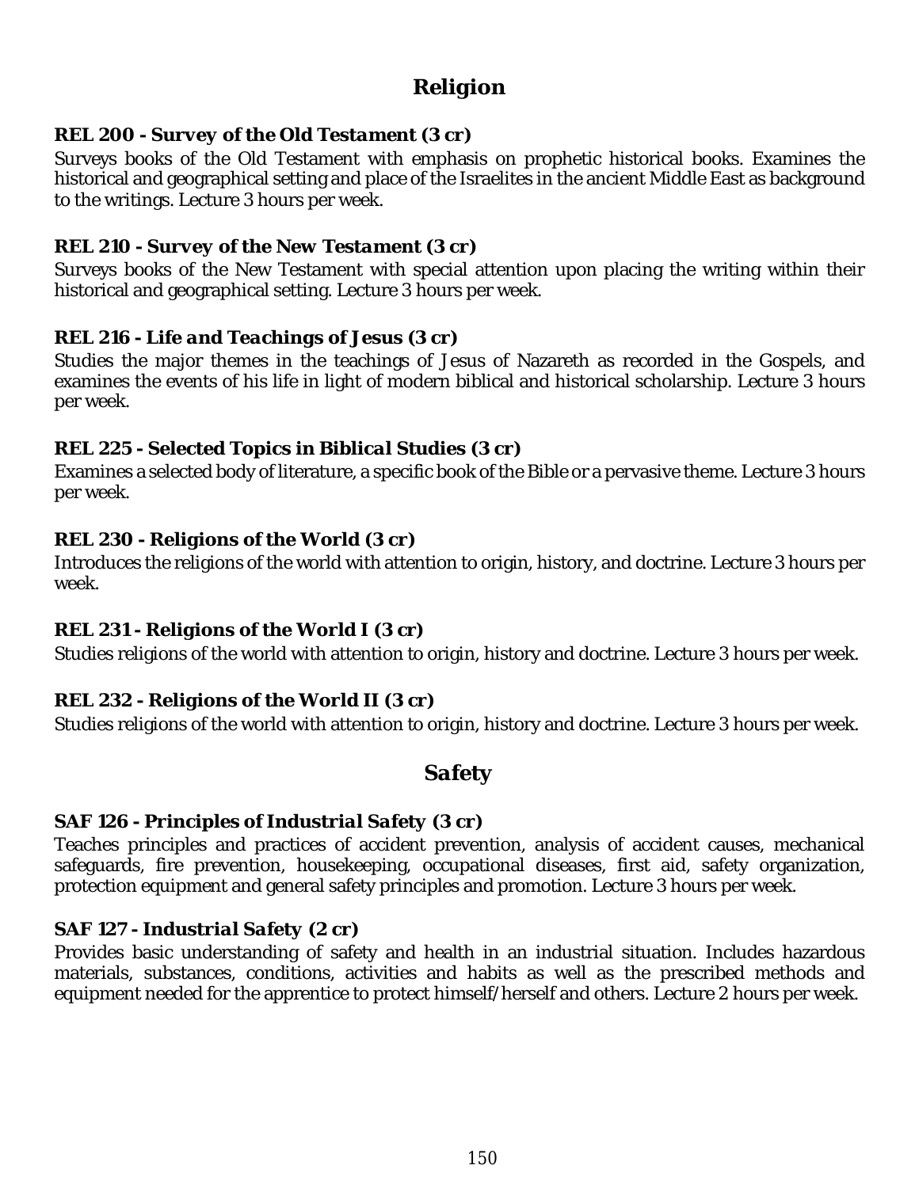## Religion

### REL 200 - Survey of the Old Testament (3 cr)

Surveys books of the Old Testament with emphasis on prophetic historical books. Examines the historical and geographical setting and place of the Israelites in the ancient Middle East as background to the writings. Lecture 3 hours per week.

### REL 210 - Survey of the New Testament (3 cr)

Surveys books of the New Testament with special attention upon placing the writing within their historical and geographical setting. Lecture 3 hours per week.

### REL 216 - Life and Teachings of Jesus (3 cr)

Studies the major themes in the teachings of Jesus of Nazareth as recorded in the Gospels, and examines the events of his life in light of modern biblical and historical scholarship. Lecture 3 hours per week.

### REL 225 - Selected Topics in Biblical Studies (3 cr)

Examines a selected body of literature, a specific book of the Bible or a pervasive theme. Lecture 3 hours per week.

### REL 230 - Religions of the World (3 cr)

Introduces the religions of the world with attention to origin, history, and doctrine. Lecture 3 hours per week.

### REL 231 - Religions of the World I (3 cr)

Studies religions of the world with attention to origin, history and doctrine. Lecture 3 hours per week.

### REL 232 - Religions of the World II (3 cr)

Studies religions of the world with attention to origin, history and doctrine. Lecture 3 hours per week.

## Safety

### SAF 126 - Principles of Industrial Safety (3 cr)

Teaches principles and practices of accident prevention, analysis of accident causes, mechanical safeguards, fire prevention, housekeeping, occupational diseases, first aid, safety organization, protection equipment and general safety principles and promotion. Lecture 3 hours per week.

### SAF 127 - Industrial Safety (2 cr)

Provides basic understanding of safety and health in an industrial situation. Includes hazardous materials, substances, conditions, activities and habits as well as the prescribed methods and equipment needed for the apprentice to protect himself/herself and others. Lecture 2 hours per week.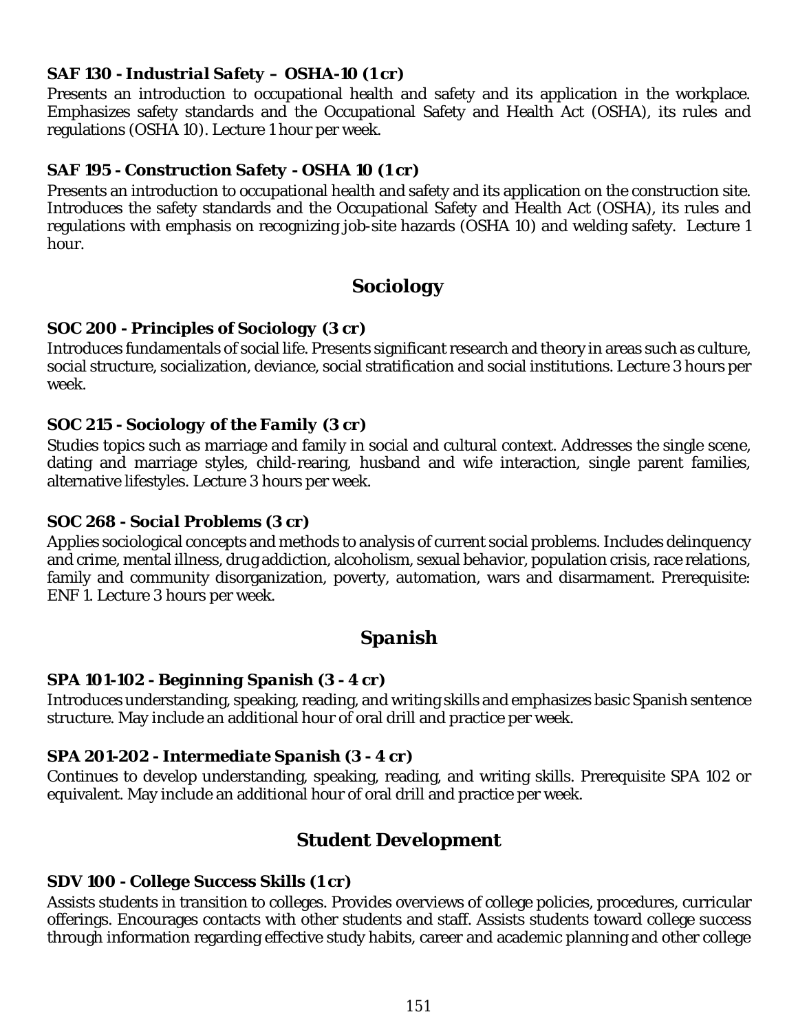### SAF 130 - Industrial Safety – OSHA-10 (1 cr)

Presents an introduction to occupational health and safety and its application in the workplace. Emphasizes safety standards and the Occupational Safety and Health Act (OSHA), its rules and regulations (OSHA 10). Lecture 1 hour per week.

### SAF 195 - Construction Safety - OSHA 10 (1 cr)

Presents an introduction to occupational health and safety and its application on the construction site. Introduces the safety standards and the Occupational Safety and Health Act (OSHA), its rules and regulations with emphasis on recognizing job-site hazards (OSHA 10) and welding safety. Lecture 1 hour.

## Sociology

### SOC 200 - Principles of Sociology (3 cr)

Introduces fundamentals of social life. Presents significant research and theory in areas such as culture, social structure, socialization, deviance, social stratification and social institutions. Lecture 3 hours per week.

### SOC 215 - Sociology of the Family (3 cr)

Studies topics such as marriage and family in social and cultural context. Addresses the single scene, dating and marriage styles, child-rearing, husband and wife interaction, single parent families, alternative lifestyles. Lecture 3 hours per week.

### SOC 268 - Social Problems (3 cr)

Applies sociological concepts and methods to analysis of current social problems. Includes delinquency and crime, mental illness, drug addiction, alcoholism, sexual behavior, population crisis, race relations, family and community disorganization, poverty, automation, wars and disarmament. Prerequisite: ENF 1. Lecture 3 hours per week.

## Spanish

### SPA 101-102 - Beginning Spanish (3 - 4 cr)

Introduces understanding, speaking, reading, and writing skills and emphasizes basic Spanish sentence structure. May include an additional hour of oral drill and practice per week.

### SPA 201-202 - Intermediate Spanish (3 - 4 cr)

Continues to develop understanding, speaking, reading, and writing skills. Prerequisite SPA 102 or equivalent. May include an additional hour of oral drill and practice per week.

## Student Development

### SDV 100 - College Success Skills (1 cr)

Assists students in transition to colleges. Provides overviews of college policies, procedures, curricular offerings. Encourages contacts with other students and staff. Assists students toward college success through information regarding effective study habits, career and academic planning and other college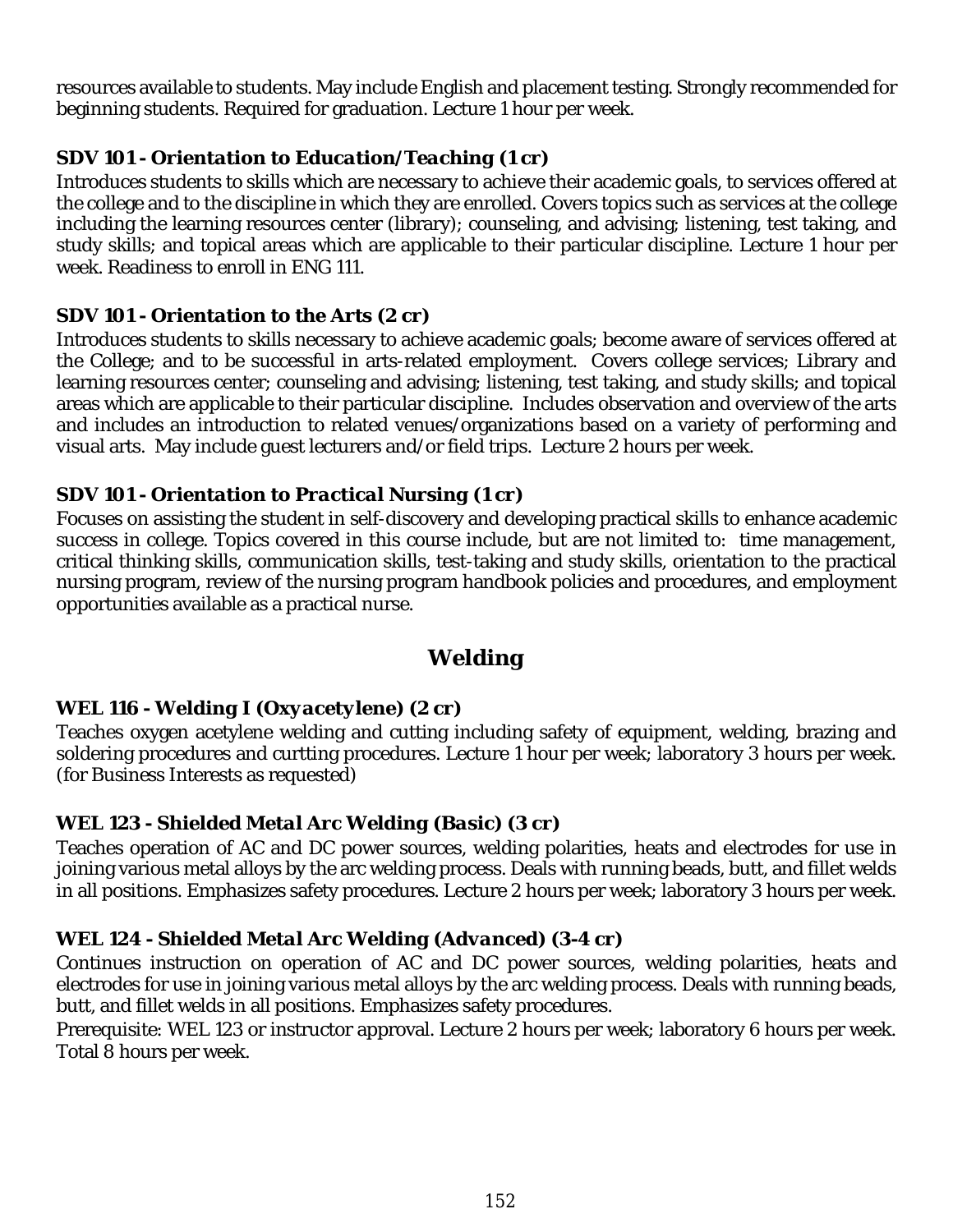resources available to students. May include English and placement testing. Strongly recommended for beginning students. Required for graduation. Lecture 1 hour per week.

### SDV 101 - Orientation to Education/Teaching (1 cr)

Introduces students to skills which are necessary to achieve their academic goals, to services offered at the college and to the discipline in which they are enrolled. Covers topics such as services at the college including the learning resources center (library); counseling, and advising; listening, test taking, and study skills; and topical areas which are applicable to their particular discipline. Lecture 1 hour per week. Readiness to enroll in ENG 111.

### SDV 101 - Orientation to the Arts (2 cr)

Introduces students to skills necessary to achieve academic goals; become aware of services offered at the College; and to be successful in arts-related employment. Covers college services; Library and learning resources center; counseling and advising; listening, test taking, and study skills; and topical areas which are applicable to their particular discipline. Includes observation and overview of the arts and includes an introduction to related venues/organizations based on a variety of performing and visual arts. May include guest lecturers and/or field trips. Lecture 2 hours per week.

### SDV 101 - Orientation to Practical Nursing (1 cr)

Focuses on assisting the student in self-discovery and developing practical skills to enhance academic success in college. Topics covered in this course include, but are not limited to: time management, critical thinking skills, communication skills, test-taking and study skills, orientation to the practical nursing program, review of the nursing program handbook policies and procedures, and employment opportunities available as a practical nurse.

## Welding

### WEL 116 - Welding I (Oxyacetylene) (2 cr)

Teaches oxygen acetylene welding and cutting including safety of equipment, welding, brazing and soldering procedures and curtting procedures. Lecture 1 hour per week; laboratory 3 hours per week. (for Business Interests as requested)

### WEL 123 - Shielded Metal Arc Welding (Basic) (3 cr)

Teaches operation of AC and DC power sources, welding polarities, heats and electrodes for use in joining various metal alloys by the arc welding process. Deals with running beads, butt, and fillet welds in all positions. Emphasizes safety procedures. Lecture 2 hours per week; laboratory 3 hours per week.

### WEL 124 - Shielded Metal Arc Welding (Advanced) (3-4 cr)

Continues instruction on operation of AC and DC power sources, welding polarities, heats and electrodes for use in joining various metal alloys by the arc welding process. Deals with running beads, butt, and fillet welds in all positions. Emphasizes safety procedures.

Prerequisite: WEL 123 or instructor approval. Lecture 2 hours per week; laboratory 6 hours per week. Total 8 hours per week.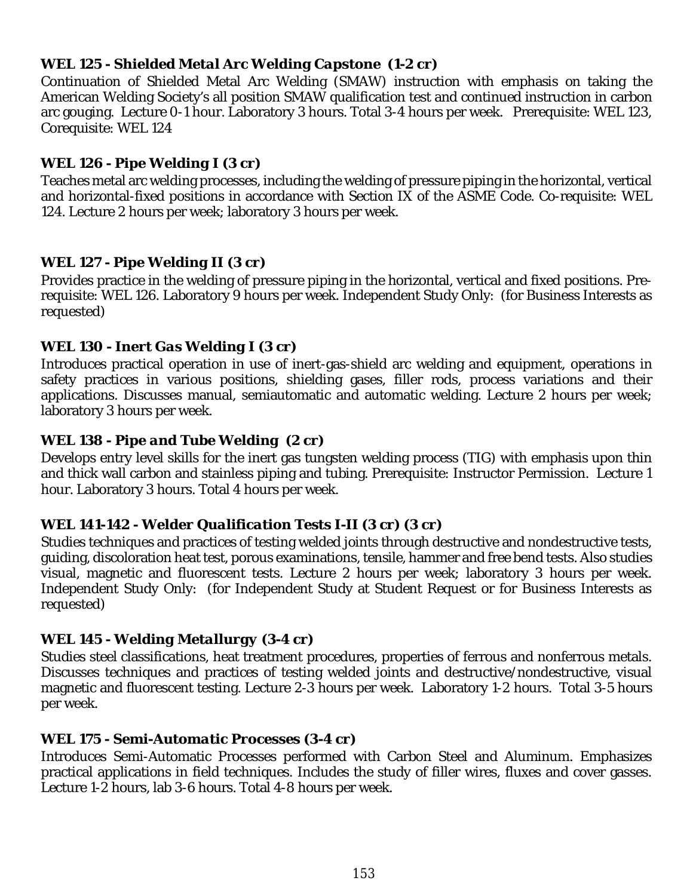### *WEL 125 - Shielded Metal Arc Welding Capstone (1-2 cr)*

Continuation of Shielded Metal Arc Welding (SMAW) instruction with emphasis on taking the American Welding Society's all position SMAW qualification test and continued instruction in carbon arc gouging. Lecture 0-1 hour. Laboratory 3 hours. Total 3-4 hours per week. Prerequisite: WEL 123, Corequisite: WEL 124

### *WEL 126 - Pipe Welding I (3 cr)*

Teaches metal arc welding processes, including the welding of pressure piping in the horizontal, vertical and horizontal-fixed positions in accordance with Section IX of the ASME Code. Co-requisite: WEL 124. Lecture 2 hours per week; laboratory 3 hours per week.

### *WEL 127 - Pipe Welding II (3 cr)*

Provides practice in the welding of pressure piping in the horizontal, vertical and fixed positions. Pre-requisite: WEL 126. Laboratory 9 hours per week. Independent Study Only: (for Business Interests as requested)

### *WEL 130 - Inert Gas Welding I (3 cr)*

Introduces practical operation in use of inert-gas-shield arc welding and equipment, operations in safety practices in various positions, shielding gases, filler rods, process variations and their applications. Discusses manual, semiautomatic and automatic welding. Lecture 2 hours per week; laboratory 3 hours per week.

### *WEL 138 - Pipe and Tube Welding (2 cr)*

Develops entry level skills for the inert gas tungsten welding process (TIG) with emphasis upon thin and thick wall carbon and stainless piping and tubing. Prerequisite: Instructor Permission. Lecture 1 hour. Laboratory 3 hours. Total 4 hours per week.

### *WEL 141-142 - Welder Qualification Tests I-II (3 cr) (3 cr)*

Studies techniques and practices of testing welded joints through destructive and nondestructive tests, guiding, discoloration heat test, porous examinations, tensile, hammer and free bend tests. Also studies visual, magnetic and fluorescent tests. Lecture 2 hours per week; laboratory 3 hours per week. Independent Study Only: (for Independent Study at Student Request or for Business Interests as requested)

### *WEL 145 - Welding Metallurgy (3-4 cr)*

Studies steel classifications, heat treatment procedures, properties of ferrous and nonferrous metals. Discusses techniques and practices of testing welded joints and destructive/nondestructive, visual magnetic and fluorescent testing. Lecture 2-3 hours per week. Laboratory 1-2 hours. Total 3-5 hours per week.

### *WEL 175 - Semi-Automatic Processes (3-4 cr)*

Introduces Semi-Automatic Processes performed with Carbon Steel and Aluminum. Emphasizes practical applications in field techniques. Includes the study of filler wires, fluxes and cover gasses. Lecture 1-2 hours, lab 3-6 hours. Total 4-8 hours per week.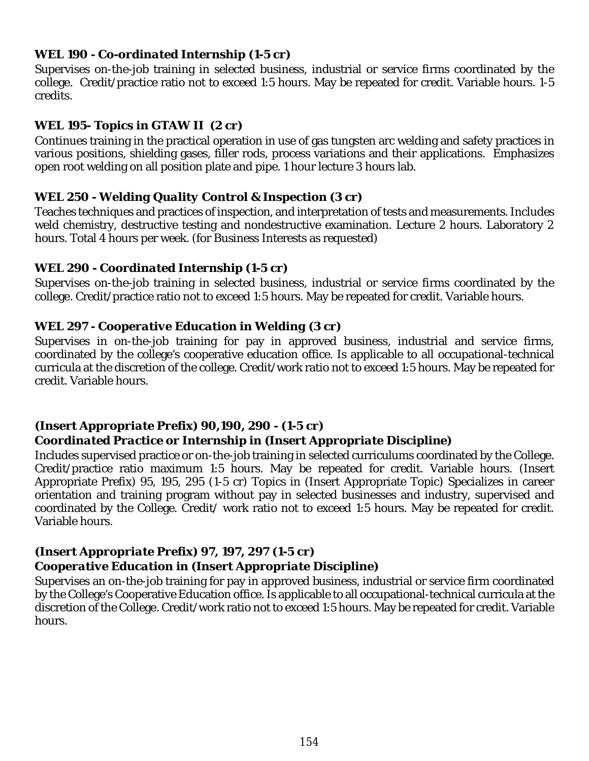### WEL 190 - Co-ordinated Internship (1-5 cr)

Supervises on-the-job training in selected business, industrial or service firms coordinated by the college. Credit/practice ratio not to exceed 1:5 hours. May be repeated for credit. Variable hours. 1-5 credits.

### WEL 195- Topics in GTAW II (2 cr)

Continues training in the practical operation in use of gas tungsten arc welding and safety practices in various positions, shielding gases, filler rods, process variations and their applications. Emphasizes open root welding on all position plate and pipe. 1 hour lecture 3 hours lab.

### WEL 250 - Welding Quality Control & Inspection (3 cr)

Teaches techniques and practices of inspection, and interpretation of tests and measurements. Includes weld chemistry, destructive testing and nondestructive examination. Lecture 2 hours. Laboratory 2 hours. Total 4 hours per week. (for Business Interests as requested)

### WEL 290 - Coordinated Internship (1-5 cr)

Supervises on-the-job training in selected business, industrial or service firms coordinated by the college. Credit/practice ratio not to exceed 1:5 hours. May be repeated for credit. Variable hours.

### WEL 297 - Cooperative Education in Welding (3 cr)

Supervises in on-the-job training for pay in approved business, industrial and service firms, coordinated by the college's cooperative education office. Is applicable to all occupational-technical curricula at the discretion of the college. Credit/work ratio not to exceed 1:5 hours. May be repeated for credit. Variable hours.

### (Insert Appropriate Prefix) 90,190, 290 - (1-5 cr)
### Coordinated Practice or Internship in (Insert Appropriate Discipline)

Includes supervised practice or on-the-job training in selected curriculums coordinated by the College. Credit/practice ratio maximum 1:5 hours. May be repeated for credit. Variable hours. (Insert Appropriate Prefix) 95, 195, 295 (1-5 cr) Topics in (Insert Appropriate Topic) Specializes in career orientation and training program without pay in selected businesses and industry, supervised and coordinated by the College. Credit/ work ratio not to exceed 1:5 hours. May be repeated for credit. Variable hours.

### (Insert Appropriate Prefix) 97, 197, 297 (1-5 cr)
### Cooperative Education in (Insert Appropriate Discipline)

Supervises an on-the-job training for pay in approved business, industrial or service firm coordinated by the College's Cooperative Education office. Is applicable to all occupational-technical curricula at the discretion of the College. Credit/work ratio not to exceed 1:5 hours. May be repeated for credit. Variable hours.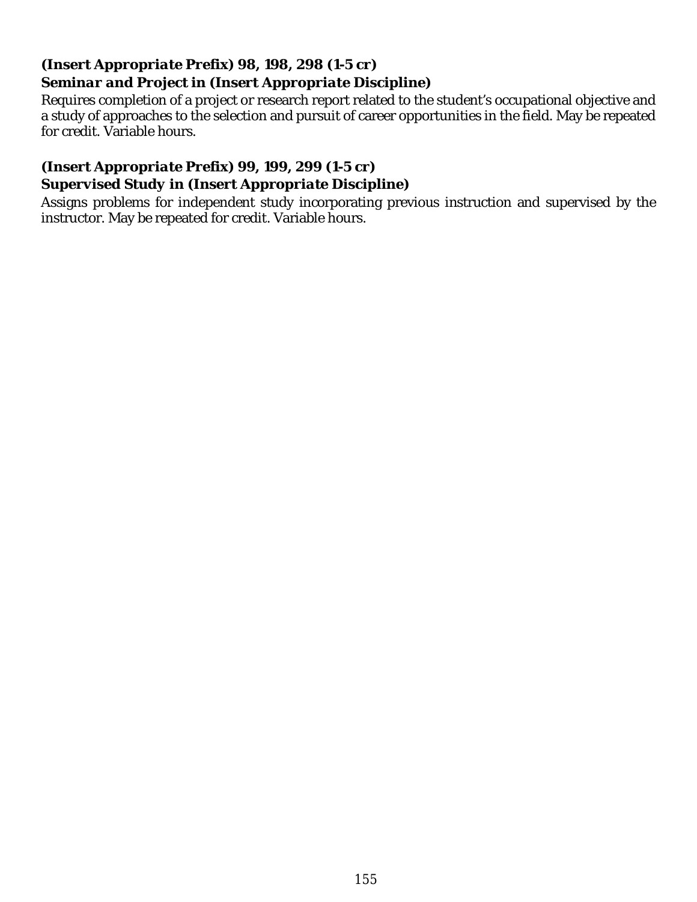***(Insert Appropriate Prefix) 98, 198, 298 (1-5 cr)***
***Seminar and Project in (Insert Appropriate Discipline)***

Requires completion of a project or research report related to the student's occupational objective and a study of approaches to the selection and pursuit of career opportunities in the field. May be repeated for credit. Variable hours.

***(Insert Appropriate Prefix) 99, 199, 299 (1-5 cr)***
***Supervised Study in (Insert Appropriate Discipline)***

Assigns problems for independent study incorporating previous instruction and supervised by the instructor. May be repeated for credit. Variable hours.